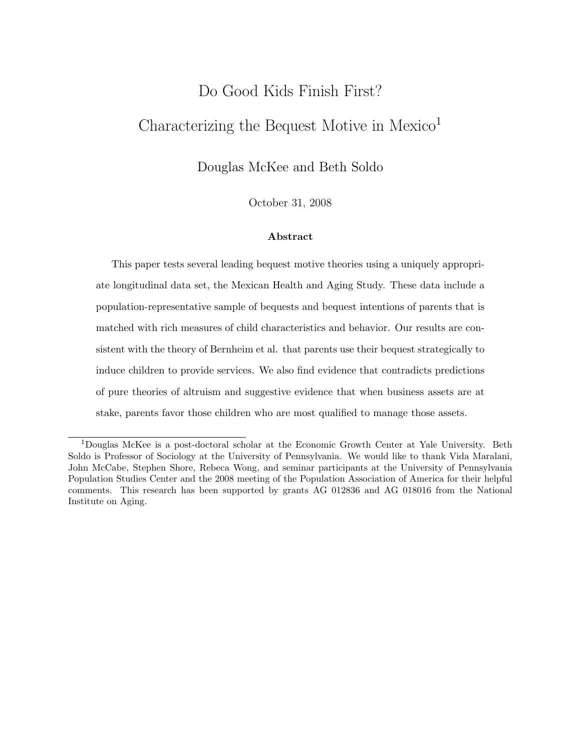# Do Good Kids Finish First?

# Characterizing the Bequest Motive in Mexico[1]

Douglas McKee and Beth Soldo

October 31, 2008

### Abstract

This paper tests several leading bequest motive theories using a uniquely appropriate longitudinal data set, the Mexican Health and Aging Study. These data include a population-representative sample of bequests and bequest intentions of parents that is matched with rich measures of child characteristics and behavior. Our results are consistent with the theory of Bernheim et al. that parents use their bequest strategically to induce children to provide services. We also find evidence that contradicts predictions of pure theories of altruism and suggestive evidence that when business assets are at stake, parents favor those children who are most qualified to manage those assets.

---

[1] Douglas McKee is a post-doctoral scholar at the Economic Growth Center at Yale University. Beth Soldo is Professor of Sociology at the University of Pennsylvania. We would like to thank Vida Maralani, John McCabe, Stephen Shore, Rebeca Wong, and seminar participants at the University of Pennsylvania Population Studies Center and the 2008 meeting of the Population Association of America for their helpful comments. This research has been supported by grants AG 012836 and AG 018016 from the National Institute on Aging.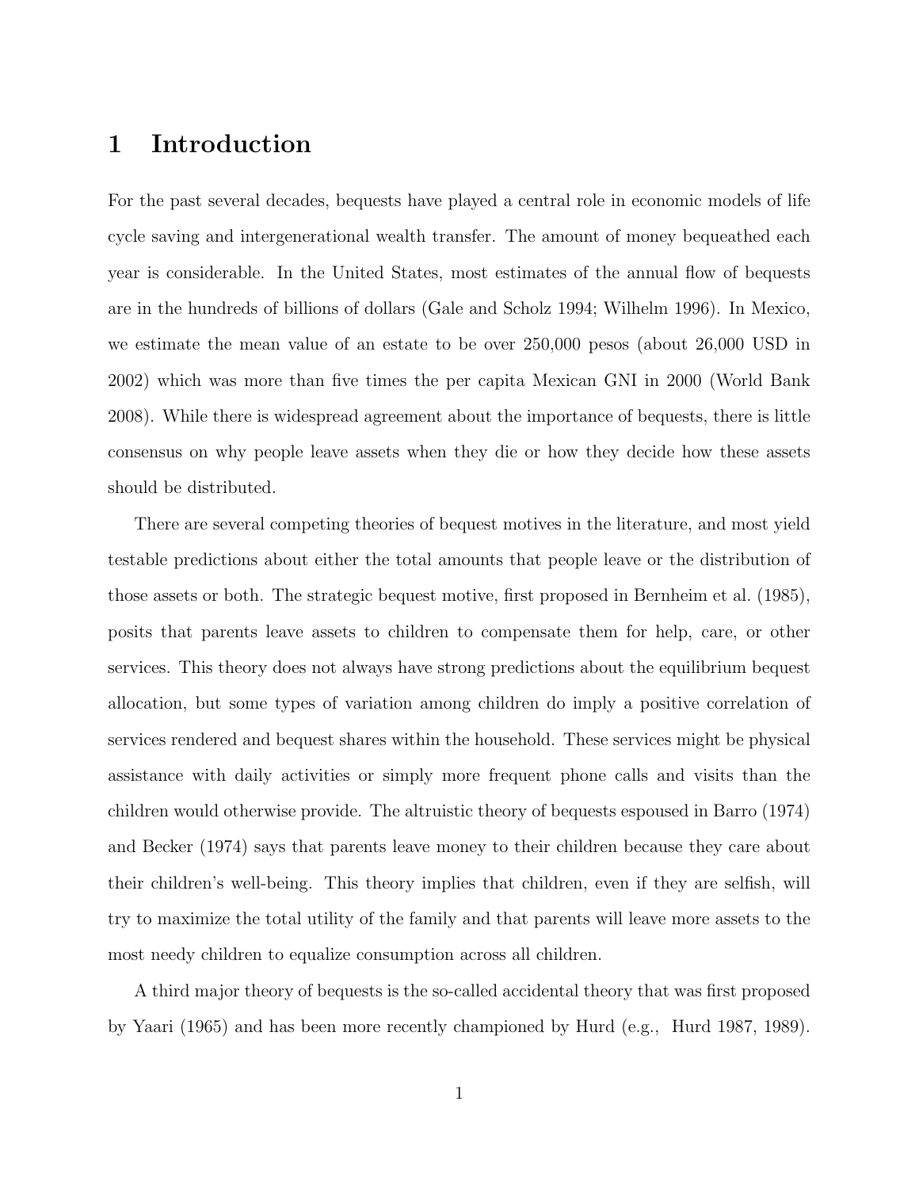# 1 Introduction

For the past several decades, bequests have played a central role in economic models of life cycle saving and intergenerational wealth transfer. The amount of money bequeathed each year is considerable. In the United States, most estimates of the annual flow of bequests are in the hundreds of billions of dollars (Gale and Scholz 1994; Wilhelm 1996). In Mexico, we estimate the mean value of an estate to be over 250,000 pesos (about 26,000 USD in 2002) which was more than five times the per capita Mexican GNI in 2000 (World Bank 2008). While there is widespread agreement about the importance of bequests, there is little consensus on why people leave assets when they die or how they decide how these assets should be distributed.

There are several competing theories of bequest motives in the literature, and most yield testable predictions about either the total amounts that people leave or the distribution of those assets or both. The strategic bequest motive, first proposed in Bernheim et al. (1985), posits that parents leave assets to children to compensate them for help, care, or other services. This theory does not always have strong predictions about the equilibrium bequest allocation, but some types of variation among children do imply a positive correlation of services rendered and bequest shares within the household. These services might be physical assistance with daily activities or simply more frequent phone calls and visits than the children would otherwise provide. The altruistic theory of bequests espoused in Barro (1974) and Becker (1974) says that parents leave money to their children because they care about their children's well-being. This theory implies that children, even if they are selfish, will try to maximize the total utility of the family and that parents will leave more assets to the most needy children to equalize consumption across all children.

A third major theory of bequests is the so-called accidental theory that was first proposed by Yaari (1965) and has been more recently championed by Hurd (e.g., Hurd 1987, 1989).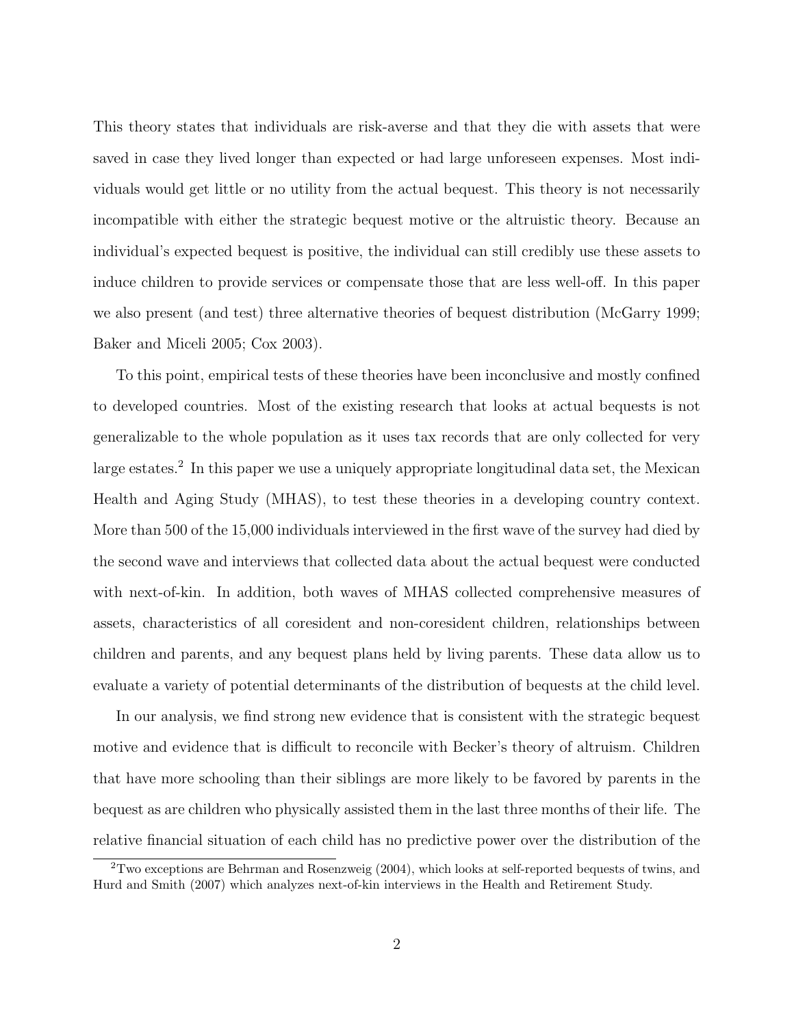This theory states that individuals are risk-averse and that they die with assets that were saved in case they lived longer than expected or had large unforeseen expenses. Most individuals would get little or no utility from the actual bequest. This theory is not necessarily incompatible with either the strategic bequest motive or the altruistic theory. Because an individual's expected bequest is positive, the individual can still credibly use these assets to induce children to provide services or compensate those that are less well-off. In this paper we also present (and test) three alternative theories of bequest distribution (McGarry 1999; Baker and Miceli 2005; Cox 2003).

To this point, empirical tests of these theories have been inconclusive and mostly confined to developed countries. Most of the existing research that looks at actual bequests is not generalizable to the whole population as it uses tax records that are only collected for very large estates.[2] In this paper we use a uniquely appropriate longitudinal data set, the Mexican Health and Aging Study (MHAS), to test these theories in a developing country context. More than 500 of the 15,000 individuals interviewed in the first wave of the survey had died by the second wave and interviews that collected data about the actual bequest were conducted with next-of-kin. In addition, both waves of MHAS collected comprehensive measures of assets, characteristics of all coresident and non-coresident children, relationships between children and parents, and any bequest plans held by living parents. These data allow us to evaluate a variety of potential determinants of the distribution of bequests at the child level.

In our analysis, we find strong new evidence that is consistent with the strategic bequest motive and evidence that is difficult to reconcile with Becker's theory of altruism. Children that have more schooling than their siblings are more likely to be favored by parents in the bequest as are children who physically assisted them in the last three months of their life. The relative financial situation of each child has no predictive power over the distribution of the

[2] Two exceptions are Behrman and Rosenzweig (2004), which looks at self-reported bequests of twins, and Hurd and Smith (2007) which analyzes next-of-kin interviews in the Health and Retirement Study.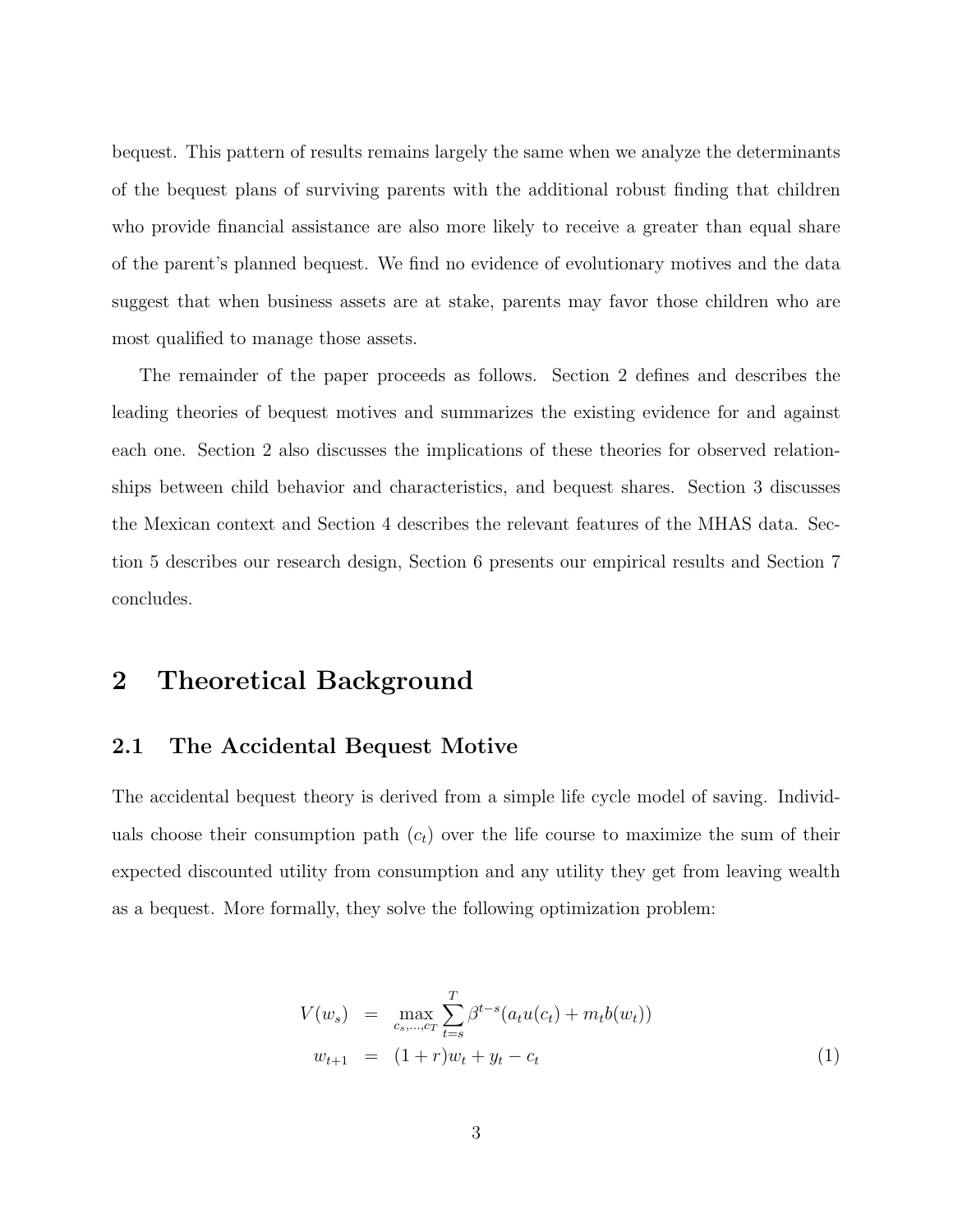bequest. This pattern of results remains largely the same when we analyze the determinants of the bequest plans of surviving parents with the additional robust finding that children who provide financial assistance are also more likely to receive a greater than equal share of the parent's planned bequest. We find no evidence of evolutionary motives and the data suggest that when business assets are at stake, parents may favor those children who are most qualified to manage those assets.

The remainder of the paper proceeds as follows. Section 2 defines and describes the leading theories of bequest motives and summarizes the existing evidence for and against each one. Section 2 also discusses the implications of these theories for observed relationships between child behavior and characteristics, and bequest shares. Section 3 discusses the Mexican context and Section 4 describes the relevant features of the MHAS data. Section 5 describes our research design, Section 6 presents our empirical results and Section 7 concludes.

# 2 Theoretical Background

## 2.1 The Accidental Bequest Motive

The accidental bequest theory is derived from a simple life cycle model of saving. Individuals choose their consumption path ($c_t$) over the life course to maximize the sum of their expected discounted utility from consumption and any utility they get from leaving wealth as a bequest. More formally, they solve the following optimization problem:

$$
\begin{aligned}
V(w_s) &= \max_{c_s,\ldots,c_T} \sum_{t=s}^{T} \beta^{t-s}(a_t u(c_t) + m_t b(w_t)) \\
w_{t+1} &= (1+r)w_t + y_t - c_t
\end{aligned}
\tag{1}
$$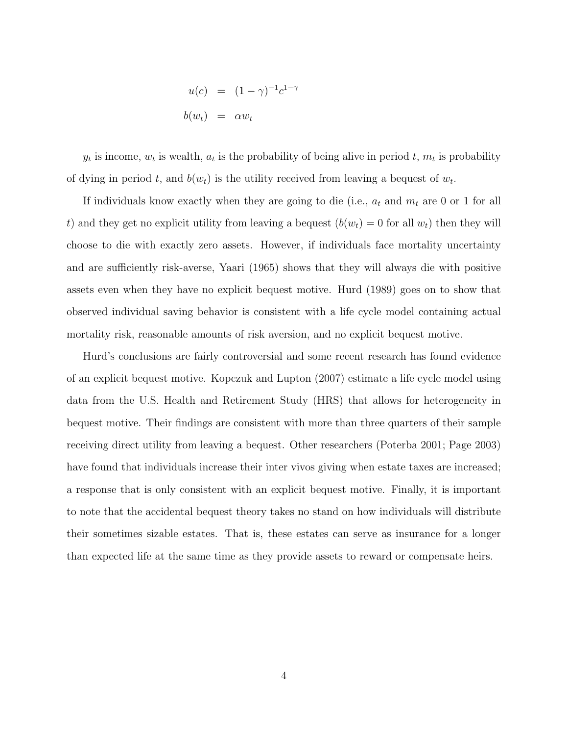$$
\begin{aligned}
u(c) &= (1-\gamma)^{-1}c^{1-\gamma} \\
b(w_t) &= \alpha w_t
\end{aligned}
$$

$y_t$ is income, $w_t$ is wealth, $a_t$ is the probability of being alive in period $t$, $m_t$ is probability of dying in period $t$, and $b(w_t)$ is the utility received from leaving a bequest of $w_t$.

If individuals know exactly when they are going to die (i.e., $a_t$ and $m_t$ are 0 or 1 for all $t$) and they get no explicit utility from leaving a bequest ($b(w_t) = 0$ for all $w_t$) then they will choose to die with exactly zero assets. However, if individuals face mortality uncertainty and are sufficiently risk-averse, Yaari (1965) shows that they will always die with positive assets even when they have no explicit bequest motive. Hurd (1989) goes on to show that observed individual saving behavior is consistent with a life cycle model containing actual mortality risk, reasonable amounts of risk aversion, and no explicit bequest motive.

Hurd's conclusions are fairly controversial and some recent research has found evidence of an explicit bequest motive. Kopczuk and Lupton (2007) estimate a life cycle model using data from the U.S. Health and Retirement Study (HRS) that allows for heterogeneity in bequest motive. Their findings are consistent with more than three quarters of their sample receiving direct utility from leaving a bequest. Other researchers (Poterba 2001; Page 2003) have found that individuals increase their inter vivos giving when estate taxes are increased; a response that is only consistent with an explicit bequest motive. Finally, it is important to note that the accidental bequest theory takes no stand on how individuals will distribute their sometimes sizable estates. That is, these estates can serve as insurance for a longer than expected life at the same time as they provide assets to reward or compensate heirs.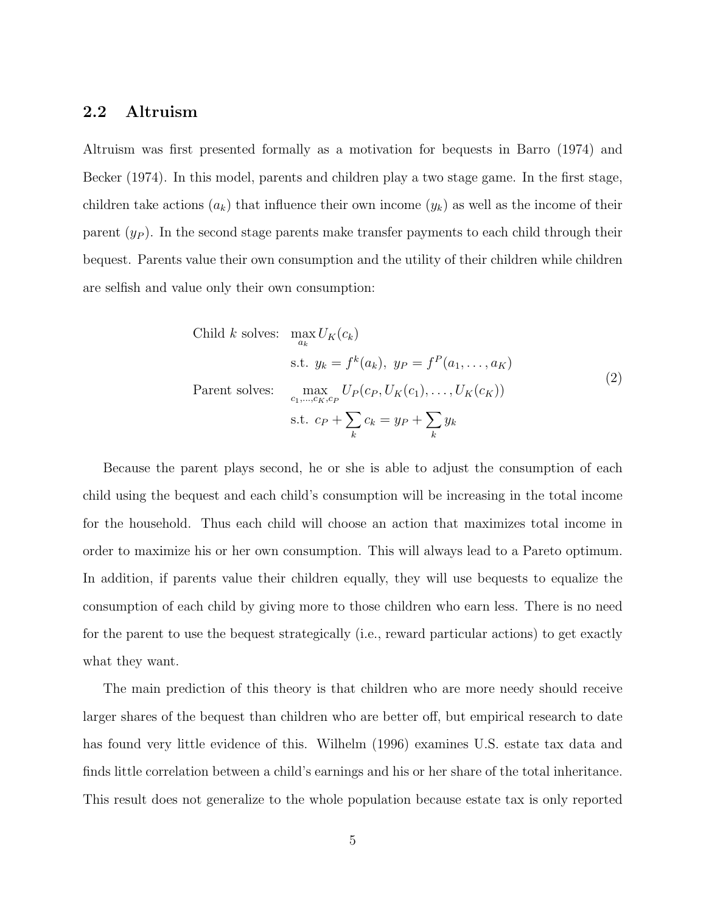### 2.2 Altruism

Altruism was first presented formally as a motivation for bequests in Barro (1974) and Becker (1974). In this model, parents and children play a two stage game. In the first stage, children take actions ($a_k$) that influence their own income ($y_k$) as well as the income of their parent ($y_P$). In the second stage parents make transfer payments to each child through their bequest. Parents value their own consumption and the utility of their children while children are selfish and value only their own consumption:

$$
\begin{aligned}
\text{Child } k \text{ solves: } \quad & \max_{a_k} U_K(c_k) \\
& \text{s.t. } y_k = f^k(a_k),\ y_P = f^P(a_1, \ldots, a_K) \\
\text{Parent solves: } \quad & \max_{c_1,\ldots,c_K,c_P} U_P(c_P, U_K(c_1), \ldots, U_K(c_K)) \\
& \text{s.t. } c_P + \sum_k c_k = y_P + \sum_k y_k
\end{aligned}
\tag{2}
$$

Because the parent plays second, he or she is able to adjust the consumption of each child using the bequest and each child's consumption will be increasing in the total income for the household. Thus each child will choose an action that maximizes total income in order to maximize his or her own consumption. This will always lead to a Pareto optimum. In addition, if parents value their children equally, they will use bequests to equalize the consumption of each child by giving more to those children who earn less. There is no need for the parent to use the bequest strategically (i.e., reward particular actions) to get exactly what they want.

The main prediction of this theory is that children who are more needy should receive larger shares of the bequest than children who are better off, but empirical research to date has found very little evidence of this. Wilhelm (1996) examines U.S. estate tax data and finds little correlation between a child's earnings and his or her share of the total inheritance. This result does not generalize to the whole population because estate tax is only reported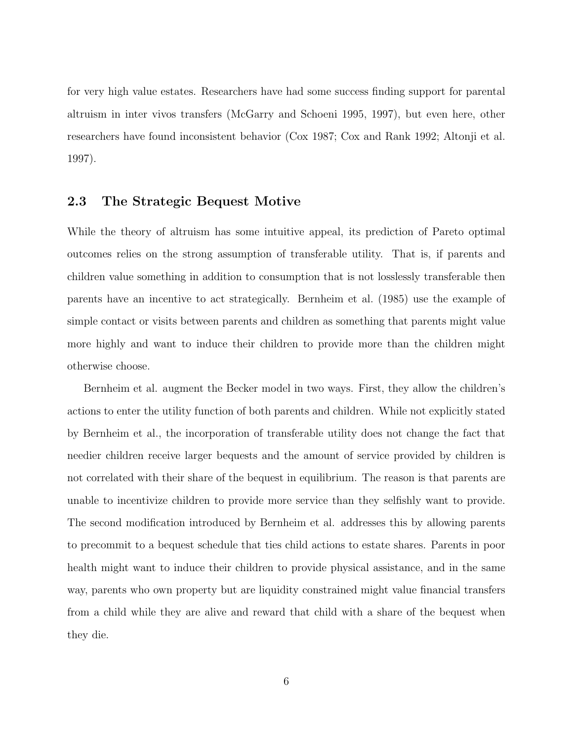for very high value estates. Researchers have had some success finding support for parental altruism in inter vivos transfers (McGarry and Schoeni 1995, 1997), but even here, other researchers have found inconsistent behavior (Cox 1987; Cox and Rank 1992; Altonji et al. 1997).

## 2.3 The Strategic Bequest Motive

While the theory of altruism has some intuitive appeal, its prediction of Pareto optimal outcomes relies on the strong assumption of transferable utility. That is, if parents and children value something in addition to consumption that is not losslessly transferable then parents have an incentive to act strategically. Bernheim et al. (1985) use the example of simple contact or visits between parents and children as something that parents might value more highly and want to induce their children to provide more than the children might otherwise choose.

Bernheim et al. augment the Becker model in two ways. First, they allow the children's actions to enter the utility function of both parents and children. While not explicitly stated by Bernheim et al., the incorporation of transferable utility does not change the fact that needier children receive larger bequests and the amount of service provided by children is not correlated with their share of the bequest in equilibrium. The reason is that parents are unable to incentivize children to provide more service than they selfishly want to provide. The second modification introduced by Bernheim et al. addresses this by allowing parents to precommit to a bequest schedule that ties child actions to estate shares. Parents in poor health might want to induce their children to provide physical assistance, and in the same way, parents who own property but are liquidity constrained might value financial transfers from a child while they are alive and reward that child with a share of the bequest when they die.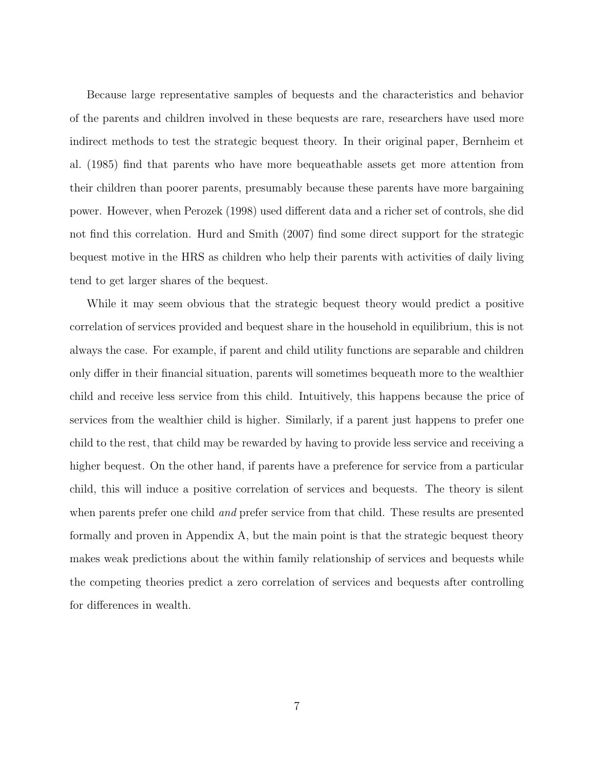Because large representative samples of bequests and the characteristics and behavior of the parents and children involved in these bequests are rare, researchers have used more indirect methods to test the strategic bequest theory. In their original paper, Bernheim et al. (1985) find that parents who have more bequeathable assets get more attention from their children than poorer parents, presumably because these parents have more bargaining power. However, when Perozek (1998) used different data and a richer set of controls, she did not find this correlation. Hurd and Smith (2007) find some direct support for the strategic bequest motive in the HRS as children who help their parents with activities of daily living tend to get larger shares of the bequest.

While it may seem obvious that the strategic bequest theory would predict a positive correlation of services provided and bequest share in the household in equilibrium, this is not always the case. For example, if parent and child utility functions are separable and children only differ in their financial situation, parents will sometimes bequeath more to the wealthier child and receive less service from this child. Intuitively, this happens because the price of services from the wealthier child is higher. Similarly, if a parent just happens to prefer one child to the rest, that child may be rewarded by having to provide less service and receiving a higher bequest. On the other hand, if parents have a preference for service from a particular child, this will induce a positive correlation of services and bequests. The theory is silent when parents prefer one child *and* prefer service from that child. These results are presented formally and proven in Appendix A, but the main point is that the strategic bequest theory makes weak predictions about the within family relationship of services and bequests while the competing theories predict a zero correlation of services and bequests after controlling for differences in wealth.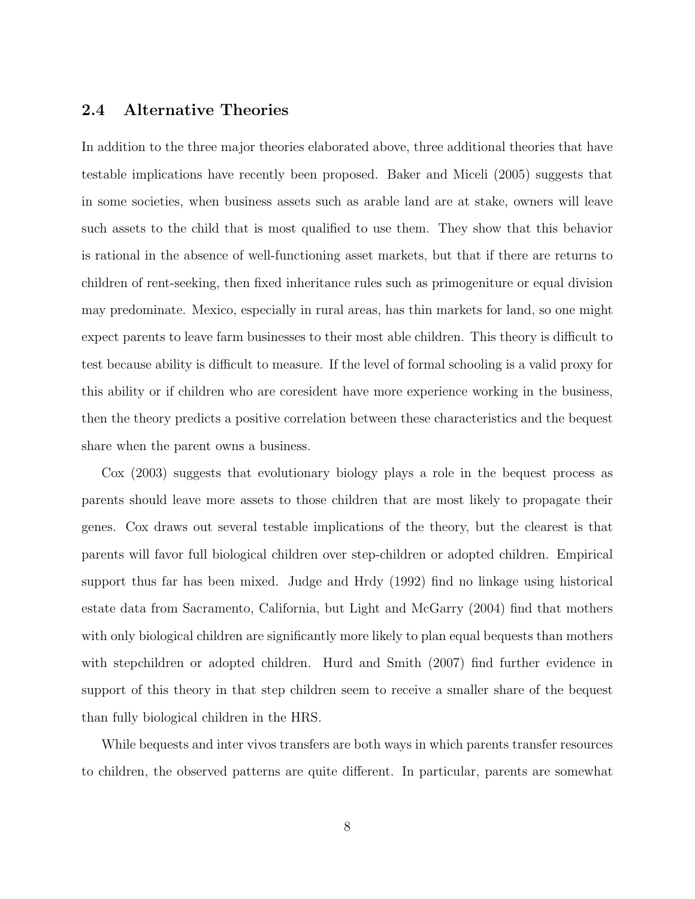## 2.4 Alternative Theories

In addition to the three major theories elaborated above, three additional theories that have testable implications have recently been proposed. Baker and Miceli (2005) suggests that in some societies, when business assets such as arable land are at stake, owners will leave such assets to the child that is most qualified to use them. They show that this behavior is rational in the absence of well-functioning asset markets, but that if there are returns to children of rent-seeking, then fixed inheritance rules such as primogeniture or equal division may predominate. Mexico, especially in rural areas, has thin markets for land, so one might expect parents to leave farm businesses to their most able children. This theory is difficult to test because ability is difficult to measure. If the level of formal schooling is a valid proxy for this ability or if children who are coresident have more experience working in the business, then the theory predicts a positive correlation between these characteristics and the bequest share when the parent owns a business.

Cox (2003) suggests that evolutionary biology plays a role in the bequest process as parents should leave more assets to those children that are most likely to propagate their genes. Cox draws out several testable implications of the theory, but the clearest is that parents will favor full biological children over step-children or adopted children. Empirical support thus far has been mixed. Judge and Hrdy (1992) find no linkage using historical estate data from Sacramento, California, but Light and McGarry (2004) find that mothers with only biological children are significantly more likely to plan equal bequests than mothers with stepchildren or adopted children. Hurd and Smith (2007) find further evidence in support of this theory in that step children seem to receive a smaller share of the bequest than fully biological children in the HRS.

While bequests and inter vivos transfers are both ways in which parents transfer resources to children, the observed patterns are quite different. In particular, parents are somewhat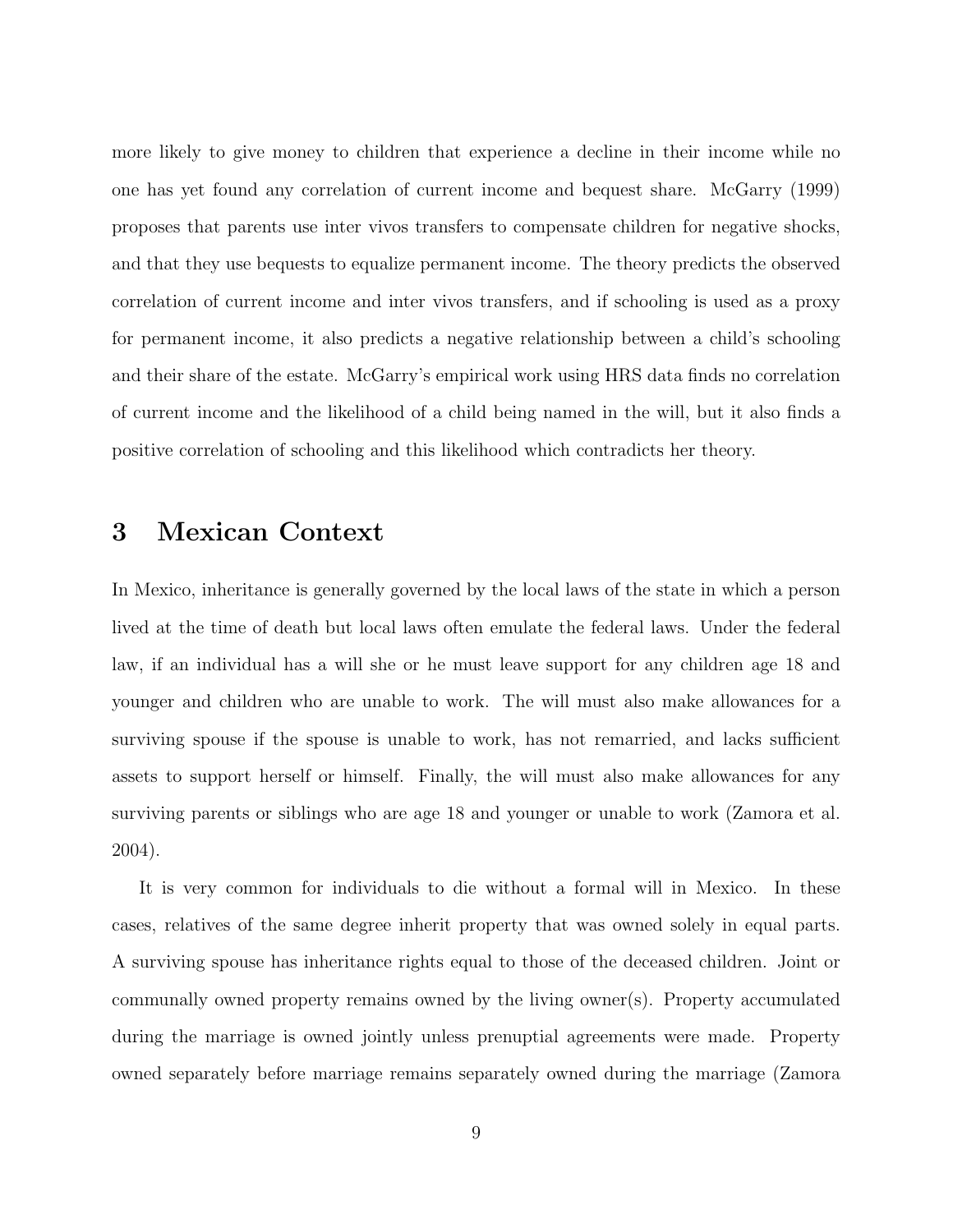more likely to give money to children that experience a decline in their income while no one has yet found any correlation of current income and bequest share. McGarry (1999) proposes that parents use inter vivos transfers to compensate children for negative shocks, and that they use bequests to equalize permanent income. The theory predicts the observed correlation of current income and inter vivos transfers, and if schooling is used as a proxy for permanent income, it also predicts a negative relationship between a child's schooling and their share of the estate. McGarry's empirical work using HRS data finds no correlation of current income and the likelihood of a child being named in the will, but it also finds a positive correlation of schooling and this likelihood which contradicts her theory.

# 3 Mexican Context

In Mexico, inheritance is generally governed by the local laws of the state in which a person lived at the time of death but local laws often emulate the federal laws. Under the federal law, if an individual has a will she or he must leave support for any children age 18 and younger and children who are unable to work. The will must also make allowances for a surviving spouse if the spouse is unable to work, has not remarried, and lacks sufficient assets to support herself or himself. Finally, the will must also make allowances for any surviving parents or siblings who are age 18 and younger or unable to work (Zamora et al. 2004).

It is very common for individuals to die without a formal will in Mexico. In these cases, relatives of the same degree inherit property that was owned solely in equal parts. A surviving spouse has inheritance rights equal to those of the deceased children. Joint or communally owned property remains owned by the living owner(s). Property accumulated during the marriage is owned jointly unless prenuptial agreements were made. Property owned separately before marriage remains separately owned during the marriage (Zamora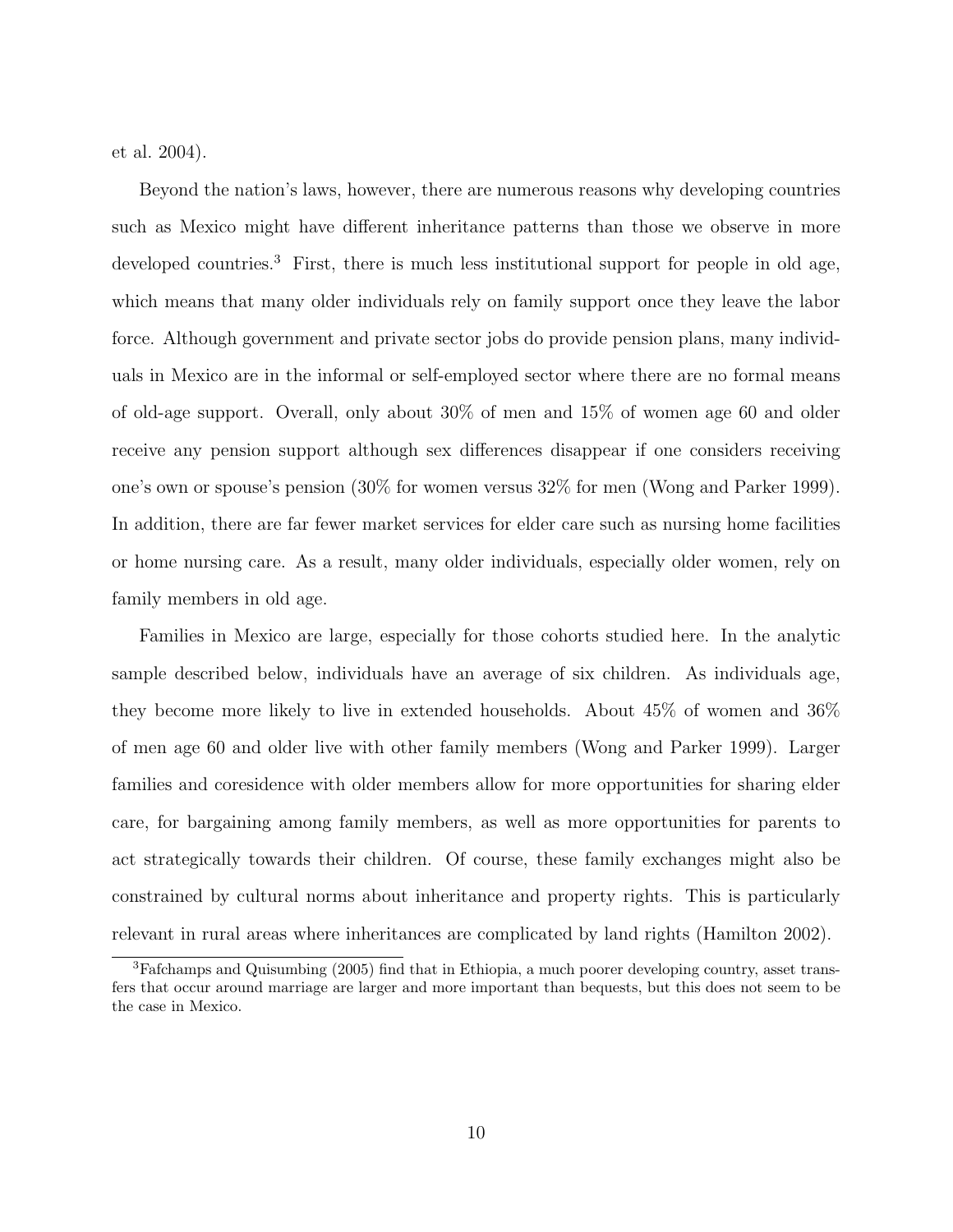et al. 2004).

Beyond the nation's laws, however, there are numerous reasons why developing countries such as Mexico might have different inheritance patterns than those we observe in more developed countries.[3] First, there is much less institutional support for people in old age, which means that many older individuals rely on family support once they leave the labor force. Although government and private sector jobs do provide pension plans, many individuals in Mexico are in the informal or self-employed sector where there are no formal means of old-age support. Overall, only about 30% of men and 15% of women age 60 and older receive any pension support although sex differences disappear if one considers receiving one's own or spouse's pension (30% for women versus 32% for men (Wong and Parker 1999). In addition, there are far fewer market services for elder care such as nursing home facilities or home nursing care. As a result, many older individuals, especially older women, rely on family members in old age.

Families in Mexico are large, especially for those cohorts studied here. In the analytic sample described below, individuals have an average of six children. As individuals age, they become more likely to live in extended households. About 45% of women and 36% of men age 60 and older live with other family members (Wong and Parker 1999). Larger families and coresidence with older members allow for more opportunities for sharing elder care, for bargaining among family members, as well as more opportunities for parents to act strategically towards their children. Of course, these family exchanges might also be constrained by cultural norms about inheritance and property rights. This is particularly relevant in rural areas where inheritances are complicated by land rights (Hamilton 2002).

[3] Fafchamps and Quisumbing (2005) find that in Ethiopia, a much poorer developing country, asset transfers that occur around marriage are larger and more important than bequests, but this does not seem to be the case in Mexico.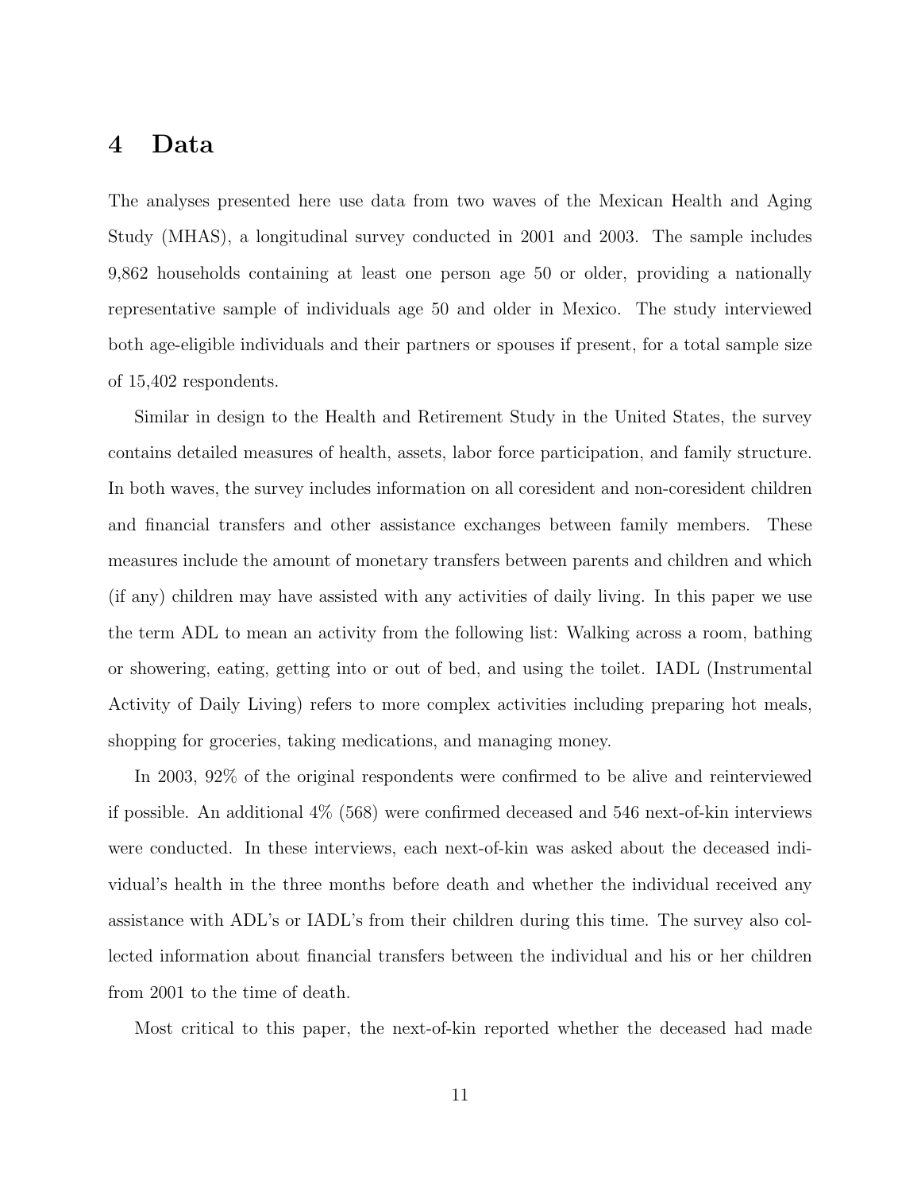# 4 Data

The analyses presented here use data from two waves of the Mexican Health and Aging Study (MHAS), a longitudinal survey conducted in 2001 and 2003. The sample includes 9,862 households containing at least one person age 50 or older, providing a nationally representative sample of individuals age 50 and older in Mexico. The study interviewed both age-eligible individuals and their partners or spouses if present, for a total sample size of 15,402 respondents.

Similar in design to the Health and Retirement Study in the United States, the survey contains detailed measures of health, assets, labor force participation, and family structure. In both waves, the survey includes information on all coresident and non-coresident children and financial transfers and other assistance exchanges between family members. These measures include the amount of monetary transfers between parents and children and which (if any) children may have assisted with any activities of daily living. In this paper we use the term ADL to mean an activity from the following list: Walking across a room, bathing or showering, eating, getting into or out of bed, and using the toilet. IADL (Instrumental Activity of Daily Living) refers to more complex activities including preparing hot meals, shopping for groceries, taking medications, and managing money.

In 2003, 92% of the original respondents were confirmed to be alive and reinterviewed if possible. An additional 4% (568) were confirmed deceased and 546 next-of-kin interviews were conducted. In these interviews, each next-of-kin was asked about the deceased individual's health in the three months before death and whether the individual received any assistance with ADL's or IADL's from their children during this time. The survey also collected information about financial transfers between the individual and his or her children from 2001 to the time of death.

Most critical to this paper, the next-of-kin reported whether the deceased had made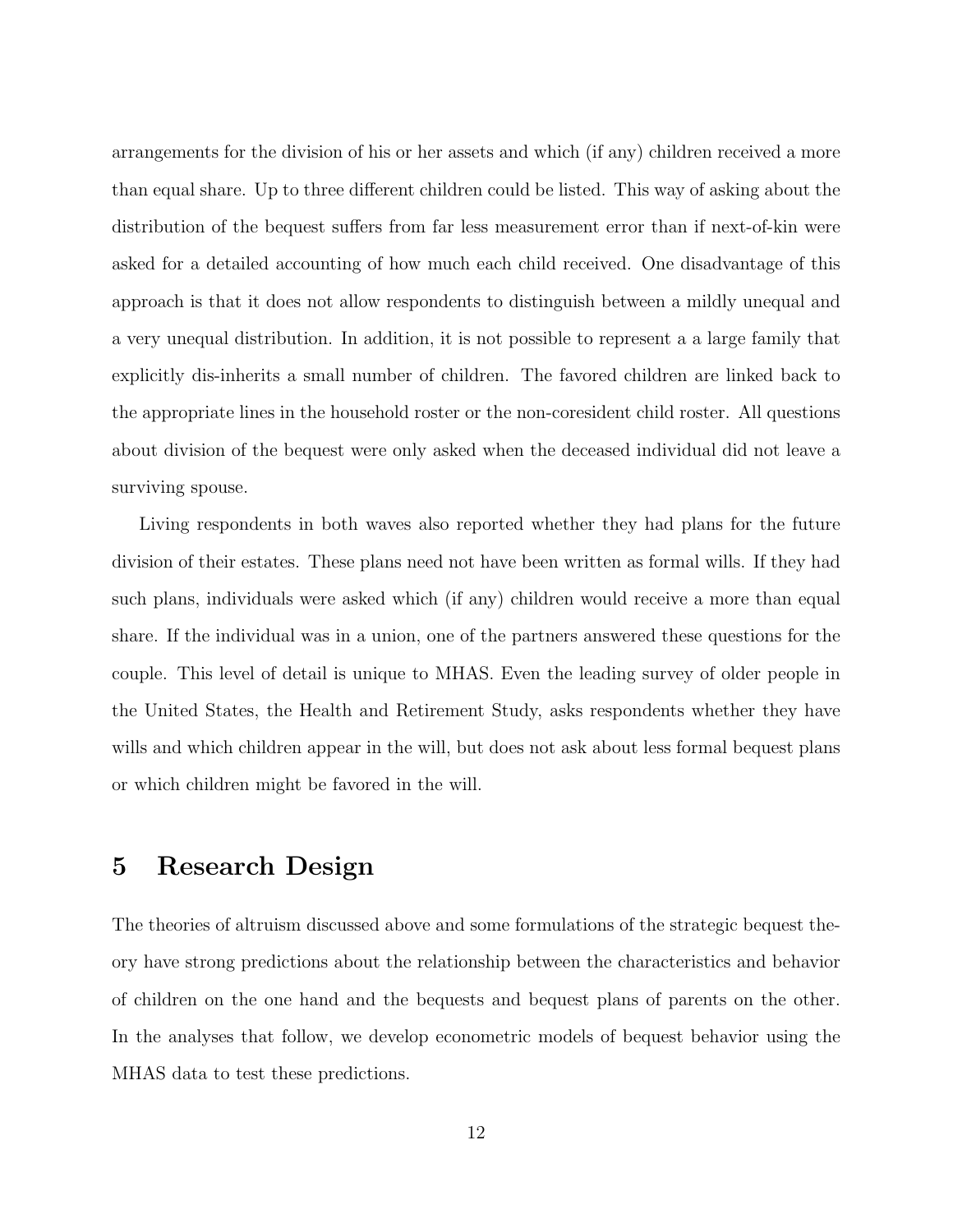arrangements for the division of his or her assets and which (if any) children received a more than equal share. Up to three different children could be listed. This way of asking about the distribution of the bequest suffers from far less measurement error than if next-of-kin were asked for a detailed accounting of how much each child received. One disadvantage of this approach is that it does not allow respondents to distinguish between a mildly unequal and a very unequal distribution. In addition, it is not possible to represent a a large family that explicitly dis-inherits a small number of children. The favored children are linked back to the appropriate lines in the household roster or the non-coresident child roster. All questions about division of the bequest were only asked when the deceased individual did not leave a surviving spouse.

Living respondents in both waves also reported whether they had plans for the future division of their estates. These plans need not have been written as formal wills. If they had such plans, individuals were asked which (if any) children would receive a more than equal share. If the individual was in a union, one of the partners answered these questions for the couple. This level of detail is unique to MHAS. Even the leading survey of older people in the United States, the Health and Retirement Study, asks respondents whether they have wills and which children appear in the will, but does not ask about less formal bequest plans or which children might be favored in the will.

# 5 Research Design

The theories of altruism discussed above and some formulations of the strategic bequest theory have strong predictions about the relationship between the characteristics and behavior of children on the one hand and the bequests and bequest plans of parents on the other. In the analyses that follow, we develop econometric models of bequest behavior using the MHAS data to test these predictions.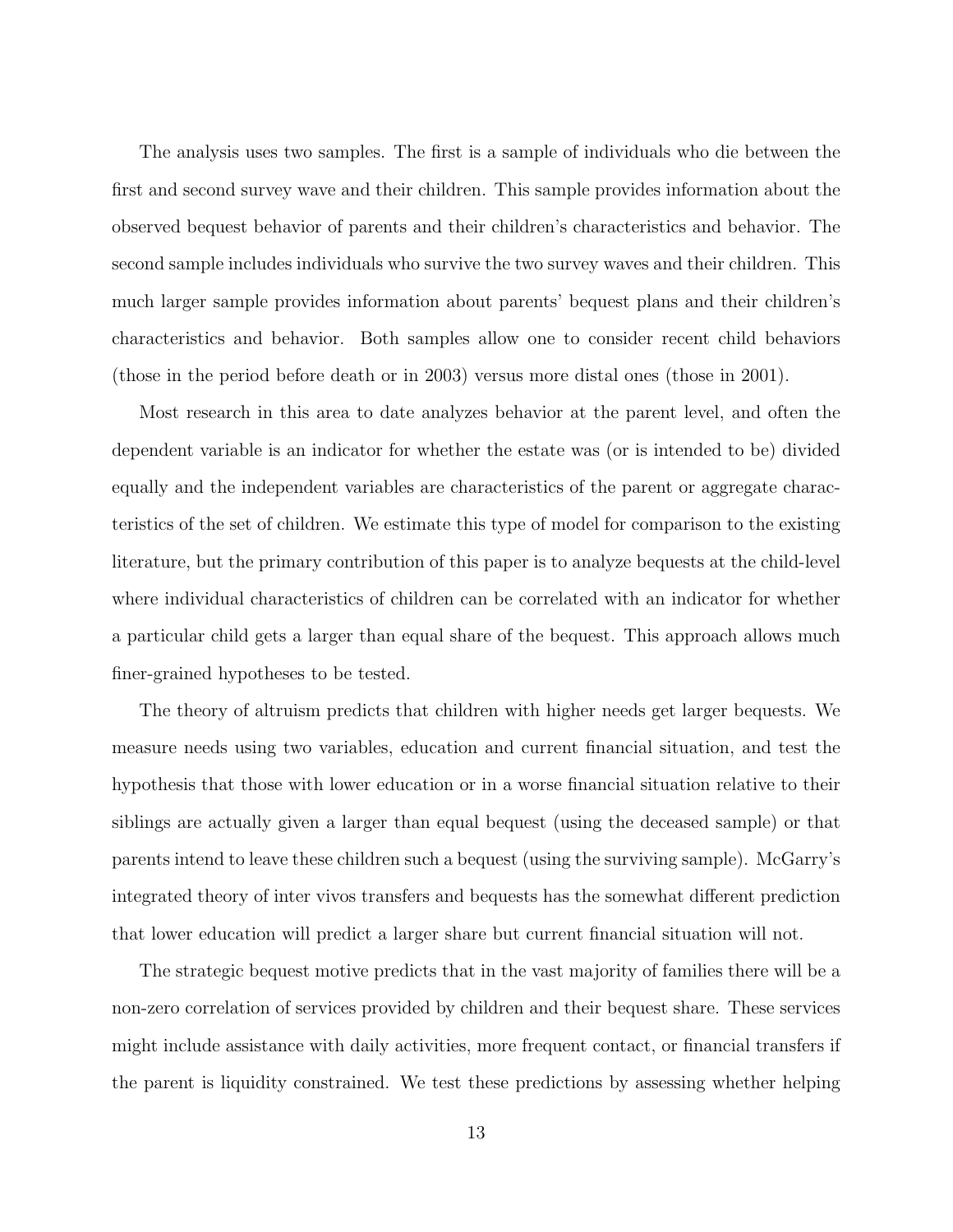The analysis uses two samples. The first is a sample of individuals who die between the first and second survey wave and their children. This sample provides information about the observed bequest behavior of parents and their children's characteristics and behavior. The second sample includes individuals who survive the two survey waves and their children. This much larger sample provides information about parents' bequest plans and their children's characteristics and behavior. Both samples allow one to consider recent child behaviors (those in the period before death or in 2003) versus more distal ones (those in 2001).

Most research in this area to date analyzes behavior at the parent level, and often the dependent variable is an indicator for whether the estate was (or is intended to be) divided equally and the independent variables are characteristics of the parent or aggregate characteristics of the set of children. We estimate this type of model for comparison to the existing literature, but the primary contribution of this paper is to analyze bequests at the child-level where individual characteristics of children can be correlated with an indicator for whether a particular child gets a larger than equal share of the bequest. This approach allows much finer-grained hypotheses to be tested.

The theory of altruism predicts that children with higher needs get larger bequests. We measure needs using two variables, education and current financial situation, and test the hypothesis that those with lower education or in a worse financial situation relative to their siblings are actually given a larger than equal bequest (using the deceased sample) or that parents intend to leave these children such a bequest (using the surviving sample). McGarry's integrated theory of inter vivos transfers and bequests has the somewhat different prediction that lower education will predict a larger share but current financial situation will not.

The strategic bequest motive predicts that in the vast majority of families there will be a non-zero correlation of services provided by children and their bequest share. These services might include assistance with daily activities, more frequent contact, or financial transfers if the parent is liquidity constrained. We test these predictions by assessing whether helping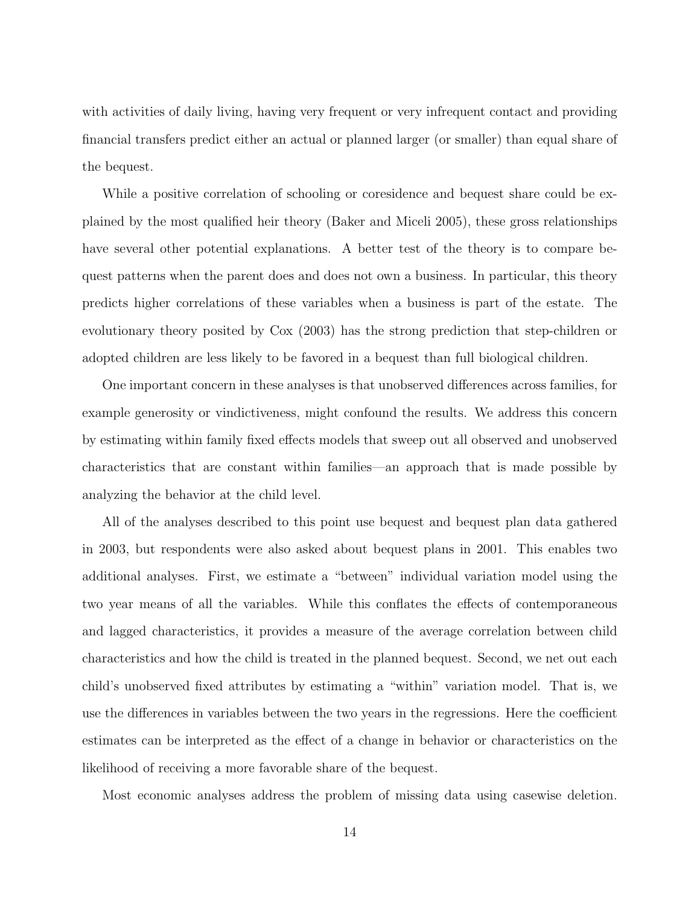with activities of daily living, having very frequent or very infrequent contact and providing financial transfers predict either an actual or planned larger (or smaller) than equal share of the bequest.

While a positive correlation of schooling or coresidence and bequest share could be explained by the most qualified heir theory (Baker and Miceli 2005), these gross relationships have several other potential explanations. A better test of the theory is to compare bequest patterns when the parent does and does not own a business. In particular, this theory predicts higher correlations of these variables when a business is part of the estate. The evolutionary theory posited by Cox (2003) has the strong prediction that step-children or adopted children are less likely to be favored in a bequest than full biological children.

One important concern in these analyses is that unobserved differences across families, for example generosity or vindictiveness, might confound the results. We address this concern by estimating within family fixed effects models that sweep out all observed and unobserved characteristics that are constant within families—an approach that is made possible by analyzing the behavior at the child level.

All of the analyses described to this point use bequest and bequest plan data gathered in 2003, but respondents were also asked about bequest plans in 2001. This enables two additional analyses. First, we estimate a "between" individual variation model using the two year means of all the variables. While this conflates the effects of contemporaneous and lagged characteristics, it provides a measure of the average correlation between child characteristics and how the child is treated in the planned bequest. Second, we net out each child's unobserved fixed attributes by estimating a "within" variation model. That is, we use the differences in variables between the two years in the regressions. Here the coefficient estimates can be interpreted as the effect of a change in behavior or characteristics on the likelihood of receiving a more favorable share of the bequest.

Most economic analyses address the problem of missing data using casewise deletion.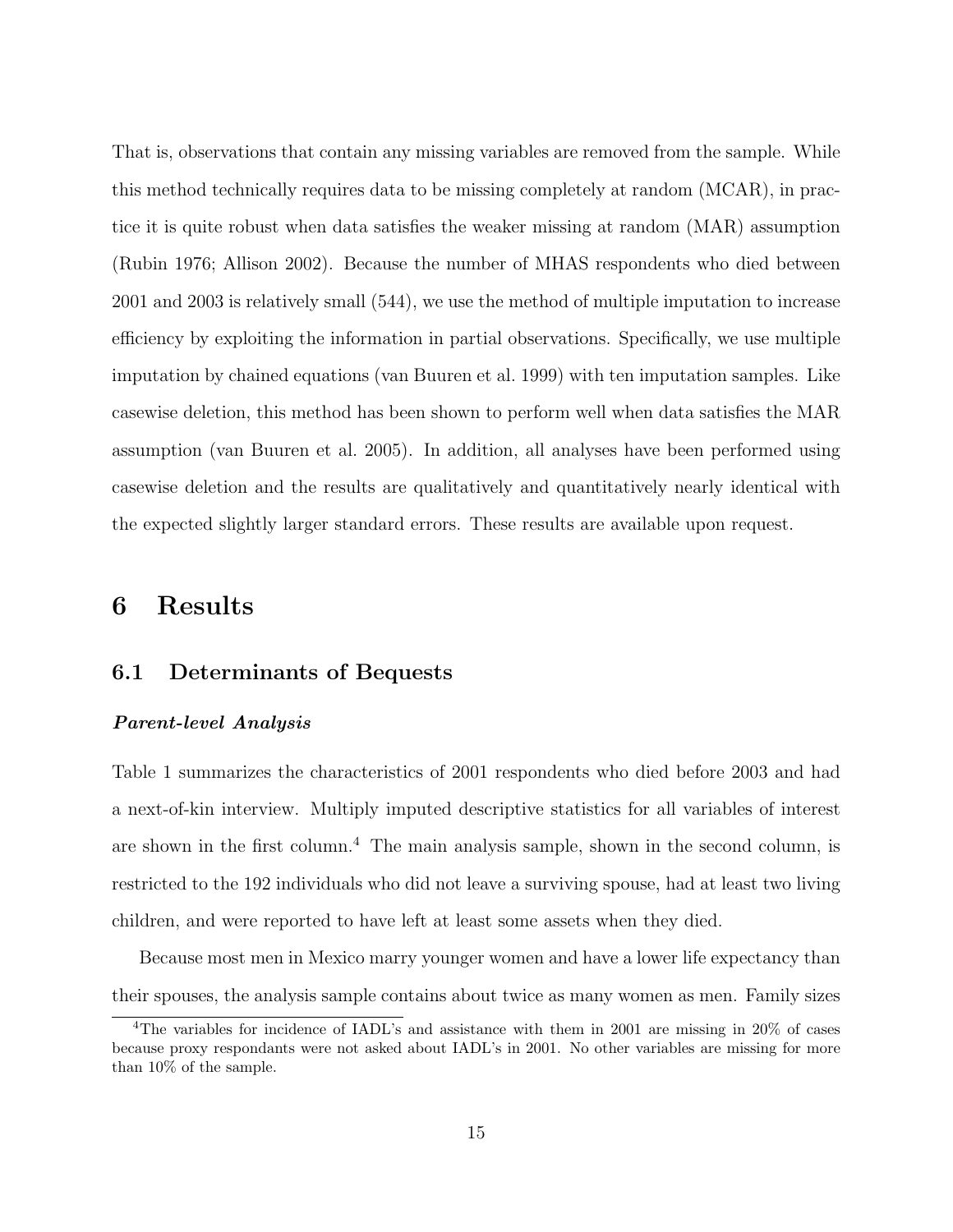That is, observations that contain any missing variables are removed from the sample. While this method technically requires data to be missing completely at random (MCAR), in practice it is quite robust when data satisfies the weaker missing at random (MAR) assumption (Rubin 1976; Allison 2002). Because the number of MHAS respondents who died between 2001 and 2003 is relatively small (544), we use the method of multiple imputation to increase efficiency by exploiting the information in partial observations. Specifically, we use multiple imputation by chained equations (van Buuren et al. 1999) with ten imputation samples. Like casewise deletion, this method has been shown to perform well when data satisfies the MAR assumption (van Buuren et al. 2005). In addition, all analyses have been performed using casewise deletion and the results are qualitatively and quantitatively nearly identical with the expected slightly larger standard errors. These results are available upon request.

# 6 Results

## 6.1 Determinants of Bequests

***Parent-level Analysis***

Table 1 summarizes the characteristics of 2001 respondents who died before 2003 and had a next-of-kin interview. Multiply imputed descriptive statistics for all variables of interest are shown in the first column.[4] The main analysis sample, shown in the second column, is restricted to the 192 individuals who did not leave a surviving spouse, had at least two living children, and were reported to have left at least some assets when they died.

Because most men in Mexico marry younger women and have a lower life expectancy than their spouses, the analysis sample contains about twice as many women as men. Family sizes

[4] The variables for incidence of IADL's and assistance with them in 2001 are missing in 20% of cases because proxy respondants were not asked about IADL's in 2001. No other variables are missing for more than 10% of the sample.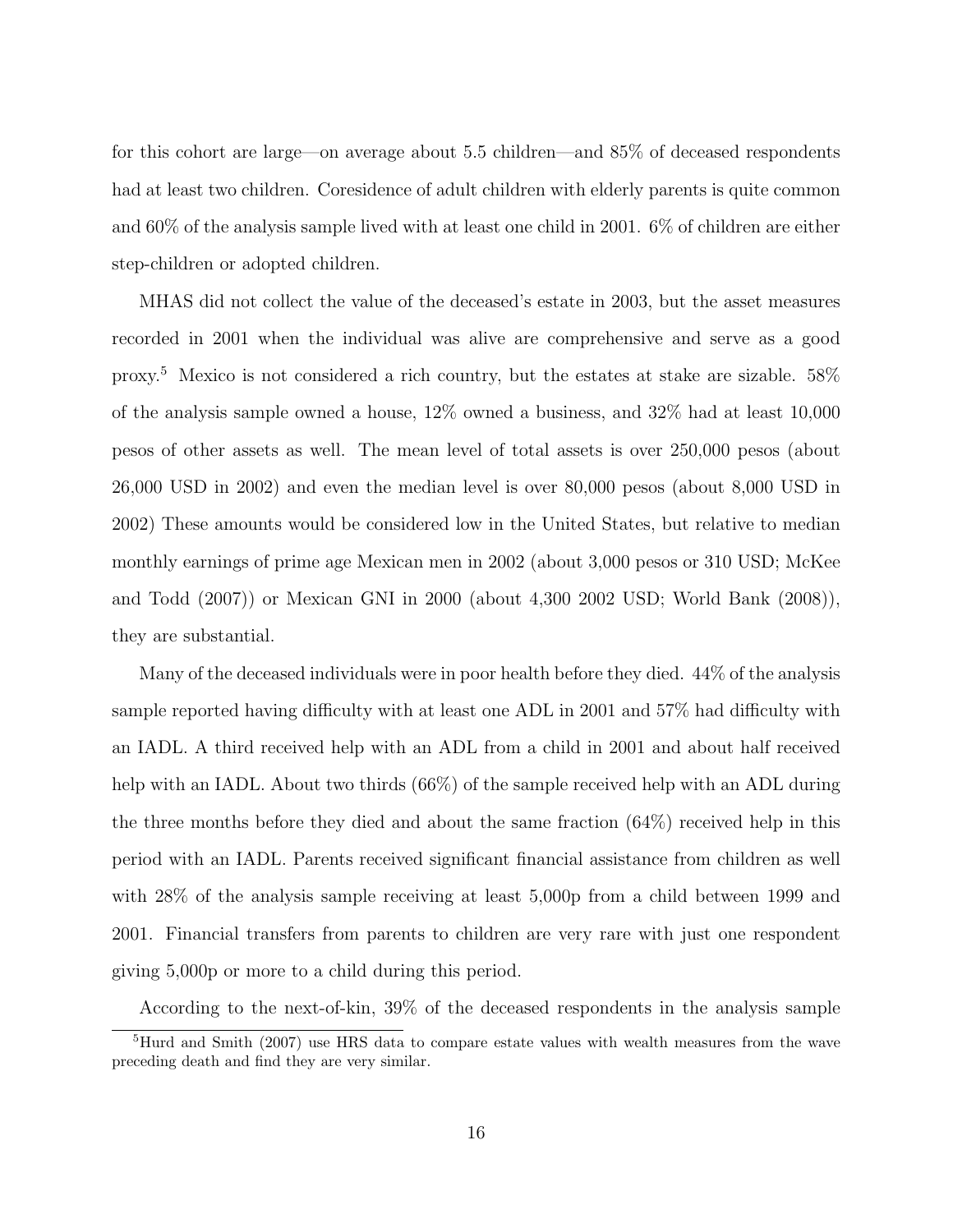for this cohort are large—on average about 5.5 children—and 85% of deceased respondents had at least two children. Coresidence of adult children with elderly parents is quite common and 60% of the analysis sample lived with at least one child in 2001. 6% of children are either step-children or adopted children.

MHAS did not collect the value of the deceased's estate in 2003, but the asset measures recorded in 2001 when the individual was alive are comprehensive and serve as a good proxy.[5] Mexico is not considered a rich country, but the estates at stake are sizable. 58% of the analysis sample owned a house, 12% owned a business, and 32% had at least 10,000 pesos of other assets as well. The mean level of total assets is over 250,000 pesos (about 26,000 USD in 2002) and even the median level is over 80,000 pesos (about 8,000 USD in 2002) These amounts would be considered low in the United States, but relative to median monthly earnings of prime age Mexican men in 2002 (about 3,000 pesos or 310 USD; McKee and Todd (2007)) or Mexican GNI in 2000 (about 4,300 2002 USD; World Bank (2008)), they are substantial.

Many of the deceased individuals were in poor health before they died. 44% of the analysis sample reported having difficulty with at least one ADL in 2001 and 57% had difficulty with an IADL. A third received help with an ADL from a child in 2001 and about half received help with an IADL. About two thirds (66%) of the sample received help with an ADL during the three months before they died and about the same fraction (64%) received help in this period with an IADL. Parents received significant financial assistance from children as well with 28% of the analysis sample receiving at least 5,000p from a child between 1999 and 2001. Financial transfers from parents to children are very rare with just one respondent giving 5,000p or more to a child during this period.

According to the next-of-kin, 39% of the deceased respondents in the analysis sample

[5] Hurd and Smith (2007) use HRS data to compare estate values with wealth measures from the wave preceding death and find they are very similar.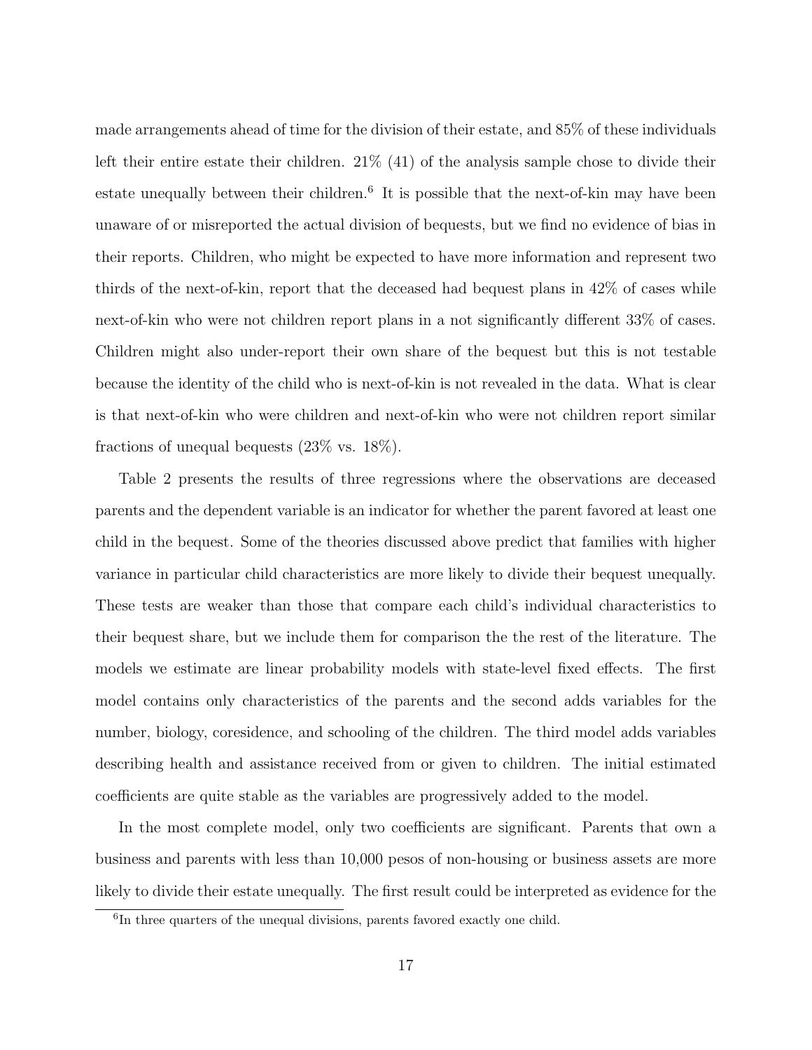made arrangements ahead of time for the division of their estate, and 85% of these individuals left their entire estate their children. 21% (41) of the analysis sample chose to divide their estate unequally between their children.[6] It is possible that the next-of-kin may have been unaware of or misreported the actual division of bequests, but we find no evidence of bias in their reports. Children, who might be expected to have more information and represent two thirds of the next-of-kin, report that the deceased had bequest plans in 42% of cases while next-of-kin who were not children report plans in a not significantly different 33% of cases. Children might also under-report their own share of the bequest but this is not testable because the identity of the child who is next-of-kin is not revealed in the data. What is clear is that next-of-kin who were children and next-of-kin who were not children report similar fractions of unequal bequests (23% vs. 18%).

Table 2 presents the results of three regressions where the observations are deceased parents and the dependent variable is an indicator for whether the parent favored at least one child in the bequest. Some of the theories discussed above predict that families with higher variance in particular child characteristics are more likely to divide their bequest unequally. These tests are weaker than those that compare each child's individual characteristics to their bequest share, but we include them for comparison the the rest of the literature. The models we estimate are linear probability models with state-level fixed effects. The first model contains only characteristics of the parents and the second adds variables for the number, biology, coresidence, and schooling of the children. The third model adds variables describing health and assistance received from or given to children. The initial estimated coefficients are quite stable as the variables are progressively added to the model.

In the most complete model, only two coefficients are significant. Parents that own a business and parents with less than 10,000 pesos of non-housing or business assets are more likely to divide their estate unequally. The first result could be interpreted as evidence for the

[6] In three quarters of the unequal divisions, parents favored exactly one child.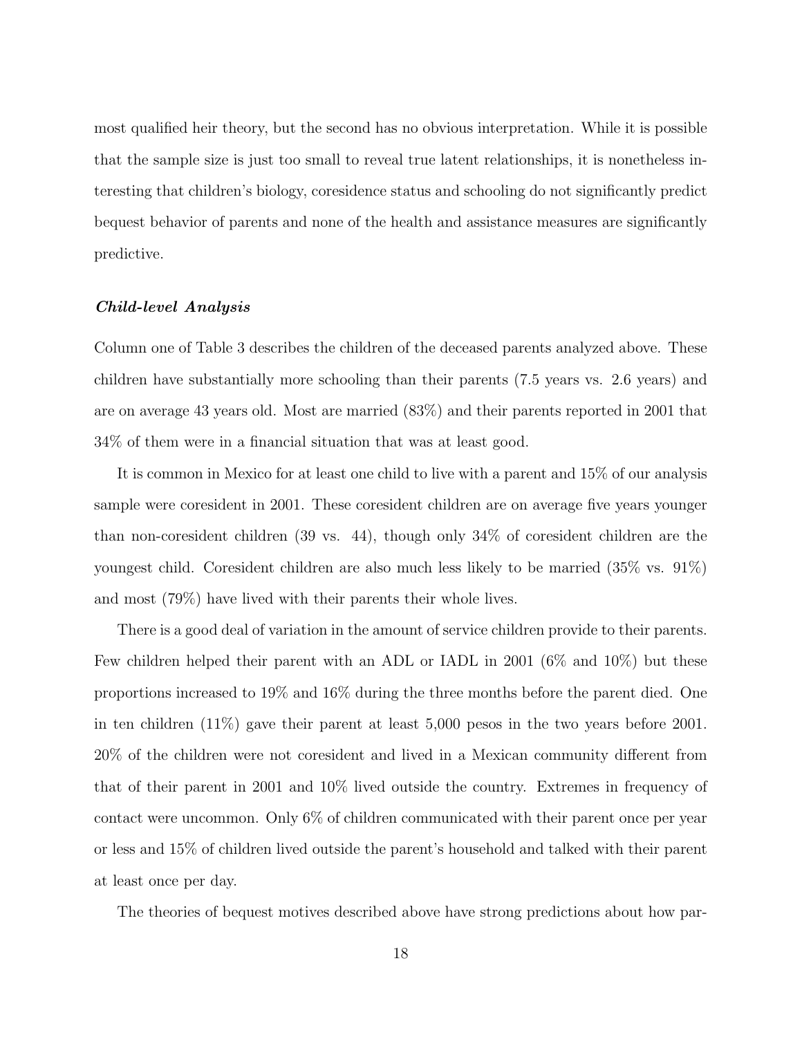most qualified heir theory, but the second has no obvious interpretation. While it is possible that the sample size is just too small to reveal true latent relationships, it is nonetheless interesting that children's biology, coresidence status and schooling do not significantly predict bequest behavior of parents and none of the health and assistance measures are significantly predictive.

### *Child-level Analysis*

Column one of Table 3 describes the children of the deceased parents analyzed above. These children have substantially more schooling than their parents (7.5 years vs. 2.6 years) and are on average 43 years old. Most are married (83%) and their parents reported in 2001 that 34% of them were in a financial situation that was at least good.

It is common in Mexico for at least one child to live with a parent and 15% of our analysis sample were coresident in 2001. These coresident children are on average five years younger than non-coresident children (39 vs. 44), though only 34% of coresident children are the youngest child. Coresident children are also much less likely to be married (35% vs. 91%) and most (79%) have lived with their parents their whole lives.

There is a good deal of variation in the amount of service children provide to their parents. Few children helped their parent with an ADL or IADL in 2001 (6% and 10%) but these proportions increased to 19% and 16% during the three months before the parent died. One in ten children (11%) gave their parent at least 5,000 pesos in the two years before 2001. 20% of the children were not coresident and lived in a Mexican community different from that of their parent in 2001 and 10% lived outside the country. Extremes in frequency of contact were uncommon. Only 6% of children communicated with their parent once per year or less and 15% of children lived outside the parent's household and talked with their parent at least once per day.

The theories of bequest motives described above have strong predictions about how par-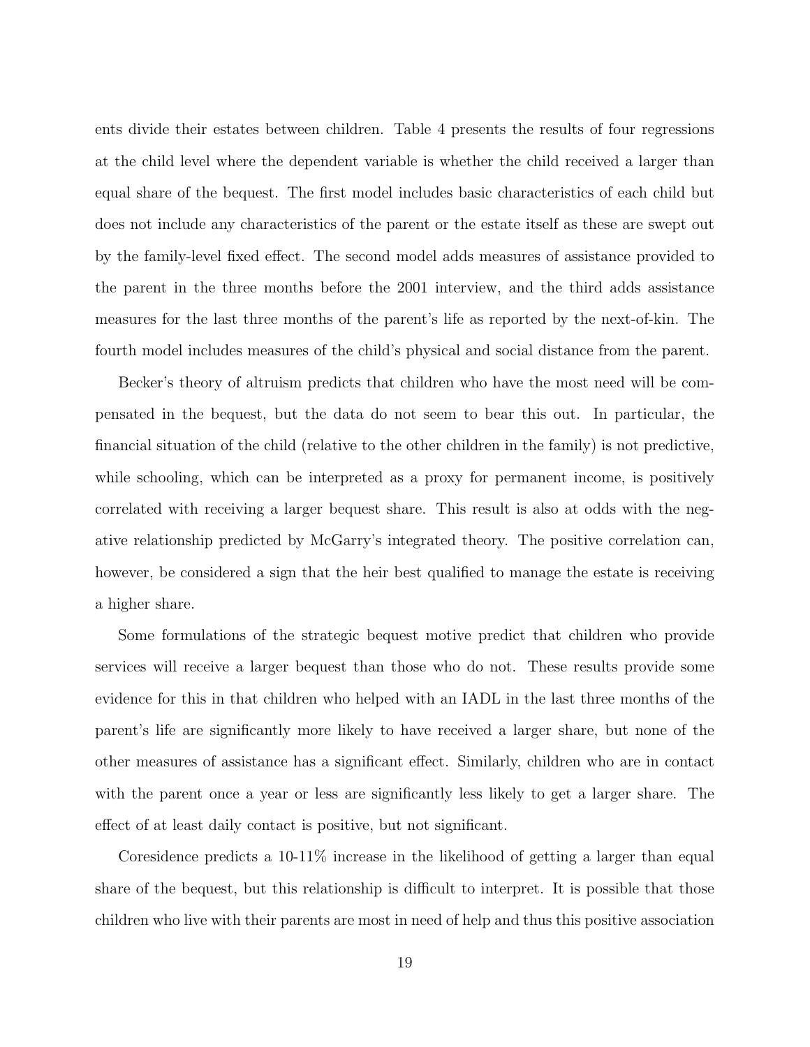ents divide their estates between children. Table 4 presents the results of four regressions at the child level where the dependent variable is whether the child received a larger than equal share of the bequest. The first model includes basic characteristics of each child but does not include any characteristics of the parent or the estate itself as these are swept out by the family-level fixed effect. The second model adds measures of assistance provided to the parent in the three months before the 2001 interview, and the third adds assistance measures for the last three months of the parent's life as reported by the next-of-kin. The fourth model includes measures of the child's physical and social distance from the parent.

Becker's theory of altruism predicts that children who have the most need will be compensated in the bequest, but the data do not seem to bear this out. In particular, the financial situation of the child (relative to the other children in the family) is not predictive, while schooling, which can be interpreted as a proxy for permanent income, is positively correlated with receiving a larger bequest share. This result is also at odds with the negative relationship predicted by McGarry's integrated theory. The positive correlation can, however, be considered a sign that the heir best qualified to manage the estate is receiving a higher share.

Some formulations of the strategic bequest motive predict that children who provide services will receive a larger bequest than those who do not. These results provide some evidence for this in that children who helped with an IADL in the last three months of the parent's life are significantly more likely to have received a larger share, but none of the other measures of assistance has a significant effect. Similarly, children who are in contact with the parent once a year or less are significantly less likely to get a larger share. The effect of at least daily contact is positive, but not significant.

Coresidence predicts a 10-11% increase in the likelihood of getting a larger than equal share of the bequest, but this relationship is difficult to interpret. It is possible that those children who live with their parents are most in need of help and thus this positive association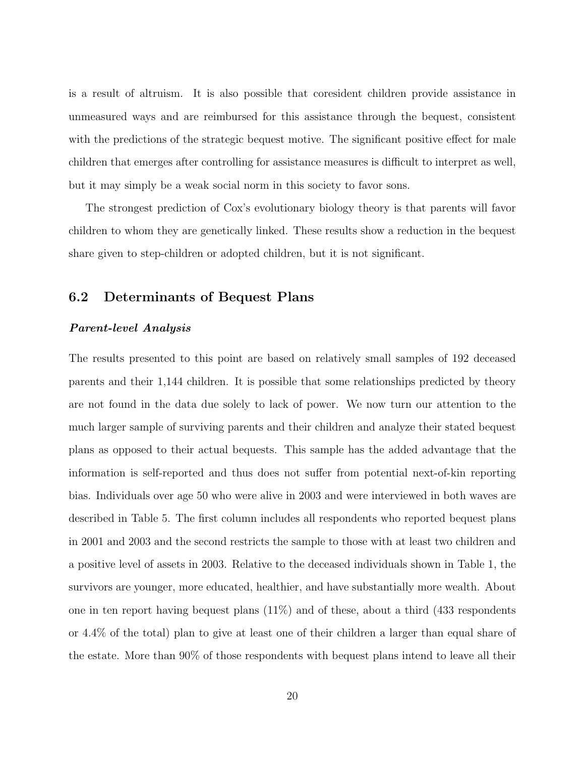is a result of altruism. It is also possible that coresident children provide assistance in unmeasured ways and are reimbursed for this assistance through the bequest, consistent with the predictions of the strategic bequest motive. The significant positive effect for male children that emerges after controlling for assistance measures is difficult to interpret as well, but it may simply be a weak social norm in this society to favor sons.

The strongest prediction of Cox's evolutionary biology theory is that parents will favor children to whom they are genetically linked. These results show a reduction in the bequest share given to step-children or adopted children, but it is not significant.

## 6.2 Determinants of Bequest Plans

***Parent-level Analysis***

The results presented to this point are based on relatively small samples of 192 deceased parents and their 1,144 children. It is possible that some relationships predicted by theory are not found in the data due solely to lack of power. We now turn our attention to the much larger sample of surviving parents and their children and analyze their stated bequest plans as opposed to their actual bequests. This sample has the added advantage that the information is self-reported and thus does not suffer from potential next-of-kin reporting bias. Individuals over age 50 who were alive in 2003 and were interviewed in both waves are described in Table 5. The first column includes all respondents who reported bequest plans in 2001 and 2003 and the second restricts the sample to those with at least two children and a positive level of assets in 2003. Relative to the deceased individuals shown in Table 1, the survivors are younger, more educated, healthier, and have substantially more wealth. About one in ten report having bequest plans (11%) and of these, about a third (433 respondents or 4.4% of the total) plan to give at least one of their children a larger than equal share of the estate. More than 90% of those respondents with bequest plans intend to leave all their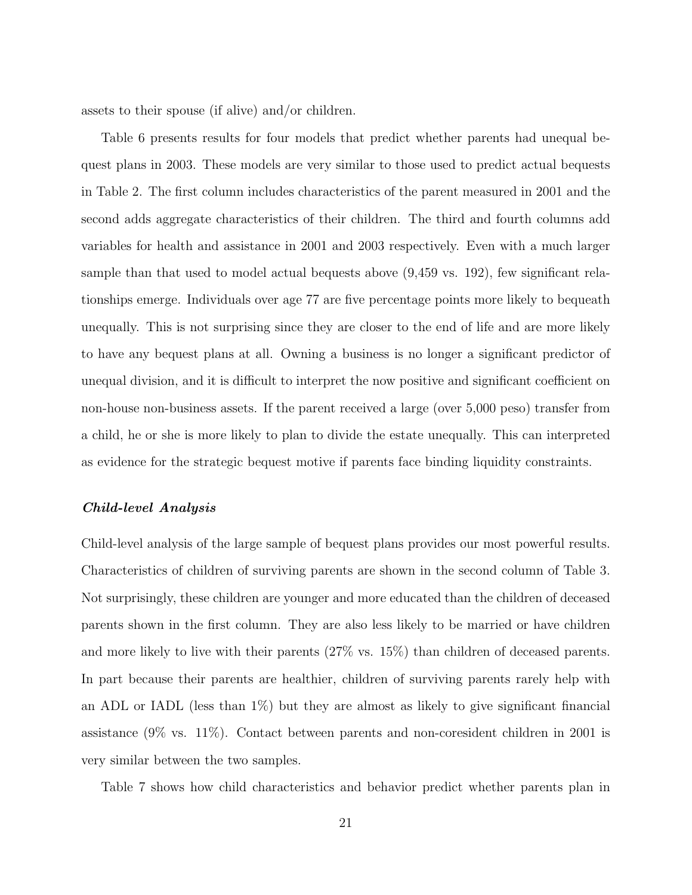assets to their spouse (if alive) and/or children.

Table 6 presents results for four models that predict whether parents had unequal bequest plans in 2003. These models are very similar to those used to predict actual bequests in Table 2. The first column includes characteristics of the parent measured in 2001 and the second adds aggregate characteristics of their children. The third and fourth columns add variables for health and assistance in 2001 and 2003 respectively. Even with a much larger sample than that used to model actual bequests above (9,459 vs. 192), few significant relationships emerge. Individuals over age 77 are five percentage points more likely to bequeath unequally. This is not surprising since they are closer to the end of life and are more likely to have any bequest plans at all. Owning a business is no longer a significant predictor of unequal division, and it is difficult to interpret the now positive and significant coefficient on non-house non-business assets. If the parent received a large (over 5,000 peso) transfer from a child, he or she is more likely to plan to divide the estate unequally. This can interpreted as evidence for the strategic bequest motive if parents face binding liquidity constraints.

#### *Child-level Analysis*

Child-level analysis of the large sample of bequest plans provides our most powerful results. Characteristics of children of surviving parents are shown in the second column of Table 3. Not surprisingly, these children are younger and more educated than the children of deceased parents shown in the first column. They are also less likely to be married or have children and more likely to live with their parents (27% vs. 15%) than children of deceased parents. In part because their parents are healthier, children of surviving parents rarely help with an ADL or IADL (less than 1%) but they are almost as likely to give significant financial assistance (9% vs. 11%). Contact between parents and non-coresident children in 2001 is very similar between the two samples.

Table 7 shows how child characteristics and behavior predict whether parents plan in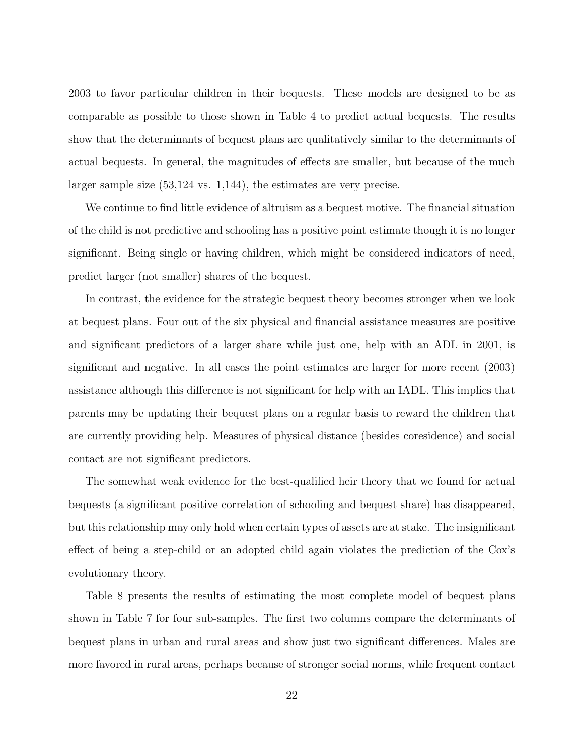2003 to favor particular children in their bequests. These models are designed to be as comparable as possible to those shown in Table 4 to predict actual bequests. The results show that the determinants of bequest plans are qualitatively similar to the determinants of actual bequests. In general, the magnitudes of effects are smaller, but because of the much larger sample size (53,124 vs. 1,144), the estimates are very precise.

We continue to find little evidence of altruism as a bequest motive. The financial situation of the child is not predictive and schooling has a positive point estimate though it is no longer significant. Being single or having children, which might be considered indicators of need, predict larger (not smaller) shares of the bequest.

In contrast, the evidence for the strategic bequest theory becomes stronger when we look at bequest plans. Four out of the six physical and financial assistance measures are positive and significant predictors of a larger share while just one, help with an ADL in 2001, is significant and negative. In all cases the point estimates are larger for more recent (2003) assistance although this difference is not significant for help with an IADL. This implies that parents may be updating their bequest plans on a regular basis to reward the children that are currently providing help. Measures of physical distance (besides coresidence) and social contact are not significant predictors.

The somewhat weak evidence for the best-qualified heir theory that we found for actual bequests (a significant positive correlation of schooling and bequest share) has disappeared, but this relationship may only hold when certain types of assets are at stake. The insignificant effect of being a step-child or an adopted child again violates the prediction of the Cox's evolutionary theory.

Table 8 presents the results of estimating the most complete model of bequest plans shown in Table 7 for four sub-samples. The first two columns compare the determinants of bequest plans in urban and rural areas and show just two significant differences. Males are more favored in rural areas, perhaps because of stronger social norms, while frequent contact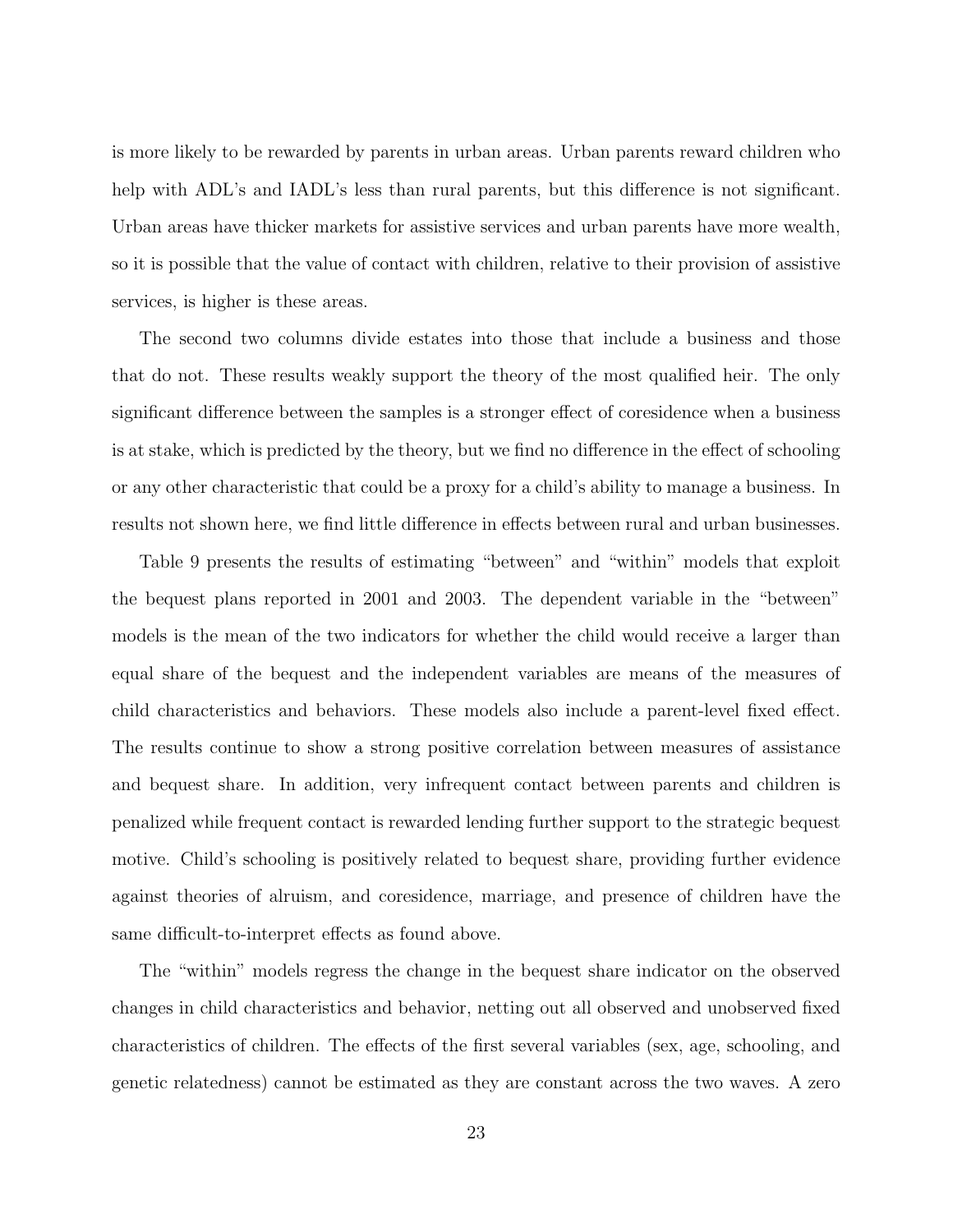is more likely to be rewarded by parents in urban areas. Urban parents reward children who help with ADL's and IADL's less than rural parents, but this difference is not significant. Urban areas have thicker markets for assistive services and urban parents have more wealth, so it is possible that the value of contact with children, relative to their provision of assistive services, is higher is these areas.

The second two columns divide estates into those that include a business and those that do not. These results weakly support the theory of the most qualified heir. The only significant difference between the samples is a stronger effect of coresidence when a business is at stake, which is predicted by the theory, but we find no difference in the effect of schooling or any other characteristic that could be a proxy for a child's ability to manage a business. In results not shown here, we find little difference in effects between rural and urban businesses.

Table 9 presents the results of estimating "between" and "within" models that exploit the bequest plans reported in 2001 and 2003. The dependent variable in the "between" models is the mean of the two indicators for whether the child would receive a larger than equal share of the bequest and the independent variables are means of the measures of child characteristics and behaviors. These models also include a parent-level fixed effect. The results continue to show a strong positive correlation between measures of assistance and bequest share. In addition, very infrequent contact between parents and children is penalized while frequent contact is rewarded lending further support to the strategic bequest motive. Child's schooling is positively related to bequest share, providing further evidence against theories of alruism, and coresidence, marriage, and presence of children have the same difficult-to-interpret effects as found above.

The "within" models regress the change in the bequest share indicator on the observed changes in child characteristics and behavior, netting out all observed and unobserved fixed characteristics of children. The effects of the first several variables (sex, age, schooling, and genetic relatedness) cannot be estimated as they are constant across the two waves. A zero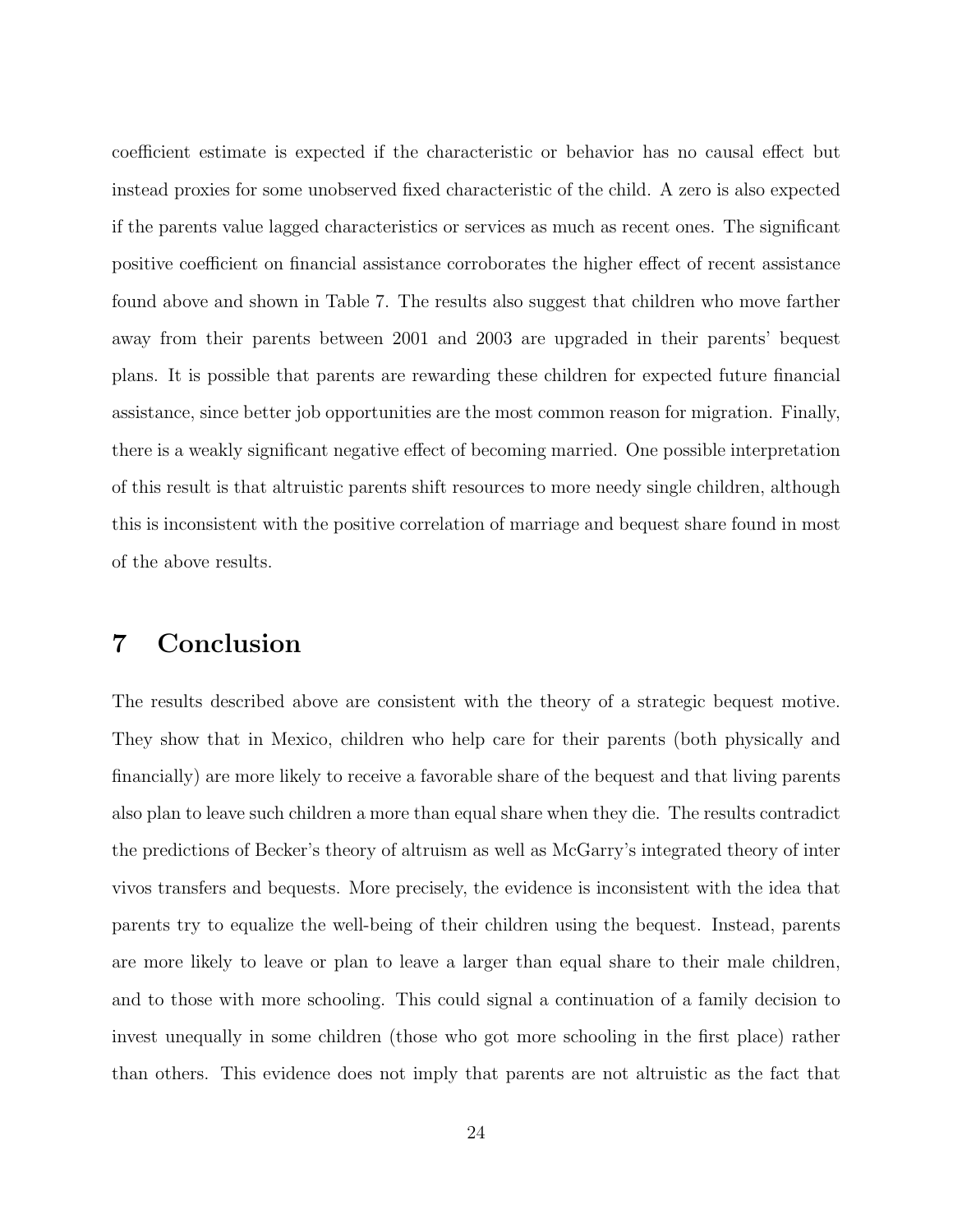coefficient estimate is expected if the characteristic or behavior has no causal effect but instead proxies for some unobserved fixed characteristic of the child. A zero is also expected if the parents value lagged characteristics or services as much as recent ones. The significant positive coefficient on financial assistance corroborates the higher effect of recent assistance found above and shown in Table 7. The results also suggest that children who move farther away from their parents between 2001 and 2003 are upgraded in their parents' bequest plans. It is possible that parents are rewarding these children for expected future financial assistance, since better job opportunities are the most common reason for migration. Finally, there is a weakly significant negative effect of becoming married. One possible interpretation of this result is that altruistic parents shift resources to more needy single children, although this is inconsistent with the positive correlation of marriage and bequest share found in most of the above results.

# 7 Conclusion

The results described above are consistent with the theory of a strategic bequest motive. They show that in Mexico, children who help care for their parents (both physically and financially) are more likely to receive a favorable share of the bequest and that living parents also plan to leave such children a more than equal share when they die. The results contradict the predictions of Becker's theory of altruism as well as McGarry's integrated theory of inter vivos transfers and bequests. More precisely, the evidence is inconsistent with the idea that parents try to equalize the well-being of their children using the bequest. Instead, parents are more likely to leave or plan to leave a larger than equal share to their male children, and to those with more schooling. This could signal a continuation of a family decision to invest unequally in some children (those who got more schooling in the first place) rather than others. This evidence does not imply that parents are not altruistic as the fact that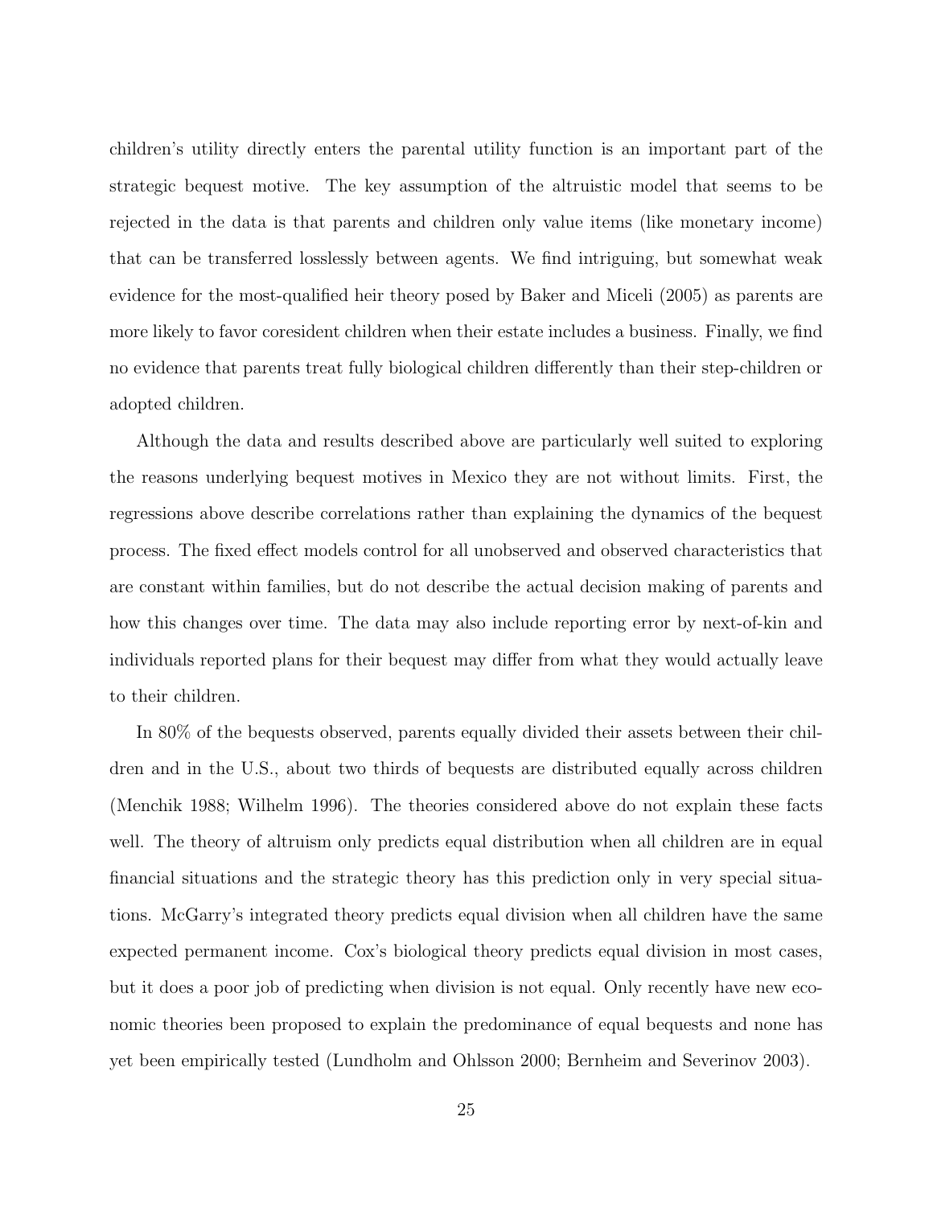children's utility directly enters the parental utility function is an important part of the strategic bequest motive. The key assumption of the altruistic model that seems to be rejected in the data is that parents and children only value items (like monetary income) that can be transferred losslessly between agents. We find intriguing, but somewhat weak evidence for the most-qualified heir theory posed by Baker and Miceli (2005) as parents are more likely to favor coresident children when their estate includes a business. Finally, we find no evidence that parents treat fully biological children differently than their step-children or adopted children.

Although the data and results described above are particularly well suited to exploring the reasons underlying bequest motives in Mexico they are not without limits. First, the regressions above describe correlations rather than explaining the dynamics of the bequest process. The fixed effect models control for all unobserved and observed characteristics that are constant within families, but do not describe the actual decision making of parents and how this changes over time. The data may also include reporting error by next-of-kin and individuals reported plans for their bequest may differ from what they would actually leave to their children.

In 80% of the bequests observed, parents equally divided their assets between their children and in the U.S., about two thirds of bequests are distributed equally across children (Menchik 1988; Wilhelm 1996). The theories considered above do not explain these facts well. The theory of altruism only predicts equal distribution when all children are in equal financial situations and the strategic theory has this prediction only in very special situations. McGarry's integrated theory predicts equal division when all children have the same expected permanent income. Cox's biological theory predicts equal division in most cases, but it does a poor job of predicting when division is not equal. Only recently have new economic theories been proposed to explain the predominance of equal bequests and none has yet been empirically tested (Lundholm and Ohlsson 2000; Bernheim and Severinov 2003).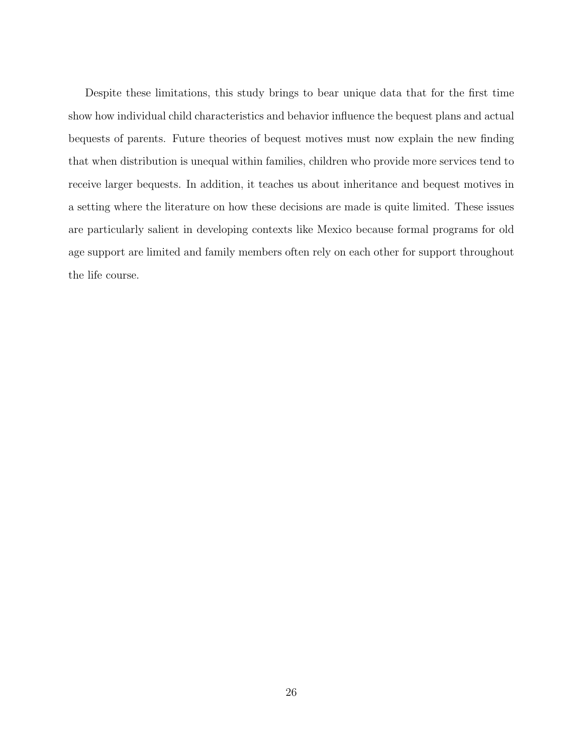Despite these limitations, this study brings to bear unique data that for the first time show how individual child characteristics and behavior influence the bequest plans and actual bequests of parents. Future theories of bequest motives must now explain the new finding that when distribution is unequal within families, children who provide more services tend to receive larger bequests. In addition, it teaches us about inheritance and bequest motives in a setting where the literature on how these decisions are made is quite limited. These issues are particularly salient in developing contexts like Mexico because formal programs for old age support are limited and family members often rely on each other for support throughout the life course.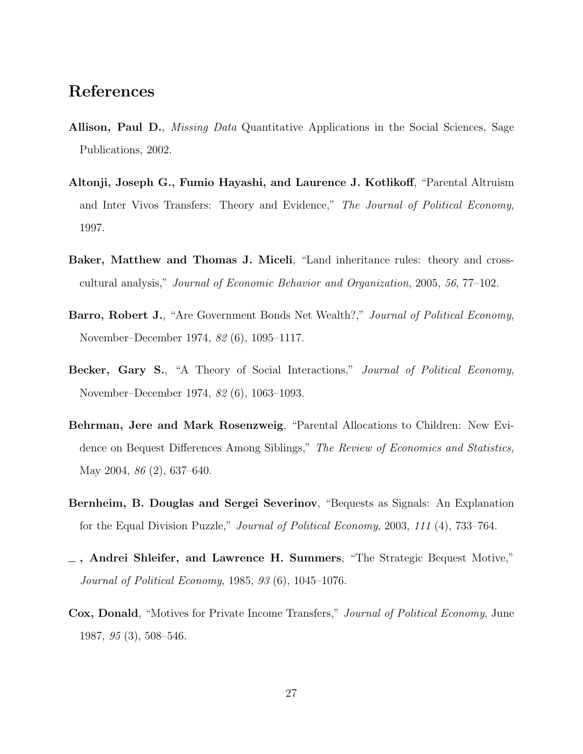## References

**Allison, Paul D.**, *Missing Data* Quantitative Applications in the Social Sciences, Sage Publications, 2002.

**Altonji, Joseph G., Fumio Hayashi, and Laurence J. Kotlikoff**, "Parental Altruism and Inter Vivos Transfers: Theory and Evidence," *The Journal of Political Economy*, 1997.

**Baker, Matthew and Thomas J. Miceli**, "Land inheritance rules: theory and cross-cultural analysis," *Journal of Economic Behavior and Organization*, 2005, *56*, 77–102.

**Barro, Robert J.**, "Are Government Bonds Net Wealth?," *Journal of Political Economy*, November–December 1974, *82* (6), 1095–1117.

**Becker, Gary S.**, "A Theory of Social Interactions," *Journal of Political Economy*, November–December 1974, *82* (6), 1063–1093.

**Behrman, Jere and Mark Rosenzweig**, "Parental Allocations to Children: New Evidence on Bequest Differences Among Siblings," *The Review of Economics and Statistics*, May 2004, *86* (2), 637–640.

**Bernheim, B. Douglas and Sergei Severinov**, "Bequests as Signals: An Explanation for the Equal Division Puzzle," *Journal of Political Economy*, 2003, *111* (4), 733–764.

**\_ , Andrei Shleifer, and Lawrence H. Summers**, "The Strategic Bequest Motive," *Journal of Political Economy*, 1985, *93* (6), 1045–1076.

**Cox, Donald**, "Motives for Private Income Transfers," *Journal of Political Economy*, June 1987, *95* (3), 508–546.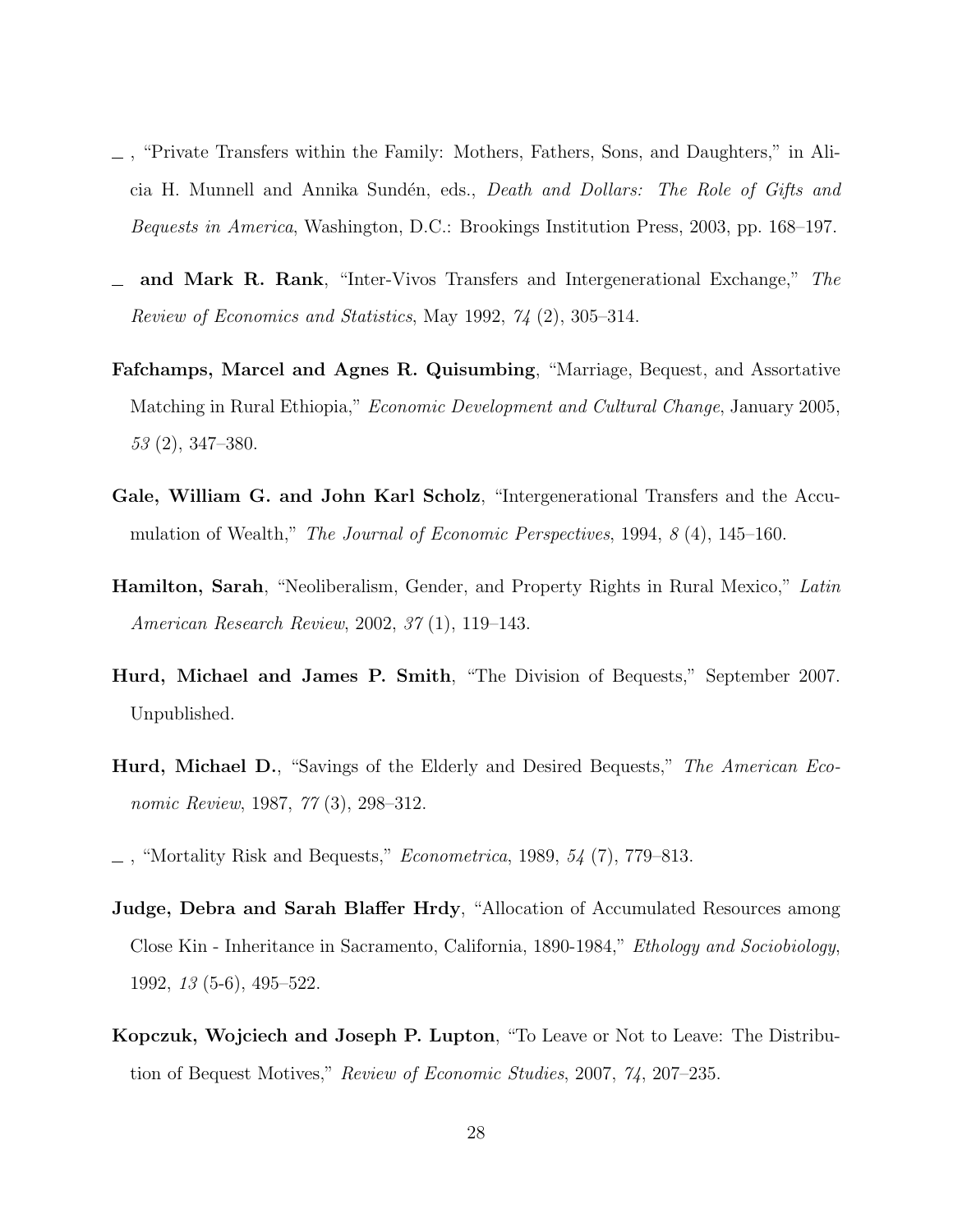_ , "Private Transfers within the Family: Mothers, Fathers, Sons, and Daughters," in Alicia H. Munnell and Annika Sundén, eds., *Death and Dollars: The Role of Gifts and Bequests in America*, Washington, D.C.: Brookings Institution Press, 2003, pp. 168–197.

_ **and Mark R. Rank**, "Inter-Vivos Transfers and Intergenerational Exchange," *The Review of Economics and Statistics*, May 1992, *74* (2), 305–314.

**Fafchamps, Marcel and Agnes R. Quisumbing**, "Marriage, Bequest, and Assortative Matching in Rural Ethiopia," *Economic Development and Cultural Change*, January 2005, *53* (2), 347–380.

**Gale, William G. and John Karl Scholz**, "Intergenerational Transfers and the Accumulation of Wealth," *The Journal of Economic Perspectives*, 1994, *8* (4), 145–160.

**Hamilton, Sarah**, "Neoliberalism, Gender, and Property Rights in Rural Mexico," *Latin American Research Review*, 2002, *37* (1), 119–143.

**Hurd, Michael and James P. Smith**, "The Division of Bequests," September 2007. Unpublished.

**Hurd, Michael D.**, "Savings of the Elderly and Desired Bequests," *The American Economic Review*, 1987, *77* (3), 298–312.

_ , "Mortality Risk and Bequests," *Econometrica*, 1989, *54* (7), 779–813.

**Judge, Debra and Sarah Blaffer Hrdy**, "Allocation of Accumulated Resources among Close Kin - Inheritance in Sacramento, California, 1890-1984," *Ethology and Sociobiology*, 1992, *13* (5-6), 495–522.

**Kopczuk, Wojciech and Joseph P. Lupton**, "To Leave or Not to Leave: The Distribution of Bequest Motives," *Review of Economic Studies*, 2007, *74*, 207–235.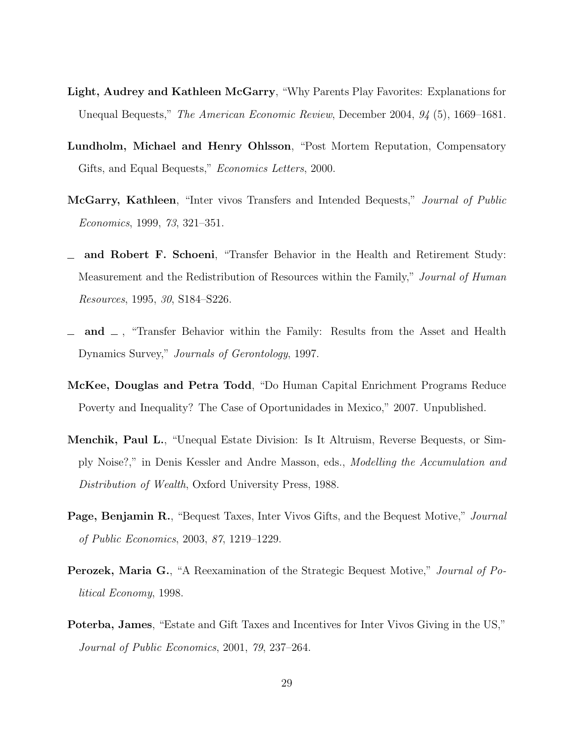**Light, Audrey and Kathleen McGarry**, "Why Parents Play Favorites: Explanations for Unequal Bequests," *The American Economic Review*, December 2004, *94* (5), 1669–1681.

**Lundholm, Michael and Henry Ohlsson**, "Post Mortem Reputation, Compensatory Gifts, and Equal Bequests," *Economics Letters*, 2000.

**McGarry, Kathleen**, "Inter vivos Transfers and Intended Bequests," *Journal of Public Economics*, 1999, *73*, 321–351.

_ **and Robert F. Schoeni**, "Transfer Behavior in the Health and Retirement Study: Measurement and the Redistribution of Resources within the Family," *Journal of Human Resources*, 1995, *30*, S184–S226.

_ **and** _ , "Transfer Behavior within the Family: Results from the Asset and Health Dynamics Survey," *Journals of Gerontology*, 1997.

**McKee, Douglas and Petra Todd**, "Do Human Capital Enrichment Programs Reduce Poverty and Inequality? The Case of Oportunidades in Mexico," 2007. Unpublished.

**Menchik, Paul L.**, "Unequal Estate Division: Is It Altruism, Reverse Bequests, or Simply Noise?," in Denis Kessler and Andre Masson, eds., *Modelling the Accumulation and Distribution of Wealth*, Oxford University Press, 1988.

**Page, Benjamin R.**, "Bequest Taxes, Inter Vivos Gifts, and the Bequest Motive," *Journal of Public Economics*, 2003, *87*, 1219–1229.

**Perozek, Maria G.**, "A Reexamination of the Strategic Bequest Motive," *Journal of Political Economy*, 1998.

**Poterba, James**, "Estate and Gift Taxes and Incentives for Inter Vivos Giving in the US," *Journal of Public Economics*, 2001, *79*, 237–264.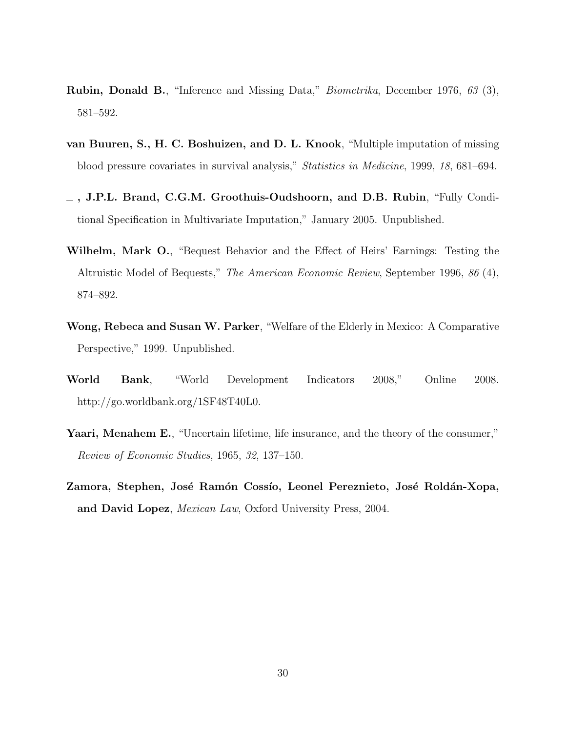**Rubin, Donald B.**, "Inference and Missing Data," *Biometrika*, December 1976, *63* (3), 581–592.

**van Buuren, S., H. C. Boshuizen, and D. L. Knook**, "Multiple imputation of missing blood pressure covariates in survival analysis," *Statistics in Medicine*, 1999, *18*, 681–694.

**_ , J.P.L. Brand, C.G.M. Groothuis-Oudshoorn, and D.B. Rubin**, "Fully Conditional Specification in Multivariate Imputation," January 2005. Unpublished.

**Wilhelm, Mark O.**, "Bequest Behavior and the Effect of Heirs' Earnings: Testing the Altruistic Model of Bequests," *The American Economic Review*, September 1996, *86* (4), 874–892.

**Wong, Rebeca and Susan W. Parker**, "Welfare of the Elderly in Mexico: A Comparative Perspective," 1999. Unpublished.

**World Bank**, "World Development Indicators 2008," Online 2008. http://go.worldbank.org/1SF48T40L0.

**Yaari, Menahem E.**, "Uncertain lifetime, life insurance, and the theory of the consumer," *Review of Economic Studies*, 1965, *32*, 137–150.

**Zamora, Stephen, José Ramón Cossío, Leonel Pereznieto, José Roldán-Xopa, and David Lopez**, *Mexican Law*, Oxford University Press, 2004.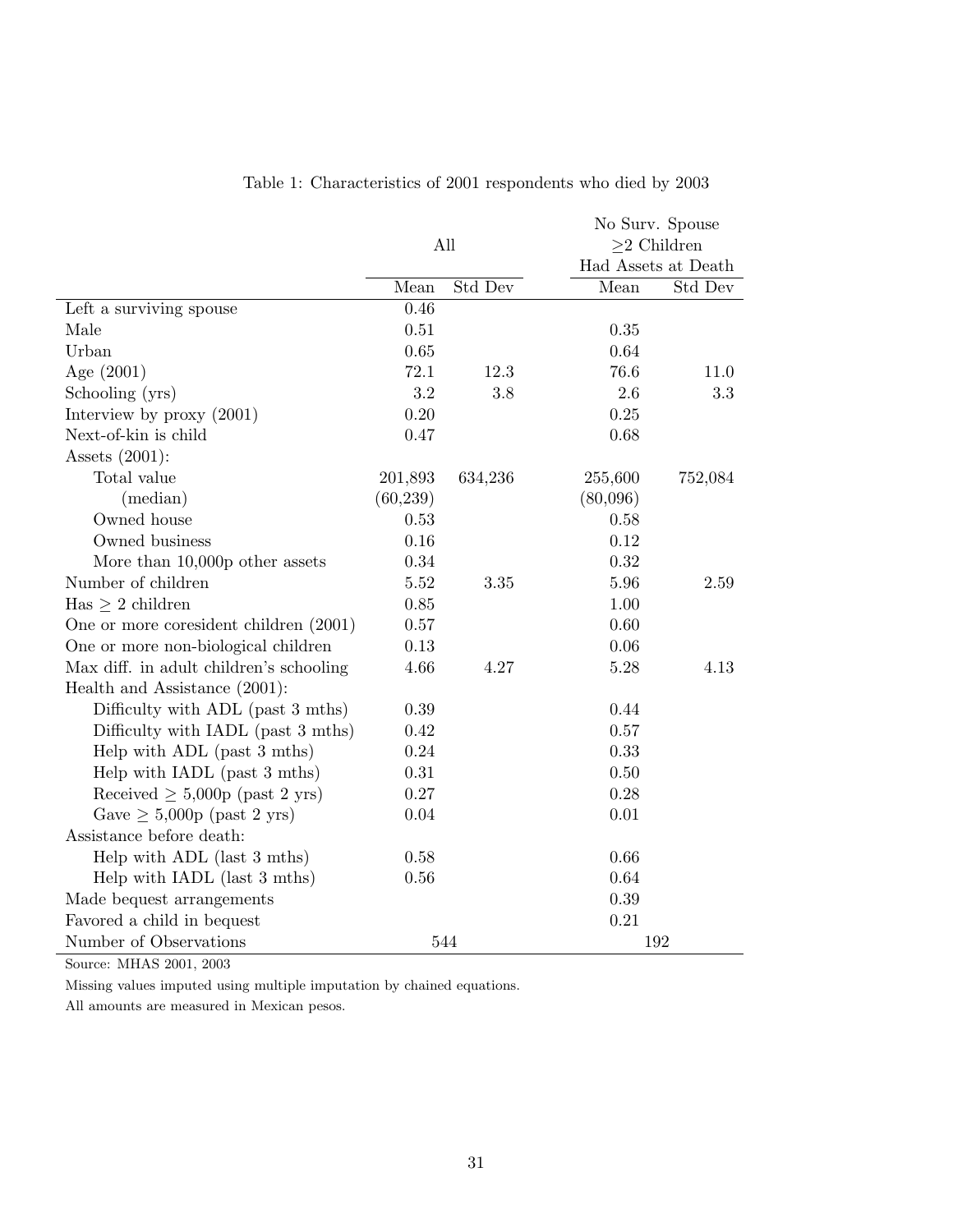Table 1: Characteristics of 2001 respondents who died by 2003

| | All | | No Surv. Spouse $\geq$2 Children Had Assets at Death | |
|---|---|---|---|---|
| | Mean | Std Dev | Mean | Std Dev |
| Left a surviving spouse | 0.46 | | | |
| Male | 0.51 | | 0.35 | |
| Urban | 0.65 | | 0.64 | |
| Age (2001) | 72.1 | 12.3 | 76.6 | 11.0 |
| Schooling (yrs) | 3.2 | 3.8 | 2.6 | 3.3 |
| Interview by proxy (2001) | 0.20 | | 0.25 | |
| Next-of-kin is child | 0.47 | | 0.68 | |
| Assets (2001): | | | | |
| Total value | 201,893 | 634,236 | 255,600 | 752,084 |
| (median) | (60,239) | | (80,096) | |
| Owned house | 0.53 | | 0.58 | |
| Owned business | 0.16 | | 0.12 | |
| More than 10,000p other assets | 0.34 | | 0.32 | |
| Number of children | 5.52 | 3.35 | 5.96 | 2.59 |
| Has $\geq$ 2 children | 0.85 | | 1.00 | |
| One or more coresident children (2001) | 0.57 | | 0.60 | |
| One or more non-biological children | 0.13 | | 0.06 | |
| Max diff. in adult children's schooling | 4.66 | 4.27 | 5.28 | 4.13 |
| Health and Assistance (2001): | | | | |
| Difficulty with ADL (past 3 mths) | 0.39 | | 0.44 | |
| Difficulty with IADL (past 3 mths) | 0.42 | | 0.57 | |
| Help with ADL (past 3 mths) | 0.24 | | 0.33 | |
| Help with IADL (past 3 mths) | 0.31 | | 0.50 | |
| Received $\geq$ 5,000p (past 2 yrs) | 0.27 | | 0.28 | |
| Gave $\geq$ 5,000p (past 2 yrs) | 0.04 | | 0.01 | |
| Assistance before death: | | | | |
| Help with ADL (last 3 mths) | 0.58 | | 0.66 | |
| Help with IADL (last 3 mths) | 0.56 | | 0.64 | |
| Made bequest arrangements | | | 0.39 | |
| Favored a child in bequest | | | 0.21 | |
| Number of Observations | 544 | | 192 | |

Source: MHAS 2001, 2003

Missing values imputed using multiple imputation by chained equations.

All amounts are measured in Mexican pesos.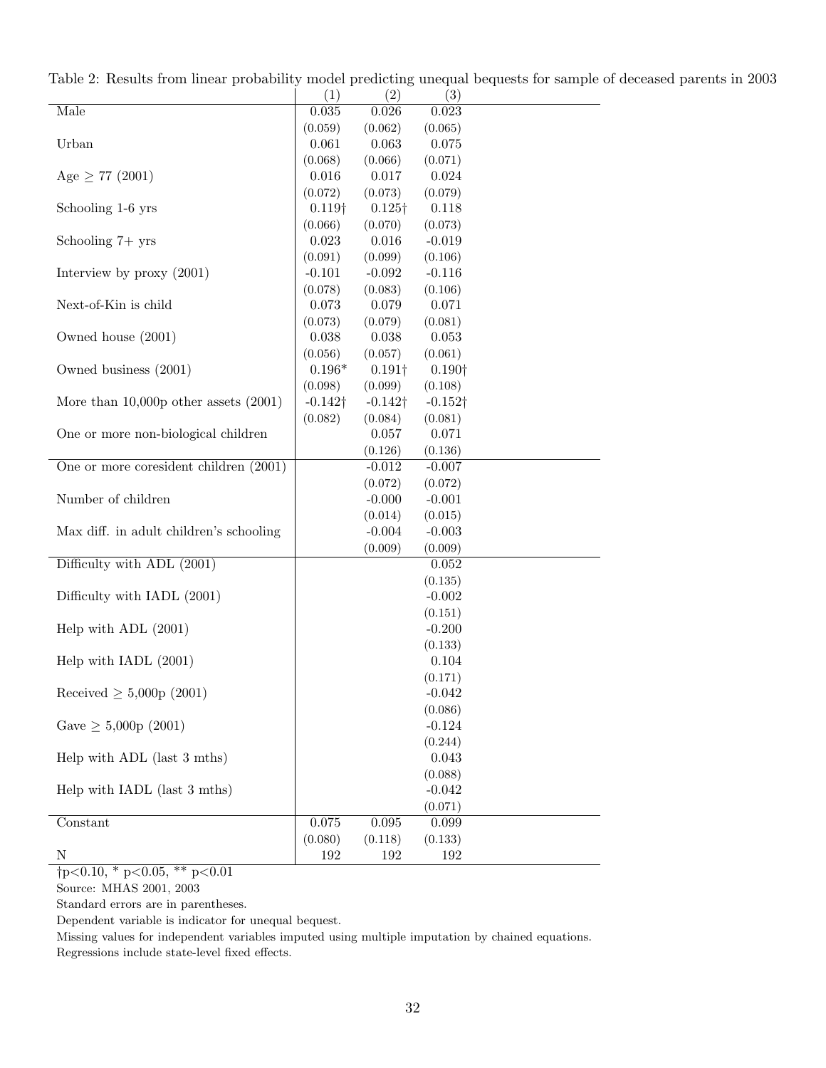Table 2: Results from linear probability model predicting unequal bequests for sample of deceased parents in 2003

| | (1) | (2) | (3) |
|---|---|---|---|
| Male | 0.035 | 0.026 | 0.023 |
| | (0.059) | (0.062) | (0.065) |
| Urban | 0.061 | 0.063 | 0.075 |
| | (0.068) | (0.066) | (0.071) |
| Age ≥ 77 (2001) | 0.016 | 0.017 | 0.024 |
| | (0.072) | (0.073) | (0.079) |
| Schooling 1-6 yrs | 0.119† | 0.125† | 0.118 |
| | (0.066) | (0.070) | (0.073) |
| Schooling 7+ yrs | 0.023 | 0.016 | -0.019 |
| | (0.091) | (0.099) | (0.106) |
| Interview by proxy (2001) | -0.101 | -0.092 | -0.116 |
| | (0.078) | (0.083) | (0.106) |
| Next-of-Kin is child | 0.073 | 0.079 | 0.071 |
| | (0.073) | (0.079) | (0.081) |
| Owned house (2001) | 0.038 | 0.038 | 0.053 |
| | (0.056) | (0.057) | (0.061) |
| Owned business (2001) | 0.196* | 0.191† | 0.190† |
| | (0.098) | (0.099) | (0.108) |
| More than 10,000p other assets (2001) | -0.142† | -0.142† | -0.152† |
| | (0.082) | (0.084) | (0.081) |
| One or more non-biological children | | 0.057 | 0.071 |
| | | (0.126) | (0.136) |
| One or more coresident children (2001) | | -0.012 | -0.007 |
| | | (0.072) | (0.072) |
| Number of children | | -0.000 | -0.001 |
| | | (0.014) | (0.015) |
| Max diff. in adult children's schooling | | -0.004 | -0.003 |
| | | (0.009) | (0.009) |
| Difficulty with ADL (2001) | | | 0.052 |
| | | | (0.135) |
| Difficulty with IADL (2001) | | | -0.002 |
| | | | (0.151) |
| Help with ADL (2001) | | | -0.200 |
| | | | (0.133) |
| Help with IADL (2001) | | | 0.104 |
| | | | (0.171) |
| Received ≥ 5,000p (2001) | | | -0.042 |
| | | | (0.086) |
| Gave ≥ 5,000p (2001) | | | -0.124 |
| | | | (0.244) |
| Help with ADL (last 3 mths) | | | 0.043 |
| | | | (0.088) |
| Help with IADL (last 3 mths) | | | -0.042 |
| | | | (0.071) |
| Constant | 0.075 | 0.095 | 0.099 |
| | (0.080) | (0.118) | (0.133) |
| N | 192 | 192 | 192 |

†p<0.10, * p<0.05, ** p<0.01

Source: MHAS 2001, 2003

Standard errors are in parentheses.

Dependent variable is indicator for unequal bequest.

Missing values for independent variables imputed using multiple imputation by chained equations.

Regressions include state-level fixed effects.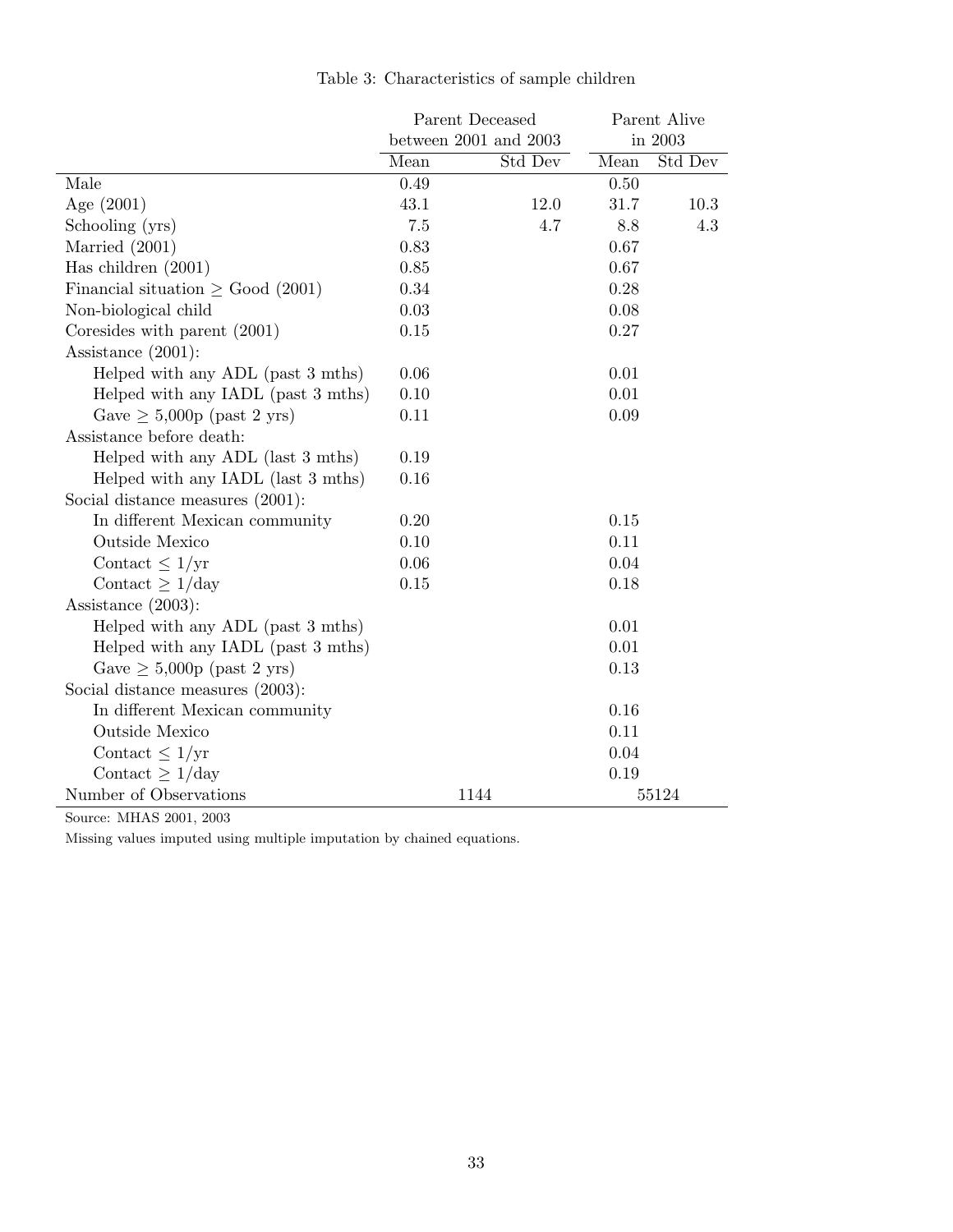Table 3: Characteristics of sample children

| | Parent Deceased between 2001 and 2003 | | Parent Alive in 2003 | |
|---|---|---|---|---|
| | Mean | Std Dev | Mean | Std Dev |
| Male | 0.49 | | 0.50 | |
| Age (2001) | 43.1 | 12.0 | 31.7 | 10.3 |
| Schooling (yrs) | 7.5 | 4.7 | 8.8 | 4.3 |
| Married (2001) | 0.83 | | 0.67 | |
| Has children (2001) | 0.85 | | 0.67 | |
| Financial situation $\geq$ Good (2001) | 0.34 | | 0.28 | |
| Non-biological child | 0.03 | | 0.08 | |
| Coresides with parent (2001) | 0.15 | | 0.27 | |
| Assistance (2001): | | | | |
| Helped with any ADL (past 3 mths) | 0.06 | | 0.01 | |
| Helped with any IADL (past 3 mths) | 0.10 | | 0.01 | |
| Gave $\geq$ 5,000p (past 2 yrs) | 0.11 | | 0.09 | |
| Assistance before death: | | | | |
| Helped with any ADL (last 3 mths) | 0.19 | | | |
| Helped with any IADL (last 3 mths) | 0.16 | | | |
| Social distance measures (2001): | | | | |
| In different Mexican community | 0.20 | | 0.15 | |
| Outside Mexico | 0.10 | | 0.11 | |
| Contact $\leq$ 1/yr | 0.06 | | 0.04 | |
| Contact $\geq$ 1/day | 0.15 | | 0.18 | |
| Assistance (2003): | | | | |
| Helped with any ADL (past 3 mths) | | | 0.01 | |
| Helped with any IADL (past 3 mths) | | | 0.01 | |
| Gave $\geq$ 5,000p (past 2 yrs) | | | 0.13 | |
| Social distance measures (2003): | | | | |
| In different Mexican community | | | 0.16 | |
| Outside Mexico | | | 0.11 | |
| Contact $\leq$ 1/yr | | | 0.04 | |
| Contact $\geq$ 1/day | | | 0.19 | |
| Number of Observations | 1144 | | 55124 | |

Source: MHAS 2001, 2003

Missing values imputed using multiple imputation by chained equations.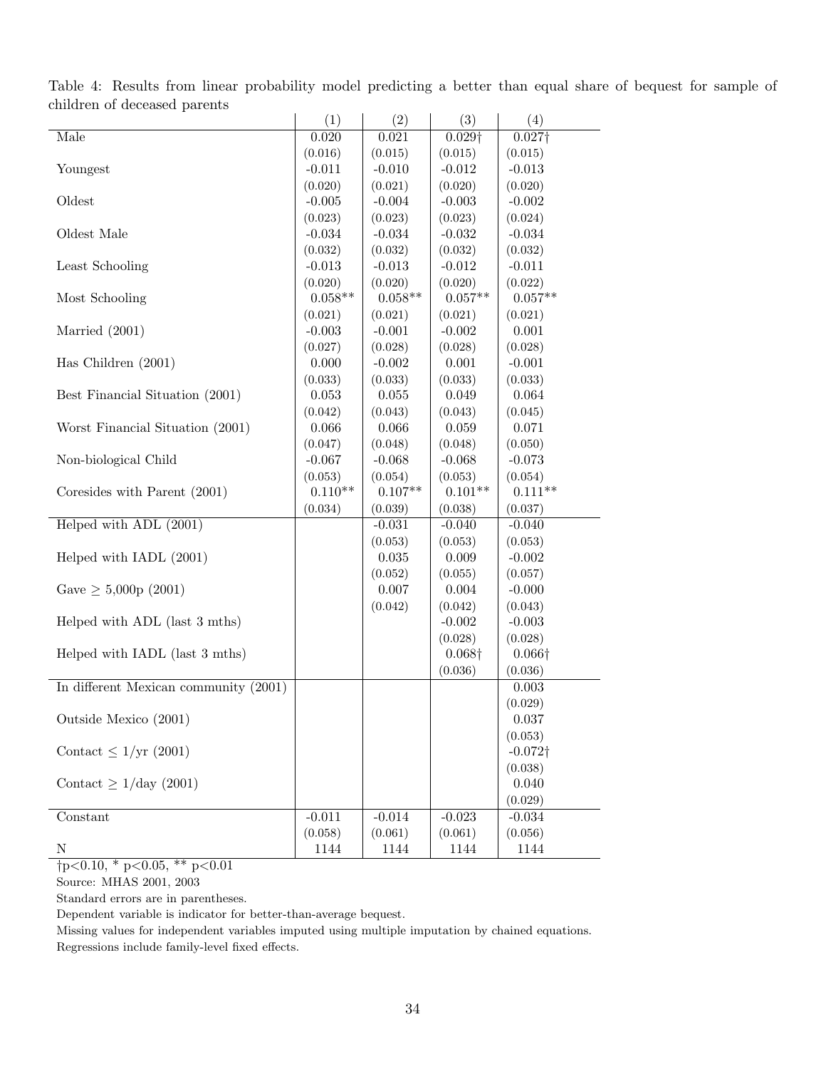Table 4: Results from linear probability model predicting a better than equal share of bequest for sample of children of deceased parents

| | (1) | (2) | (3) | (4) |
|---|---|---|---|---|
| Male | 0.020 | 0.021 | 0.029† | 0.027† |
| | (0.016) | (0.015) | (0.015) | (0.015) |
| Youngest | -0.011 | -0.010 | -0.012 | -0.013 |
| | (0.020) | (0.021) | (0.020) | (0.020) |
| Oldest | -0.005 | -0.004 | -0.003 | -0.002 |
| | (0.023) | (0.023) | (0.023) | (0.024) |
| Oldest Male | -0.034 | -0.034 | -0.032 | -0.034 |
| | (0.032) | (0.032) | (0.032) | (0.032) |
| Least Schooling | -0.013 | -0.013 | -0.012 | -0.011 |
| | (0.020) | (0.020) | (0.020) | (0.022) |
| Most Schooling | 0.058** | 0.058** | 0.057** | 0.057** |
| | (0.021) | (0.021) | (0.021) | (0.021) |
| Married (2001) | -0.003 | -0.001 | -0.002 | 0.001 |
| | (0.027) | (0.028) | (0.028) | (0.028) |
| Has Children (2001) | 0.000 | -0.002 | 0.001 | -0.001 |
| | (0.033) | (0.033) | (0.033) | (0.033) |
| Best Financial Situation (2001) | 0.053 | 0.055 | 0.049 | 0.064 |
| | (0.042) | (0.043) | (0.043) | (0.045) |
| Worst Financial Situation (2001) | 0.066 | 0.066 | 0.059 | 0.071 |
| | (0.047) | (0.048) | (0.048) | (0.050) |
| Non-biological Child | -0.067 | -0.068 | -0.068 | -0.073 |
| | (0.053) | (0.054) | (0.053) | (0.054) |
| Coresides with Parent (2001) | 0.110** | 0.107** | 0.101** | 0.111** |
| | (0.034) | (0.039) | (0.038) | (0.037) |
| Helped with ADL (2001) | | -0.031 | -0.040 | -0.040 |
| | | (0.053) | (0.053) | (0.053) |
| Helped with IADL (2001) | | 0.035 | 0.009 | -0.002 |
| | | (0.052) | (0.055) | (0.057) |
| Gave ≥ 5,000p (2001) | | 0.007 | 0.004 | -0.000 |
| | | (0.042) | (0.042) | (0.043) |
| Helped with ADL (last 3 mths) | | | -0.002 | -0.003 |
| | | | (0.028) | (0.028) |
| Helped with IADL (last 3 mths) | | | 0.068† | 0.066† |
| | | | (0.036) | (0.036) |
| In different Mexican community (2001) | | | | 0.003 |
| | | | | (0.029) |
| Outside Mexico (2001) | | | | 0.037 |
| | | | | (0.053) |
| Contact ≤ 1/yr (2001) | | | | -0.072† |
| | | | | (0.038) |
| Contact ≥ 1/day (2001) | | | | 0.040 |
| | | | | (0.029) |
| Constant | -0.011 | -0.014 | -0.023 | -0.034 |
| | (0.058) | (0.061) | (0.061) | (0.056) |
| N | 1144 | 1144 | 1144 | 1144 |

†p<0.10, * p<0.05, ** p<0.01

Source: MHAS 2001, 2003

Standard errors are in parentheses.

Dependent variable is indicator for better-than-average bequest.

Missing values for independent variables imputed using multiple imputation by chained equations.

Regressions include family-level fixed effects.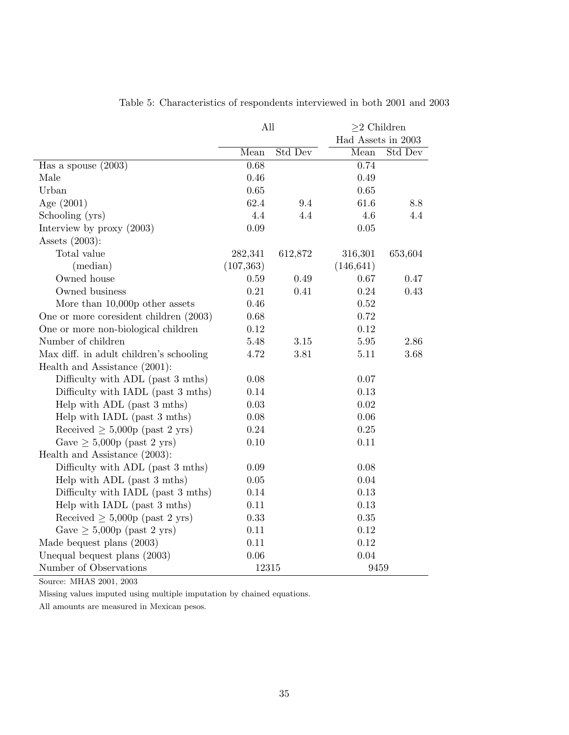Table 5: Characteristics of respondents interviewed in both 2001 and 2003

| | All | | ≥2 Children Had Assets in 2003 | |
|---|---|---|---|---|
| | Mean | Std Dev | Mean | Std Dev |
| Has a spouse (2003) | 0.68 | | 0.74 | |
| Male | 0.46 | | 0.49 | |
| Urban | 0.65 | | 0.65 | |
| Age (2001) | 62.4 | 9.4 | 61.6 | 8.8 |
| Schooling (yrs) | 4.4 | 4.4 | 4.6 | 4.4 |
| Interview by proxy (2003) | 0.09 | | 0.05 | |
| Assets (2003): | | | | |
| Total value | 282,341 | 612,872 | 316,301 | 653,604 |
| (median) | (107,363) | | (146,641) | |
| Owned house | 0.59 | 0.49 | 0.67 | 0.47 |
| Owned business | 0.21 | 0.41 | 0.24 | 0.43 |
| More than 10,000p other assets | 0.46 | | 0.52 | |
| One or more coresident children (2003) | 0.68 | | 0.72 | |
| One or more non-biological children | 0.12 | | 0.12 | |
| Number of children | 5.48 | 3.15 | 5.95 | 2.86 |
| Max diff. in adult children's schooling | 4.72 | 3.81 | 5.11 | 3.68 |
| Health and Assistance (2001): | | | | |
| Difficulty with ADL (past 3 mths) | 0.08 | | 0.07 | |
| Difficulty with IADL (past 3 mths) | 0.14 | | 0.13 | |
| Help with ADL (past 3 mths) | 0.03 | | 0.02 | |
| Help with IADL (past 3 mths) | 0.08 | | 0.06 | |
| Received ≥ 5,000p (past 2 yrs) | 0.24 | | 0.25 | |
| Gave ≥ 5,000p (past 2 yrs) | 0.10 | | 0.11 | |
| Health and Assistance (2003): | | | | |
| Difficulty with ADL (past 3 mths) | 0.09 | | 0.08 | |
| Help with ADL (past 3 mths) | 0.05 | | 0.04 | |
| Difficulty with IADL (past 3 mths) | 0.14 | | 0.13 | |
| Help with IADL (past 3 mths) | 0.11 | | 0.13 | |
| Received ≥ 5,000p (past 2 yrs) | 0.33 | | 0.35 | |
| Gave ≥ 5,000p (past 2 yrs) | 0.11 | | 0.12 | |
| Made bequest plans (2003) | 0.11 | | 0.12 | |
| Unequal bequest plans (2003) | 0.06 | | 0.04 | |
| Number of Observations | 12315 | | 9459 | |

Source: MHAS 2001, 2003

Missing values imputed using multiple imputation by chained equations.

All amounts are measured in Mexican pesos.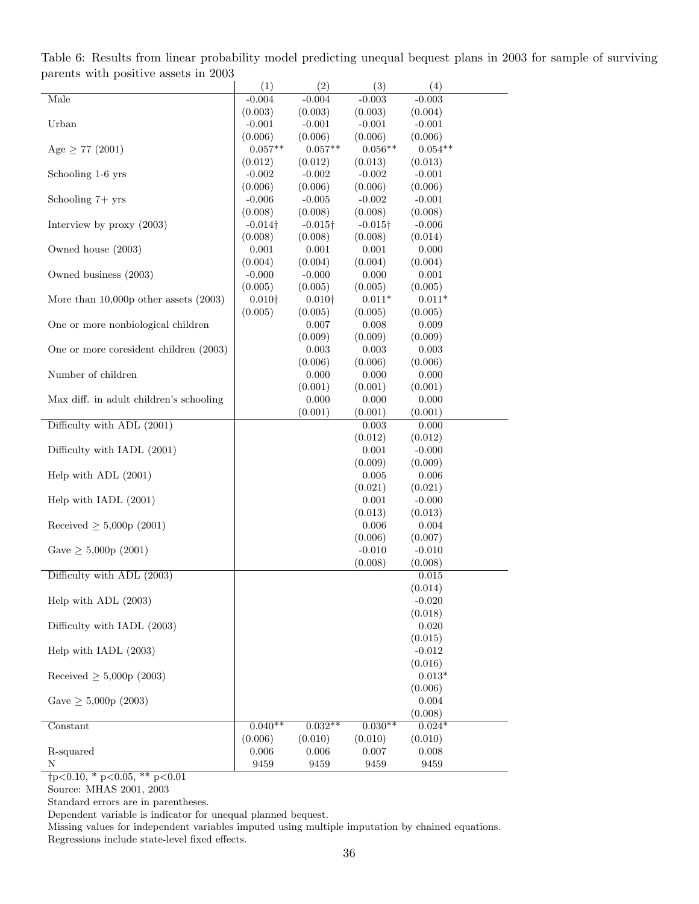Table 6: Results from linear probability model predicting unequal bequest plans in 2003 for sample of surviving parents with positive assets in 2003

| | (1) | (2) | (3) | (4) |
|---|---|---|---|---|
| Male | -0.004 | -0.004 | -0.003 | -0.003 |
| | (0.003) | (0.003) | (0.003) | (0.004) |
| Urban | -0.001 | -0.001 | -0.001 | -0.001 |
| | (0.006) | (0.006) | (0.006) | (0.006) |
| Age $\geq$ 77 (2001) | 0.057** | 0.057** | 0.056** | 0.054** |
| | (0.012) | (0.012) | (0.013) | (0.013) |
| Schooling 1-6 yrs | -0.002 | -0.002 | -0.002 | -0.001 |
| | (0.006) | (0.006) | (0.006) | (0.006) |
| Schooling 7+ yrs | -0.006 | -0.005 | -0.002 | -0.001 |
| | (0.008) | (0.008) | (0.008) | (0.008) |
| Interview by proxy (2003) | -0.014† | -0.015† | -0.015† | -0.006 |
| | (0.008) | (0.008) | (0.008) | (0.014) |
| Owned house (2003) | 0.001 | 0.001 | 0.001 | 0.000 |
| | (0.004) | (0.004) | (0.004) | (0.004) |
| Owned business (2003) | -0.000 | -0.000 | 0.000 | 0.001 |
| | (0.005) | (0.005) | (0.005) | (0.005) |
| More than 10,000p other assets (2003) | 0.010† | 0.010† | 0.011* | 0.011* |
| | (0.005) | (0.005) | (0.005) | (0.005) |
| One or more nonbiological children | | 0.007 | 0.008 | 0.009 |
| | | (0.009) | (0.009) | (0.009) |
| One or more coresident children (2003) | | 0.003 | 0.003 | 0.003 |
| | | (0.006) | (0.006) | (0.006) |
| Number of children | | 0.000 | 0.000 | 0.000 |
| | | (0.001) | (0.001) | (0.001) |
| Max diff. in adult children's schooling | | 0.000 | 0.000 | 0.000 |
| | | (0.001) | (0.001) | (0.001) |
| Difficulty with ADL (2001) | | | 0.003 | 0.000 |
| | | | (0.012) | (0.012) |
| Difficulty with IADL (2001) | | | 0.001 | -0.000 |
| | | | (0.009) | (0.009) |
| Help with ADL (2001) | | | 0.005 | 0.006 |
| | | | (0.021) | (0.021) |
| Help with IADL (2001) | | | 0.001 | -0.000 |
| | | | (0.013) | (0.013) |
| Received $\geq$ 5,000p (2001) | | | 0.006 | 0.004 |
| | | | (0.006) | (0.007) |
| Gave $\geq$ 5,000p (2001) | | | -0.010 | -0.010 |
| | | | (0.008) | (0.008) |
| Difficulty with ADL (2003) | | | | 0.015 |
| | | | | (0.014) |
| Help with ADL (2003) | | | | -0.020 |
| | | | | (0.018) |
| Difficulty with IADL (2003) | | | | 0.020 |
| | | | | (0.015) |
| Help with IADL (2003) | | | | -0.012 |
| | | | | (0.016) |
| Received $\geq$ 5,000p (2003) | | | | 0.013* |
| | | | | (0.006) |
| Gave $\geq$ 5,000p (2003) | | | | 0.004 |
| | | | | (0.008) |
| Constant | 0.040** | 0.032** | 0.030** | 0.024* |
| | (0.006) | (0.010) | (0.010) | (0.010) |
| R-squared | 0.006 | 0.006 | 0.007 | 0.008 |
| N | 9459 | 9459 | 9459 | 9459 |

†p<0.10, * p<0.05, ** p<0.01

Source: MHAS 2001, 2003

Standard errors are in parentheses.

Dependent variable is indicator for unequal planned bequest.

Missing values for independent variables imputed using multiple imputation by chained equations.

Regressions include state-level fixed effects.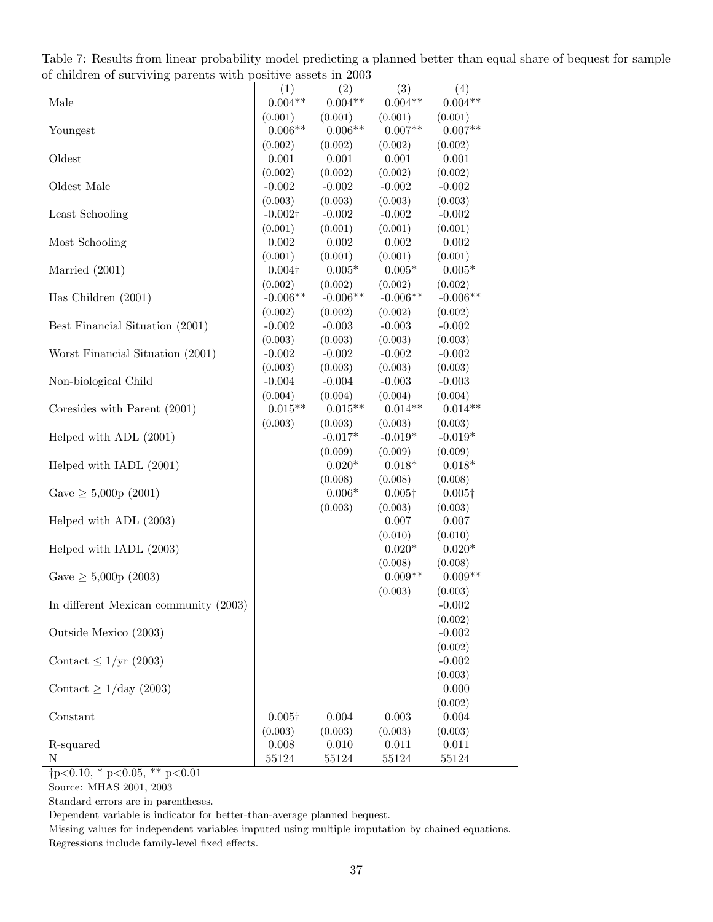Table 7: Results from linear probability model predicting a planned better than equal share of bequest for sample of children of surviving parents with positive assets in 2003

| | (1) | (2) | (3) | (4) |
|---|---|---|---|---|
| Male | 0.004** | 0.004** | 0.004** | 0.004** |
| | (0.001) | (0.001) | (0.001) | (0.001) |
| Youngest | 0.006** | 0.006** | 0.007** | 0.007** |
| | (0.002) | (0.002) | (0.002) | (0.002) |
| Oldest | 0.001 | 0.001 | 0.001 | 0.001 |
| | (0.002) | (0.002) | (0.002) | (0.002) |
| Oldest Male | -0.002 | -0.002 | -0.002 | -0.002 |
| | (0.003) | (0.003) | (0.003) | (0.003) |
| Least Schooling | -0.002† | -0.002 | -0.002 | -0.002 |
| | (0.001) | (0.001) | (0.001) | (0.001) |
| Most Schooling | 0.002 | 0.002 | 0.002 | 0.002 |
| | (0.001) | (0.001) | (0.001) | (0.001) |
| Married (2001) | 0.004† | 0.005* | 0.005* | 0.005* |
| | (0.002) | (0.002) | (0.002) | (0.002) |
| Has Children (2001) | -0.006** | -0.006** | -0.006** | -0.006** |
| | (0.002) | (0.002) | (0.002) | (0.002) |
| Best Financial Situation (2001) | -0.002 | -0.003 | -0.003 | -0.002 |
| | (0.003) | (0.003) | (0.003) | (0.003) |
| Worst Financial Situation (2001) | -0.002 | -0.002 | -0.002 | -0.002 |
| | (0.003) | (0.003) | (0.003) | (0.003) |
| Non-biological Child | -0.004 | -0.004 | -0.003 | -0.003 |
| | (0.004) | (0.004) | (0.004) | (0.004) |
| Coresides with Parent (2001) | 0.015** | 0.015** | 0.014** | 0.014** |
| | (0.003) | (0.003) | (0.003) | (0.003) |
| Helped with ADL (2001) | | -0.017* | -0.019* | -0.019* |
| | | (0.009) | (0.009) | (0.009) |
| Helped with IADL (2001) | | 0.020* | 0.018* | 0.018* |
| | | (0.008) | (0.008) | (0.008) |
| Gave ≥ 5,000p (2001) | | 0.006* | 0.005† | 0.005† |
| | | (0.003) | (0.003) | (0.003) |
| Helped with ADL (2003) | | | 0.007 | 0.007 |
| | | | (0.010) | (0.010) |
| Helped with IADL (2003) | | | 0.020* | 0.020* |
| | | | (0.008) | (0.008) |
| Gave ≥ 5,000p (2003) | | | 0.009** | 0.009** |
| | | | (0.003) | (0.003) |
| In different Mexican community (2003) | | | | -0.002 |
| | | | | (0.002) |
| Outside Mexico (2003) | | | | -0.002 |
| | | | | (0.002) |
| Contact ≤ 1/yr (2003) | | | | -0.002 |
| | | | | (0.003) |
| Contact ≥ 1/day (2003) | | | | 0.000 |
| | | | | (0.002) |
| Constant | 0.005† | 0.004 | 0.003 | 0.004 |
| | (0.003) | (0.003) | (0.003) | (0.003) |
| R-squared | 0.008 | 0.010 | 0.011 | 0.011 |
| N | 55124 | 55124 | 55124 | 55124 |

†p<0.10, * p<0.05, ** p<0.01

Source: MHAS 2001, 2003

Standard errors are in parentheses.

Dependent variable is indicator for better-than-average planned bequest.

Missing values for independent variables imputed using multiple imputation by chained equations.

Regressions include family-level fixed effects.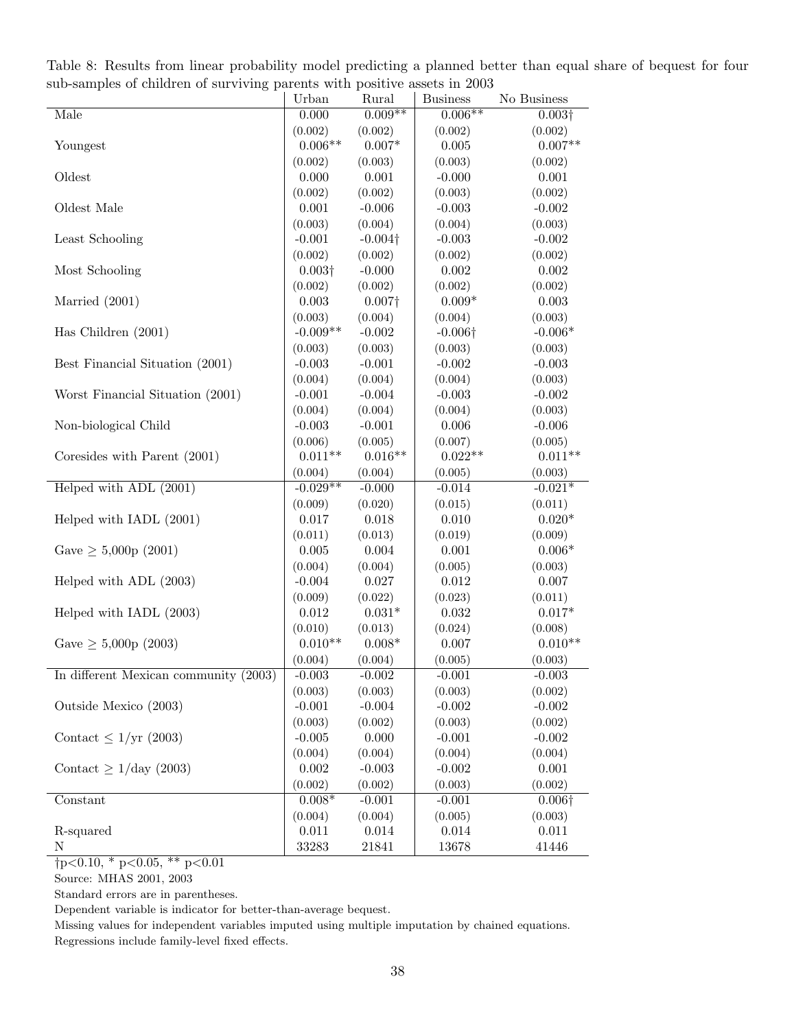Table 8: Results from linear probability model predicting a planned better than equal share of bequest for four sub-samples of children of surviving parents with positive assets in 2003

| | Urban | Rural | Business | No Business |
|---|---|---|---|---|
| Male | 0.000 | 0.009** | 0.006** | 0.003† |
| | (0.002) | (0.002) | (0.002) | (0.002) |
| Youngest | 0.006** | 0.007* | 0.005 | 0.007** |
| | (0.002) | (0.003) | (0.003) | (0.002) |
| Oldest | 0.000 | 0.001 | -0.000 | 0.001 |
| | (0.002) | (0.002) | (0.003) | (0.002) |
| Oldest Male | 0.001 | -0.006 | -0.003 | -0.002 |
| | (0.003) | (0.004) | (0.004) | (0.003) |
| Least Schooling | -0.001 | -0.004† | -0.003 | -0.002 |
| | (0.002) | (0.002) | (0.002) | (0.002) |
| Most Schooling | 0.003† | -0.000 | 0.002 | 0.002 |
| | (0.002) | (0.002) | (0.002) | (0.002) |
| Married (2001) | 0.003 | 0.007† | 0.009* | 0.003 |
| | (0.003) | (0.004) | (0.004) | (0.003) |
| Has Children (2001) | -0.009** | -0.002 | -0.006† | -0.006* |
| | (0.003) | (0.003) | (0.003) | (0.003) |
| Best Financial Situation (2001) | -0.003 | -0.001 | -0.002 | -0.003 |
| | (0.004) | (0.004) | (0.004) | (0.003) |
| Worst Financial Situation (2001) | -0.001 | -0.004 | -0.003 | -0.002 |
| | (0.004) | (0.004) | (0.004) | (0.003) |
| Non-biological Child | -0.003 | -0.001 | 0.006 | -0.006 |
| | (0.006) | (0.005) | (0.007) | (0.005) |
| Coresides with Parent (2001) | 0.011** | 0.016** | 0.022** | 0.011** |
| | (0.004) | (0.004) | (0.005) | (0.003) |
| Helped with ADL (2001) | -0.029** | -0.000 | -0.014 | -0.021* |
| | (0.009) | (0.020) | (0.015) | (0.011) |
| Helped with IADL (2001) | 0.017 | 0.018 | 0.010 | 0.020* |
| | (0.011) | (0.013) | (0.019) | (0.009) |
| Gave ≥ 5,000p (2001) | 0.005 | 0.004 | 0.001 | 0.006* |
| | (0.004) | (0.004) | (0.005) | (0.003) |
| Helped with ADL (2003) | -0.004 | 0.027 | 0.012 | 0.007 |
| | (0.009) | (0.022) | (0.023) | (0.011) |
| Helped with IADL (2003) | 0.012 | 0.031* | 0.032 | 0.017* |
| | (0.010) | (0.013) | (0.024) | (0.008) |
| Gave ≥ 5,000p (2003) | 0.010** | 0.008* | 0.007 | 0.010** |
| | (0.004) | (0.004) | (0.005) | (0.003) |
| In different Mexican community (2003) | -0.003 | -0.002 | -0.001 | -0.003 |
| | (0.003) | (0.003) | (0.003) | (0.002) |
| Outside Mexico (2003) | -0.001 | -0.004 | -0.002 | -0.002 |
| | (0.003) | (0.002) | (0.003) | (0.002) |
| Contact ≤ 1/yr (2003) | -0.005 | 0.000 | -0.001 | -0.002 |
| | (0.004) | (0.004) | (0.004) | (0.004) |
| Contact ≥ 1/day (2003) | 0.002 | -0.003 | -0.002 | 0.001 |
| | (0.002) | (0.002) | (0.003) | (0.002) |
| Constant | 0.008* | -0.001 | -0.001 | 0.006† |
| | (0.004) | (0.004) | (0.005) | (0.003) |
| R-squared | 0.011 | 0.014 | 0.014 | 0.011 |
| N | 33283 | 21841 | 13678 | 41446 |

†p<0.10, * p<0.05, ** p<0.01

Source: MHAS 2001, 2003

Standard errors are in parentheses.

Dependent variable is indicator for better-than-average bequest.

Missing values for independent variables imputed using multiple imputation by chained equations.

Regressions include family-level fixed effects.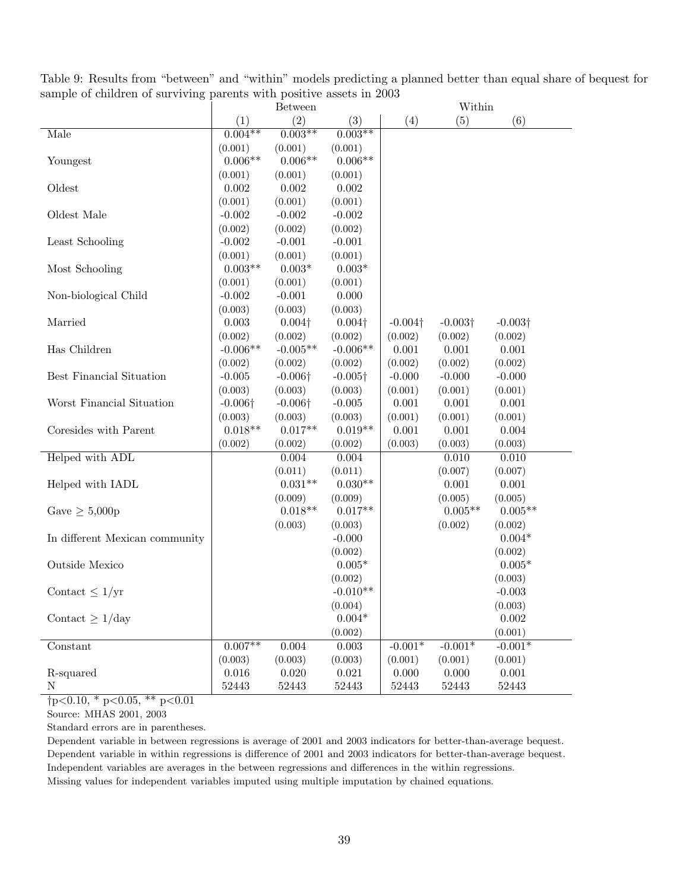Table 9: Results from "between" and "within" models predicting a planned better than equal share of bequest for sample of children of surviving parents with positive assets in 2003

| | Between | | | Within | | |
|---|---|---|---|---|---|---|
| | (1) | (2) | (3) | (4) | (5) | (6) |
| Male | 0.004** | 0.003** | 0.003** | | | |
| | (0.001) | (0.001) | (0.001) | | | |
| Youngest | 0.006** | 0.006** | 0.006** | | | |
| | (0.001) | (0.001) | (0.001) | | | |
| Oldest | 0.002 | 0.002 | 0.002 | | | |
| | (0.001) | (0.001) | (0.001) | | | |
| Oldest Male | -0.002 | -0.002 | -0.002 | | | |
| | (0.002) | (0.002) | (0.002) | | | |
| Least Schooling | -0.002 | -0.001 | -0.001 | | | |
| | (0.001) | (0.001) | (0.001) | | | |
| Most Schooling | 0.003** | 0.003* | 0.003* | | | |
| | (0.001) | (0.001) | (0.001) | | | |
| Non-biological Child | -0.002 | -0.001 | 0.000 | | | |
| | (0.003) | (0.003) | (0.003) | | | |
| Married | 0.003 | 0.004† | 0.004† | -0.004† | -0.003† | -0.003† |
| | (0.002) | (0.002) | (0.002) | (0.002) | (0.002) | (0.002) |
| Has Children | -0.006** | -0.005** | -0.006** | 0.001 | 0.001 | 0.001 |
| | (0.002) | (0.002) | (0.002) | (0.002) | (0.002) | (0.002) |
| Best Financial Situation | -0.005 | -0.006† | -0.005† | -0.000 | -0.000 | -0.000 |
| | (0.003) | (0.003) | (0.003) | (0.001) | (0.001) | (0.001) |
| Worst Financial Situation | -0.006† | -0.006† | -0.005 | 0.001 | 0.001 | 0.001 |
| | (0.003) | (0.003) | (0.003) | (0.001) | (0.001) | (0.001) |
| Coresides with Parent | 0.018** | 0.017** | 0.019** | 0.001 | 0.001 | 0.004 |
| | (0.002) | (0.002) | (0.002) | (0.003) | (0.003) | (0.003) |
| Helped with ADL | | 0.004 | 0.004 | | 0.010 | 0.010 |
| | | (0.011) | (0.011) | | (0.007) | (0.007) |
| Helped with IADL | | 0.031** | 0.030** | | 0.001 | 0.001 |
| | | (0.009) | (0.009) | | (0.005) | (0.005) |
| Gave ≥ 5,000p | | 0.018** | 0.017** | | 0.005** | 0.005** |
| | | (0.003) | (0.003) | | (0.002) | (0.002) |
| In different Mexican community | | | -0.000 | | | 0.004* |
| | | | (0.002) | | | (0.002) |
| Outside Mexico | | | 0.005* | | | 0.005* |
| | | | (0.002) | | | (0.003) |
| Contact ≤ 1/yr | | | -0.010** | | | -0.003 |
| | | | (0.004) | | | (0.003) |
| Contact ≥ 1/day | | | 0.004* | | | 0.002 |
| | | | (0.002) | | | (0.001) |
| Constant | 0.007** | 0.004 | 0.003 | -0.001* | -0.001* | -0.001* |
| | (0.003) | (0.003) | (0.003) | (0.001) | (0.001) | (0.001) |
| R-squared | 0.016 | 0.020 | 0.021 | 0.000 | 0.000 | 0.001 |
| N | 52443 | 52443 | 52443 | 52443 | 52443 | 52443 |

†p<0.10, * p<0.05, ** p<0.01

Source: MHAS 2001, 2003

Standard errors are in parentheses.

Dependent variable in between regressions is average of 2001 and 2003 indicators for better-than-average bequest.

Dependent variable in within regressions is difference of 2001 and 2003 indicators for better-than-average bequest.

Independent variables are averages in the between regressions and differences in the within regressions.

Missing values for independent variables imputed using multiple imputation by chained equations.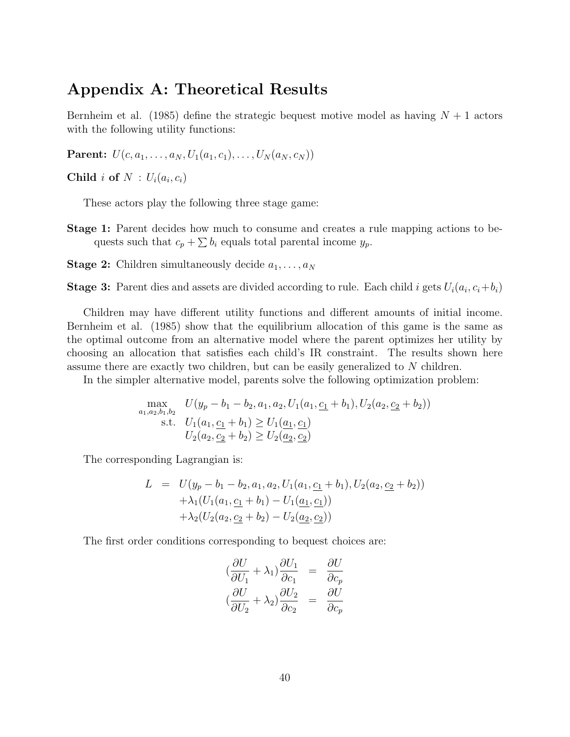# Appendix A: Theoretical Results

Bernheim et al. (1985) define the strategic bequest motive model as having $N + 1$ actors with the following utility functions:

**Parent:** $U(c, a_1, \ldots, a_N, U_1(a_1, c_1), \ldots, U_N(a_N, c_N))$

**Child** $i$ **of** $N$ : $U_i(a_i, c_i)$

These actors play the following three stage game:

**Stage 1:** Parent decides how much to consume and creates a rule mapping actions to bequests such that $c_p + \sum b_i$ equals total parental income $y_p$.

**Stage 2:** Children simultaneously decide $a_1, \ldots, a_N$

**Stage 3:** Parent dies and assets are divided according to rule. Each child $i$ gets $U_i(a_i, c_i + b_i)$

Children may have different utility functions and different amounts of initial income. Bernheim et al. (1985) show that the equilibrium allocation of this game is the same as the optimal outcome from an alternative model where the parent optimizes her utility by choosing an allocation that satisfies each child's IR constraint. The results shown here assume there are exactly two children, but can be easily generalized to $N$ children.

In the simpler alternative model, parents solve the following optimization problem:

$$
\begin{aligned}
\max_{a_1, a_2, b_1, b_2} \quad & U(y_p - b_1 - b_2, a_1, a_2, U_1(a_1, \underline{c_1} + b_1), U_2(a_2, \underline{c_2} + b_2)) \\
\text{s.t.} \quad & U_1(a_1, \underline{c_1} + b_1) \geq U_1(\underline{a_1}, \underline{c_1}) \\
& U_2(a_2, \underline{c_2} + b_2) \geq U_2(\underline{a_2}, \underline{c_2})
\end{aligned}
$$

The corresponding Lagrangian is:

$$
\begin{aligned}
L \ = \ & U(y_p - b_1 - b_2, a_1, a_2, U_1(a_1, \underline{c_1} + b_1), U_2(a_2, \underline{c_2} + b_2)) \\
& + \lambda_1 (U_1(a_1, \underline{c_1} + b_1) - U_1(\underline{a_1}, \underline{c_1})) \\
& + \lambda_2 (U_2(a_2, \underline{c_2} + b_2) - U_2(\underline{a_2}, \underline{c_2}))
\end{aligned}
$$

The first order conditions corresponding to bequest choices are:

$$
\begin{aligned}
\left(\frac{\partial U}{\partial U_1} + \lambda_1\right) \frac{\partial U_1}{\partial c_1} & = \frac{\partial U}{\partial c_p} \\
\left(\frac{\partial U}{\partial U_2} + \lambda_2\right) \frac{\partial U_2}{\partial c_2} & = \frac{\partial U}{\partial c_p}
\end{aligned}
$$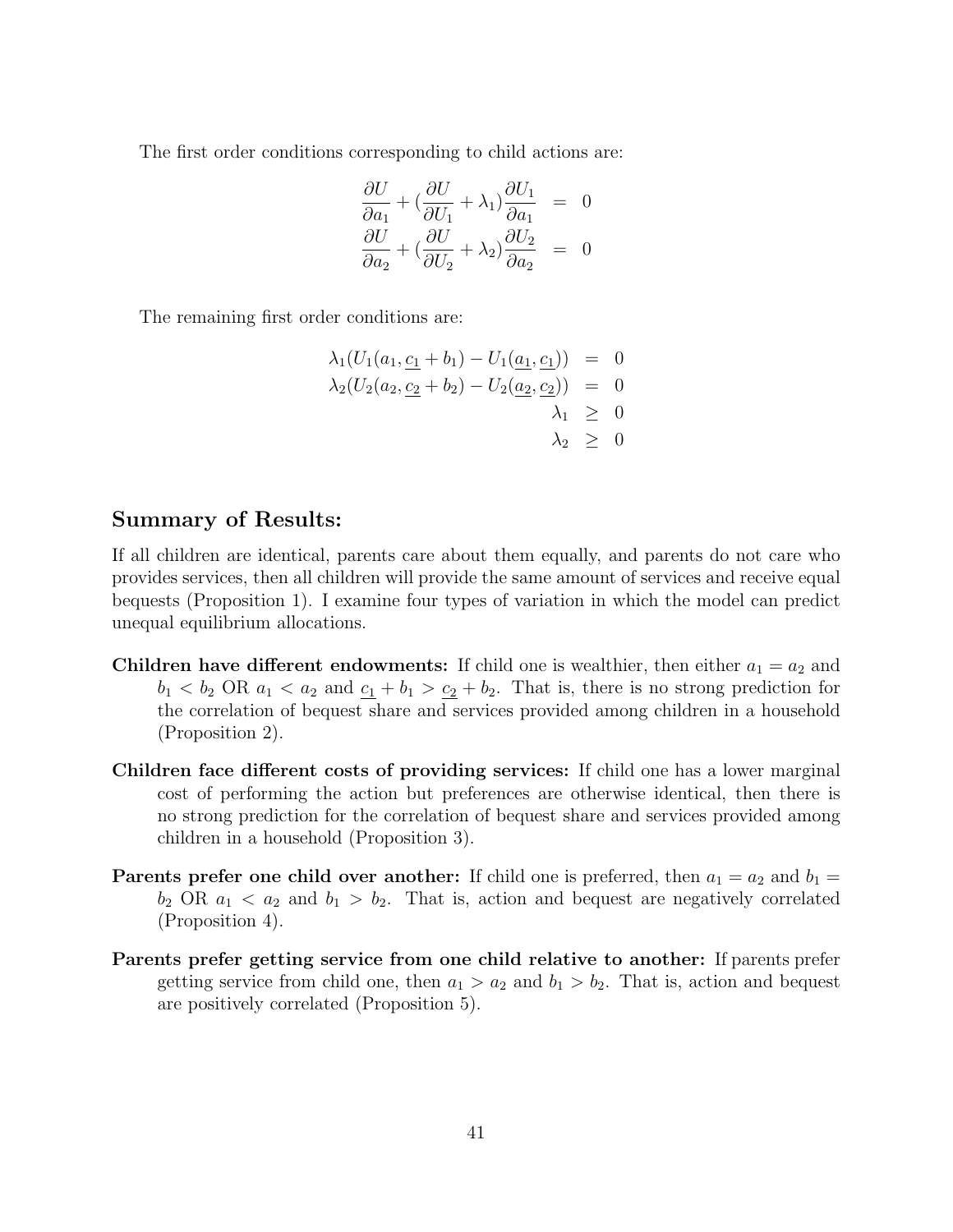The first order conditions corresponding to child actions are:

$$
\begin{aligned}
\frac{\partial U}{\partial a_1} + (\frac{\partial U}{\partial U_1} + \lambda_1)\frac{\partial U_1}{\partial a_1} &= 0 \\
\frac{\partial U}{\partial a_2} + (\frac{\partial U}{\partial U_2} + \lambda_2)\frac{\partial U_2}{\partial a_2} &= 0
\end{aligned}
$$

The remaining first order conditions are:

$$
\begin{aligned}
\lambda_1(U_1(a_1, \underline{c_1} + b_1) - U_1(\underline{a_1}, \underline{c_1})) &= 0 \\
\lambda_2(U_2(a_2, \underline{c_2} + b_2) - U_2(\underline{a_2}, \underline{c_2})) &= 0 \\
\lambda_1 &\geq 0 \\
\lambda_2 &\geq 0
\end{aligned}
$$

## Summary of Results:

If all children are identical, parents care about them equally, and parents do not care who provides services, then all children will provide the same amount of services and receive equal bequests (Proposition 1). I examine four types of variation in which the model can predict unequal equilibrium allocations.

**Children have different endowments:** If child one is wealthier, then either $a_1 = a_2$ and $b_1 < b_2$ OR $a_1 < a_2$ and $\underline{c_1} + b_1 > \underline{c_2} + b_2$. That is, there is no strong prediction for the correlation of bequest share and services provided among children in a household (Proposition 2).

**Children face different costs of providing services:** If child one has a lower marginal cost of performing the action but preferences are otherwise identical, then there is no strong prediction for the correlation of bequest share and services provided among children in a household (Proposition 3).

**Parents prefer one child over another:** If child one is preferred, then $a_1 = a_2$ and $b_1 = b_2$ OR $a_1 < a_2$ and $b_1 > b_2$. That is, action and bequest are negatively correlated (Proposition 4).

**Parents prefer getting service from one child relative to another:** If parents prefer getting service from child one, then $a_1 > a_2$ and $b_1 > b_2$. That is, action and bequest are positively correlated (Proposition 5).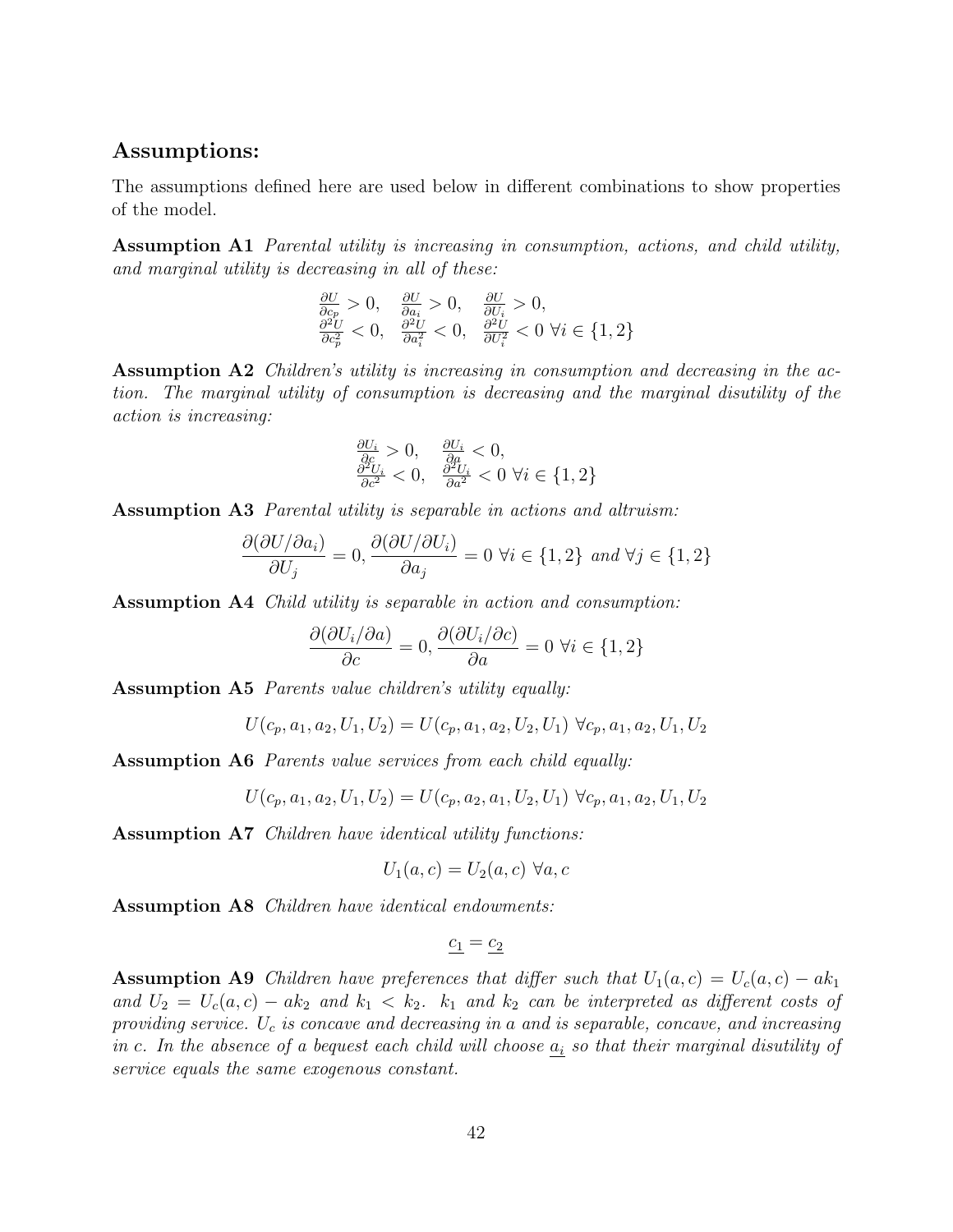## Assumptions:

The assumptions defined here are used below in different combinations to show properties of the model.

**Assumption A1** *Parental utility is increasing in consumption, actions, and child utility, and marginal utility is decreasing in all of these:*

$$\frac{\partial U}{\partial c_p} > 0, \quad \frac{\partial U}{\partial a_i} > 0, \quad \frac{\partial U}{\partial U_i} > 0,$$
$$\frac{\partial^2 U}{\partial c_p^2} < 0, \quad \frac{\partial^2 U}{\partial a_i^2} < 0, \quad \frac{\partial^2 U}{\partial U_i^2} < 0 \ \forall i \in \{1, 2\}$$

**Assumption A2** *Children's utility is increasing in consumption and decreasing in the action. The marginal utility of consumption is decreasing and the marginal disutility of the action is increasing:*

$$\frac{\partial U_i}{\partial c} > 0, \quad \frac{\partial U_i}{\partial a} < 0,$$
$$\frac{\partial^2 U_i}{\partial c^2} < 0, \quad \frac{\partial^2 U_i}{\partial a^2} < 0 \ \forall i \in \{1, 2\}$$

**Assumption A3** *Parental utility is separable in actions and altruism:*

$$\frac{\partial(\partial U/\partial a_i)}{\partial U_j} = 0, \frac{\partial(\partial U/\partial U_i)}{\partial a_j} = 0 \ \forall i \in \{1, 2\} \text{ and } \forall j \in \{1, 2\}$$

**Assumption A4** *Child utility is separable in action and consumption:*

$$\frac{\partial(\partial U_i/\partial a)}{\partial c} = 0, \frac{\partial(\partial U_i/\partial c)}{\partial a} = 0 \ \forall i \in \{1, 2\}$$

**Assumption A5** *Parents value children's utility equally:*

$$U(c_p, a_1, a_2, U_1, U_2) = U(c_p, a_1, a_2, U_2, U_1) \ \forall c_p, a_1, a_2, U_1, U_2$$

**Assumption A6** *Parents value services from each child equally:*

$$U(c_p, a_1, a_2, U_1, U_2) = U(c_p, a_2, a_1, U_2, U_1) \ \forall c_p, a_1, a_2, U_1, U_2$$

**Assumption A7** *Children have identical utility functions:*

$$U_1(a, c) = U_2(a, c) \ \forall a, c$$

**Assumption A8** *Children have identical endowments:*

$$\underline{c_1} = \underline{c_2}$$

**Assumption A9** *Children have preferences that differ such that $U_1(a, c) = U_c(a, c) - ak_1$ and $U_2 = U_c(a, c) - ak_2$ and $k_1 < k_2$. $k_1$ and $k_2$ can be interpreted as different costs of providing service. $U_c$ is concave and decreasing in $a$ and is separable, concave, and increasing in $c$. In the absence of a bequest each child will choose $\underline{a_i}$ so that their marginal disutility of service equals the same exogenous constant.*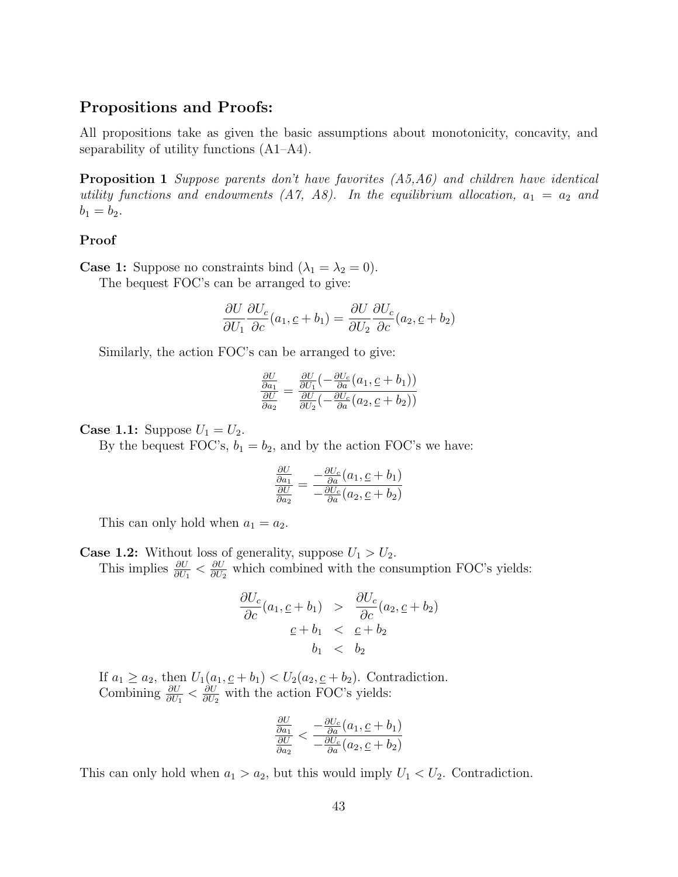## Propositions and Proofs:

All propositions take as given the basic assumptions about monotonicity, concavity, and separability of utility functions (A1–A4).

**Proposition 1** *Suppose parents don't have favorites (A5,A6) and children have identical utility functions and endowments (A7, A8). In the equilibrium allocation, $a_1 = a_2$ and $b_1 = b_2$.*

### Proof

**Case 1:** Suppose no constraints bind ($\lambda_1 = \lambda_2 = 0$).

The bequest FOC's can be arranged to give:

$$\frac{\partial U}{\partial U_1}\frac{\partial U_c}{\partial c}(a_1, \underline{c} + b_1) = \frac{\partial U}{\partial U_2}\frac{\partial U_c}{\partial c}(a_2, \underline{c} + b_2)$$

Similarly, the action FOC's can be arranged to give:

$$\frac{\frac{\partial U}{\partial a_1}}{\frac{\partial U}{\partial a_2}} = \frac{\frac{\partial U}{\partial U_1}(-\frac{\partial U_c}{\partial a}(a_1, \underline{c} + b_1))}{\frac{\partial U}{\partial U_2}(-\frac{\partial U_c}{\partial a}(a_2, \underline{c} + b_2))}$$

**Case 1.1:** Suppose $U_1 = U_2$.

By the bequest FOC's, $b_1 = b_2$, and by the action FOC's we have:

$$\frac{\frac{\partial U}{\partial a_1}}{\frac{\partial U}{\partial a_2}} = \frac{-\frac{\partial U_c}{\partial a}(a_1, \underline{c} + b_1)}{-\frac{\partial U_c}{\partial a}(a_2, \underline{c} + b_2)}$$

This can only hold when $a_1 = a_2$.

**Case 1.2:** Without loss of generality, suppose $U_1 > U_2$.

This implies $\frac{\partial U}{\partial U_1} < \frac{\partial U}{\partial U_2}$ which combined with the consumption FOC's yields:

$$\begin{aligned}
\frac{\partial U_c}{\partial c}(a_1, \underline{c} + b_1) &> \frac{\partial U_c}{\partial c}(a_2, \underline{c} + b_2) \\
\underline{c} + b_1 &< \underline{c} + b_2 \\
b_1 &< b_2
\end{aligned}$$

If $a_1 \geq a_2$, then $U_1(a_1, \underline{c} + b_1) < U_2(a_2, \underline{c} + b_2)$. Contradiction.

Combining $\frac{\partial U}{\partial U_1} < \frac{\partial U}{\partial U_2}$ with the action FOC's yields:

$$\frac{\frac{\partial U}{\partial a_1}}{\frac{\partial U}{\partial a_2}} < \frac{-\frac{\partial U_c}{\partial a}(a_1, \underline{c} + b_1)}{-\frac{\partial U_c}{\partial a}(a_2, \underline{c} + b_2)}$$

This can only hold when $a_1 > a_2$, but this would imply $U_1 < U_2$. Contradiction.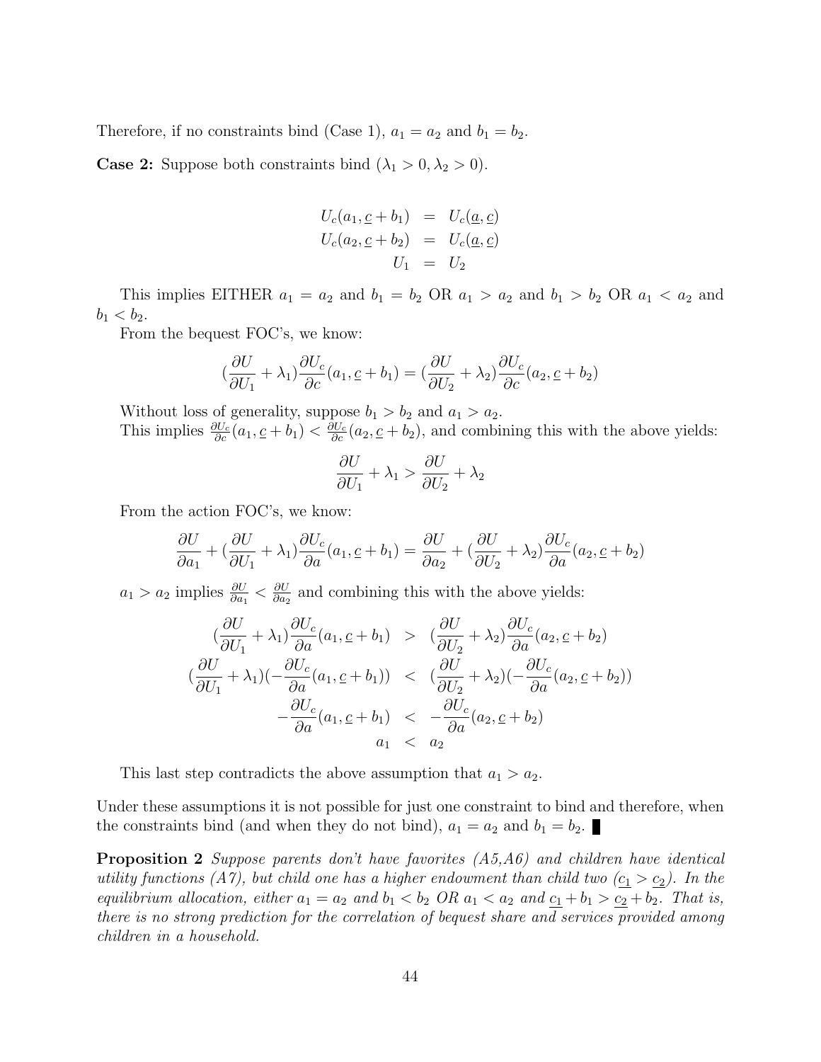Therefore, if no constraints bind (Case 1), $a_1 = a_2$ and $b_1 = b_2$.

**Case 2:** Suppose both constraints bind ($\lambda_1 > 0, \lambda_2 > 0$).

$$
\begin{aligned}
U_c(a_1, \underline{c} + b_1) &= U_c(\underline{a}, \underline{c}) \\
U_c(a_2, \underline{c} + b_2) &= U_c(\underline{a}, \underline{c}) \\
U_1 &= U_2
\end{aligned}
$$

This implies EITHER $a_1 = a_2$ and $b_1 = b_2$ OR $a_1 > a_2$ and $b_1 > b_2$ OR $a_1 < a_2$ and $b_1 < b_2$.

From the bequest FOC's, we know:

$$
(\frac{\partial U}{\partial U_1} + \lambda_1)\frac{\partial U_c}{\partial c}(a_1, \underline{c} + b_1) = (\frac{\partial U}{\partial U_2} + \lambda_2)\frac{\partial U_c}{\partial c}(a_2, \underline{c} + b_2)
$$

Without loss of generality, suppose $b_1 > b_2$ and $a_1 > a_2$.

This implies $\frac{\partial U_c}{\partial c}(a_1, \underline{c} + b_1) < \frac{\partial U_c}{\partial c}(a_2, \underline{c} + b_2)$, and combining this with the above yields:

$$
\frac{\partial U}{\partial U_1} + \lambda_1 > \frac{\partial U}{\partial U_2} + \lambda_2
$$

From the action FOC's, we know:

$$
\frac{\partial U}{\partial a_1} + (\frac{\partial U}{\partial U_1} + \lambda_1)\frac{\partial U_c}{\partial a}(a_1, \underline{c} + b_1) = \frac{\partial U}{\partial a_2} + (\frac{\partial U}{\partial U_2} + \lambda_2)\frac{\partial U_c}{\partial a}(a_2, \underline{c} + b_2)
$$

$a_1 > a_2$ implies $\frac{\partial U}{\partial a_1} < \frac{\partial U}{\partial a_2}$ and combining this with the above yields:

$$
\begin{aligned}
(\frac{\partial U}{\partial U_1} + \lambda_1)\frac{\partial U_c}{\partial a}(a_1, \underline{c} + b_1) &> (\frac{\partial U}{\partial U_2} + \lambda_2)\frac{\partial U_c}{\partial a}(a_2, \underline{c} + b_2) \\
(\frac{\partial U}{\partial U_1} + \lambda_1)(-\frac{\partial U_c}{\partial a}(a_1, \underline{c} + b_1)) &< (\frac{\partial U}{\partial U_2} + \lambda_2)(-\frac{\partial U_c}{\partial a}(a_2, \underline{c} + b_2)) \\
-\frac{\partial U_c}{\partial a}(a_1, \underline{c} + b_1) &< -\frac{\partial U_c}{\partial a}(a_2, \underline{c} + b_2) \\
a_1 &< a_2
\end{aligned}
$$

This last step contradicts the above assumption that $a_1 > a_2$.

Under these assumptions it is not possible for just one constraint to bind and therefore, when the constraints bind (and when they do not bind), $a_1 = a_2$ and $b_1 = b_2$. ∎

**Proposition 2** *Suppose parents don't have favorites (A5,A6) and children have identical utility functions (A7), but child one has a higher endowment than child two ($\underline{c_1} > \underline{c_2}$). In the equilibrium allocation, either $a_1 = a_2$ and $b_1 < b_2$ OR $a_1 < a_2$ and $\underline{c_1} + b_1 > \underline{c_2} + b_2$. That is, there is no strong prediction for the correlation of bequest share and services provided among children in a household.*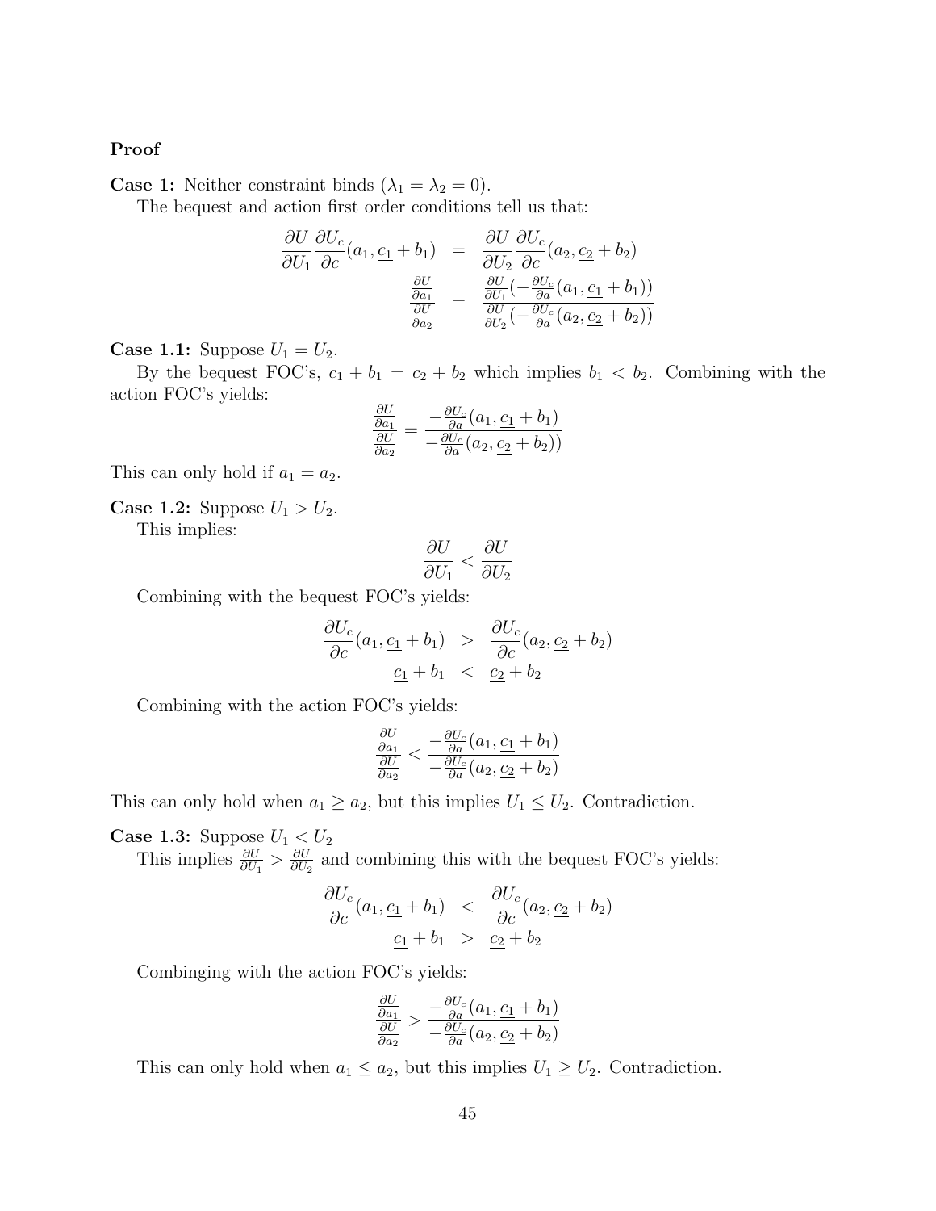**Proof**

**Case 1:** Neither constraint binds ($\lambda_1 = \lambda_2 = 0$).

The bequest and action first order conditions tell us that:

$$
\begin{aligned}
\frac{\partial U}{\partial U_1}\frac{\partial U_c}{\partial c}(a_1, \underline{c_1} + b_1) &= \frac{\partial U}{\partial U_2}\frac{\partial U_c}{\partial c}(a_2, \underline{c_2} + b_2) \\
\frac{\frac{\partial U}{\partial a_1}}{\frac{\partial U}{\partial a_2}} &= \frac{\frac{\partial U}{\partial U_1}(-\frac{\partial U_c}{\partial a}(a_1, \underline{c_1} + b_1))}{\frac{\partial U}{\partial U_2}(-\frac{\partial U_c}{\partial a}(a_2, \underline{c_2} + b_2))}
\end{aligned}
$$

**Case 1.1:** Suppose $U_1 = U_2$.

By the bequest FOC's, $\underline{c_1} + b_1 = \underline{c_2} + b_2$ which implies $b_1 < b_2$. Combining with the action FOC's yields:

$$
\frac{\frac{\partial U}{\partial a_1}}{\frac{\partial U}{\partial a_2}} = \frac{-\frac{\partial U_c}{\partial a}(a_1, \underline{c_1} + b_1)}{-\frac{\partial U_c}{\partial a}(a_2, \underline{c_2} + b_2))}
$$

This can only hold if $a_1 = a_2$.

**Case 1.2:** Suppose $U_1 > U_2$.

This implies:

$$
\frac{\partial U}{\partial U_1} < \frac{\partial U}{\partial U_2}
$$

Combining with the bequest FOC's yields:

$$
\begin{aligned}
\frac{\partial U_c}{\partial c}(a_1, \underline{c_1} + b_1) &> \frac{\partial U_c}{\partial c}(a_2, \underline{c_2} + b_2) \\
\underline{c_1} + b_1 &< \underline{c_2} + b_2
\end{aligned}
$$

Combining with the action FOC's yields:

$$
\frac{\frac{\partial U}{\partial a_1}}{\frac{\partial U}{\partial a_2}} < \frac{-\frac{\partial U_c}{\partial a}(a_1, \underline{c_1} + b_1)}{-\frac{\partial U_c}{\partial a}(a_2, \underline{c_2} + b_2)}
$$

This can only hold when $a_1 \geq a_2$, but this implies $U_1 \leq U_2$. Contradiction.

**Case 1.3:** Suppose $U_1 < U_2$

This implies $\frac{\partial U}{\partial U_1} > \frac{\partial U}{\partial U_2}$ and combining this with the bequest FOC's yields:

$$
\begin{aligned}
\frac{\partial U_c}{\partial c}(a_1, \underline{c_1} + b_1) &< \frac{\partial U_c}{\partial c}(a_2, \underline{c_2} + b_2) \\
\underline{c_1} + b_1 &> \underline{c_2} + b_2
\end{aligned}
$$

Combinging with the action FOC's yields:

$$
\frac{\frac{\partial U}{\partial a_1}}{\frac{\partial U}{\partial a_2}} > \frac{-\frac{\partial U_c}{\partial a}(a_1, \underline{c_1} + b_1)}{-\frac{\partial U_c}{\partial a}(a_2, \underline{c_2} + b_2)}
$$

This can only hold when $a_1 \leq a_2$, but this implies $U_1 \geq U_2$. Contradiction.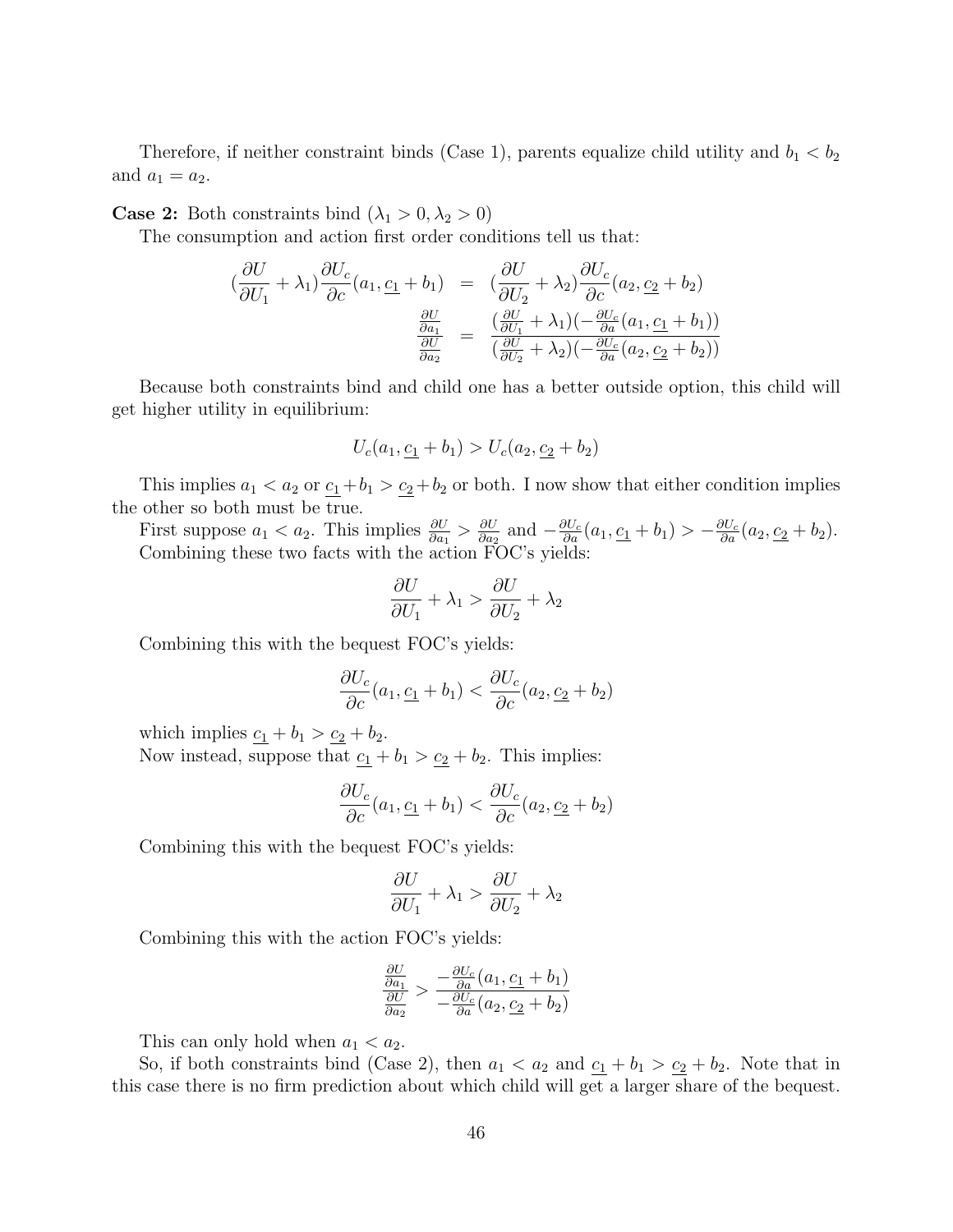Therefore, if neither constraint binds (Case 1), parents equalize child utility and $b_1 < b_2$ and $a_1 = a_2$.

**Case 2:** Both constraints bind ($\lambda_1 > 0, \lambda_2 > 0$)

The consumption and action first order conditions tell us that:

$$
\begin{aligned}
(\frac{\partial U}{\partial U_1} + \lambda_1)\frac{\partial U_c}{\partial c}(a_1, \underline{c_1} + b_1) &= (\frac{\partial U}{\partial U_2} + \lambda_2)\frac{\partial U_c}{\partial c}(a_2, \underline{c_2} + b_2) \\
\frac{\frac{\partial U}{\partial a_1}}{\frac{\partial U}{\partial a_2}} &= \frac{(\frac{\partial U}{\partial U_1} + \lambda_1)(-\frac{\partial U_c}{\partial a}(a_1, \underline{c_1} + b_1))}{(\frac{\partial U}{\partial U_2} + \lambda_2)(-\frac{\partial U_c}{\partial a}(a_2, \underline{c_2} + b_2))}
\end{aligned}
$$

Because both constraints bind and child one has a better outside option, this child will get higher utility in equilibrium:

$$
U_c(a_1, \underline{c_1} + b_1) > U_c(a_2, \underline{c_2} + b_2)
$$

This implies $a_1 < a_2$ or $\underline{c_1} + b_1 > \underline{c_2} + b_2$ or both. I now show that either condition implies the other so both must be true.

First suppose $a_1 < a_2$. This implies $\frac{\partial U}{\partial a_1} > \frac{\partial U}{\partial a_2}$ and $-\frac{\partial U_c}{\partial a}(a_1, \underline{c_1} + b_1) > -\frac{\partial U_c}{\partial a}(a_2, \underline{c_2} + b_2)$.

Combining these two facts with the action FOC's yields:

$$
\frac{\partial U}{\partial U_1} + \lambda_1 > \frac{\partial U}{\partial U_2} + \lambda_2
$$

Combining this with the bequest FOC's yields:

$$
\frac{\partial U_c}{\partial c}(a_1, \underline{c_1} + b_1) < \frac{\partial U_c}{\partial c}(a_2, \underline{c_2} + b_2)
$$

which implies $\underline{c_1} + b_1 > \underline{c_2} + b_2$.

Now instead, suppose that $\underline{c_1} + b_1 > \underline{c_2} + b_2$. This implies:

$$
\frac{\partial U_c}{\partial c}(a_1, \underline{c_1} + b_1) < \frac{\partial U_c}{\partial c}(a_2, \underline{c_2} + b_2)
$$

Combining this with the bequest FOC's yields:

$$
\frac{\partial U}{\partial U_1} + \lambda_1 > \frac{\partial U}{\partial U_2} + \lambda_2
$$

Combining this with the action FOC's yields:

$$
\frac{\frac{\partial U}{\partial a_1}}{\frac{\partial U}{\partial a_2}} > \frac{-\frac{\partial U_c}{\partial a}(a_1, \underline{c_1} + b_1)}{-\frac{\partial U_c}{\partial a}(a_2, \underline{c_2} + b_2)}
$$

This can only hold when $a_1 < a_2$.

So, if both constraints bind (Case 2), then $a_1 < a_2$ and $\underline{c_1} + b_1 > \underline{c_2} + b_2$. Note that in this case there is no firm prediction about which child will get a larger share of the bequest.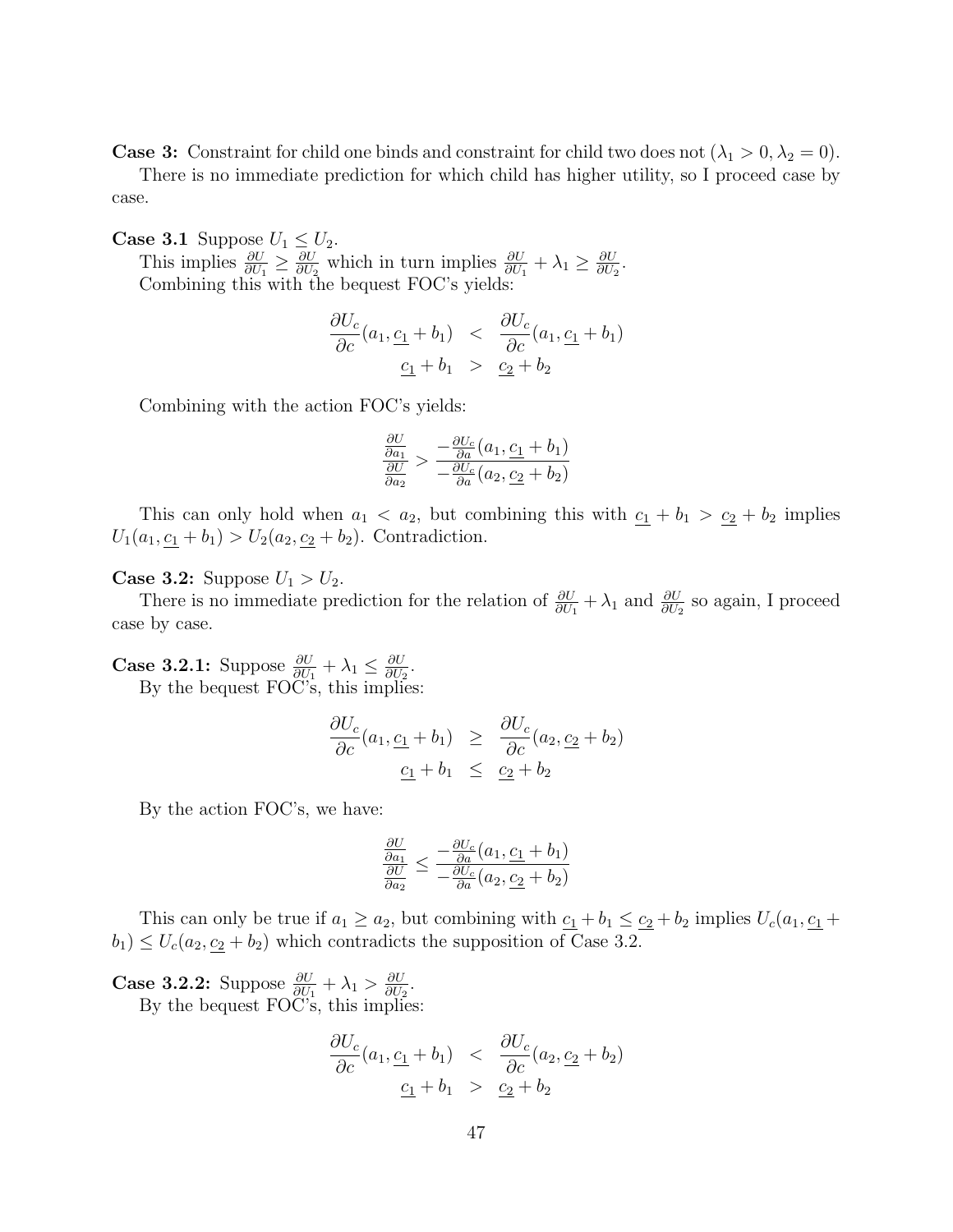**Case 3:** Constraint for child one binds and constraint for child two does not ($\lambda_1 > 0, \lambda_2 = 0$).

There is no immediate prediction for which child has higher utility, so I proceed case by case.

**Case 3.1** Suppose $U_1 \leq U_2$.

This implies $\frac{\partial U}{\partial U_1} \geq \frac{\partial U}{\partial U_2}$ which in turn implies $\frac{\partial U}{\partial U_1} + \lambda_1 \geq \frac{\partial U}{\partial U_2}$.

Combining this with the bequest FOC's yields:

$$\begin{aligned}
\frac{\partial U_c}{\partial c}(a_1, \underline{c_1} + b_1) &< \frac{\partial U_c}{\partial c}(a_1, \underline{c_1} + b_1) \\
\underline{c_1} + b_1 &> \underline{c_2} + b_2
\end{aligned}$$

Combining with the action FOC's yields:

$$\frac{\frac{\partial U}{\partial a_1}}{\frac{\partial U}{\partial a_2}} > \frac{-\frac{\partial U_c}{\partial a}(a_1, \underline{c_1} + b_1)}{-\frac{\partial U_c}{\partial a}(a_2, \underline{c_2} + b_2)}$$

This can only hold when $a_1 < a_2$, but combining this with $\underline{c_1} + b_1 > \underline{c_2} + b_2$ implies $U_1(a_1, \underline{c_1} + b_1) > U_2(a_2, \underline{c_2} + b_2)$. Contradiction.

**Case 3.2:** Suppose $U_1 > U_2$.

There is no immediate prediction for the relation of $\frac{\partial U}{\partial U_1} + \lambda_1$ and $\frac{\partial U}{\partial U_2}$ so again, I proceed case by case.

**Case 3.2.1:** Suppose $\frac{\partial U}{\partial U_1} + \lambda_1 \leq \frac{\partial U}{\partial U_2}$.

By the bequest FOC's, this implies:

$$\begin{aligned}
\frac{\partial U_c}{\partial c}(a_1, \underline{c_1} + b_1) &\geq \frac{\partial U_c}{\partial c}(a_2, \underline{c_2} + b_2) \\
\underline{c_1} + b_1 &\leq \underline{c_2} + b_2
\end{aligned}$$

By the action FOC's, we have:

$$\frac{\frac{\partial U}{\partial a_1}}{\frac{\partial U}{\partial a_2}} \leq \frac{-\frac{\partial U_c}{\partial a}(a_1, \underline{c_1} + b_1)}{-\frac{\partial U_c}{\partial a}(a_2, \underline{c_2} + b_2)}$$

This can only be true if $a_1 \geq a_2$, but combining with $\underline{c_1} + b_1 \leq \underline{c_2} + b_2$ implies $U_c(a_1, \underline{c_1} + b_1) \leq U_c(a_2, \underline{c_2} + b_2)$ which contradicts the supposition of Case 3.2.

**Case 3.2.2:** Suppose $\frac{\partial U}{\partial U_1} + \lambda_1 > \frac{\partial U}{\partial U_2}$.

By the bequest FOC's, this implies:

$$\begin{aligned}
\frac{\partial U_c}{\partial c}(a_1, \underline{c_1} + b_1) &< \frac{\partial U_c}{\partial c}(a_2, \underline{c_2} + b_2) \\
\underline{c_1} + b_1 &> \underline{c_2} + b_2
\end{aligned}$$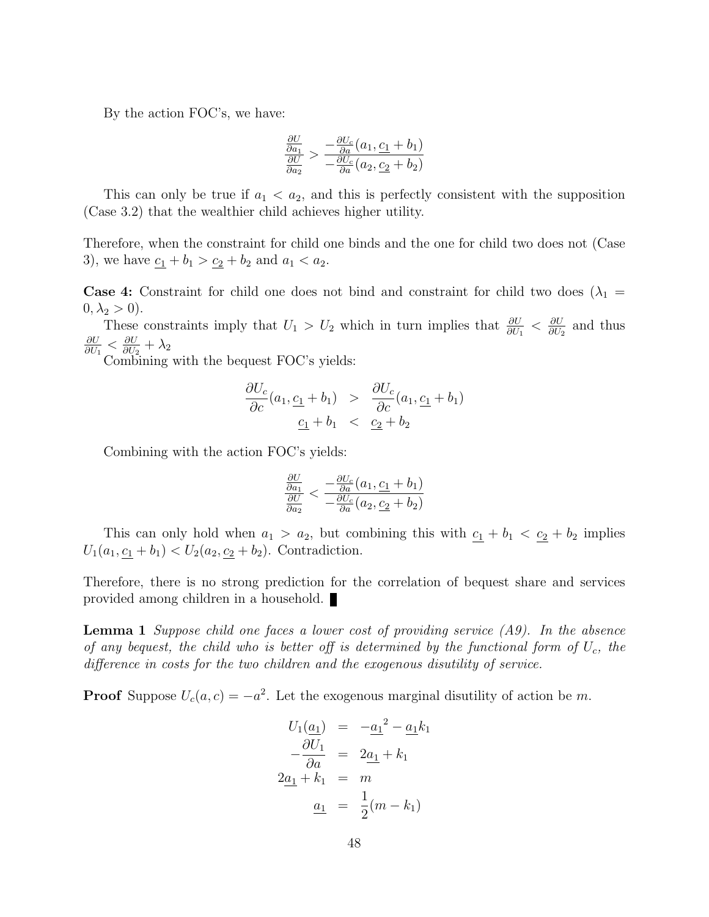By the action FOC's, we have:

$$\frac{\frac{\partial U}{\partial a_1}}{\frac{\partial U}{\partial a_2}} > \frac{-\frac{\partial U_c}{\partial a}(a_1, \underline{c_1} + b_1)}{-\frac{\partial U_c}{\partial a}(a_2, \underline{c_2} + b_2)}$$

This can only be true if $a_1 < a_2$, and this is perfectly consistent with the supposition (Case 3.2) that the wealthier child achieves higher utility.

Therefore, when the constraint for child one binds and the one for child two does not (Case 3), we have $\underline{c_1} + b_1 > \underline{c_2} + b_2$ and $a_1 < a_2$.

**Case 4:** Constraint for child one does not bind and constraint for child two does ($\lambda_1 = 0, \lambda_2 > 0$).

These constraints imply that $U_1 > U_2$ which in turn implies that $\frac{\partial U}{\partial U_1} < \frac{\partial U}{\partial U_2}$ and thus $\frac{\partial U}{\partial U_1} < \frac{\partial U}{\partial U_2} + \lambda_2$

Combining with the bequest FOC's yields:

$$\begin{aligned} \frac{\partial U_c}{\partial c}(a_1, \underline{c_1} + b_1) &> \frac{\partial U_c}{\partial c}(a_1, \underline{c_1} + b_1) \\ \underline{c_1} + b_1 &< \underline{c_2} + b_2 \end{aligned}$$

Combining with the action FOC's yields:

$$\frac{\frac{\partial U}{\partial a_1}}{\frac{\partial U}{\partial a_2}} < \frac{-\frac{\partial U_c}{\partial a}(a_1, \underline{c_1} + b_1)}{-\frac{\partial U_c}{\partial a}(a_2, \underline{c_2} + b_2)}$$

This can only hold when $a_1 > a_2$, but combining this with $\underline{c_1} + b_1 < \underline{c_2} + b_2$ implies $U_1(a_1, \underline{c_1} + b_1) < U_2(a_2, \underline{c_2} + b_2)$. Contradiction.

Therefore, there is no strong prediction for the correlation of bequest share and services provided among children in a household. ∎

**Lemma 1** *Suppose child one faces a lower cost of providing service (A9). In the absence of any bequest, the child who is better off is determined by the functional form of $U_c$, the difference in costs for the two children and the exogenous disutility of service.*

**Proof** Suppose $U_c(a, c) = -a^2$. Let the exogenous marginal disutility of action be $m$.

$$\begin{aligned} U_1(\underline{a_1}) &= -\underline{a_1}^2 - \underline{a_1}k_1 \\ -\frac{\partial U_1}{\partial a} &= 2\underline{a_1} + k_1 \\ 2\underline{a_1} + k_1 &= m \\ \underline{a_1} &= \frac{1}{2}(m - k_1) \end{aligned}$$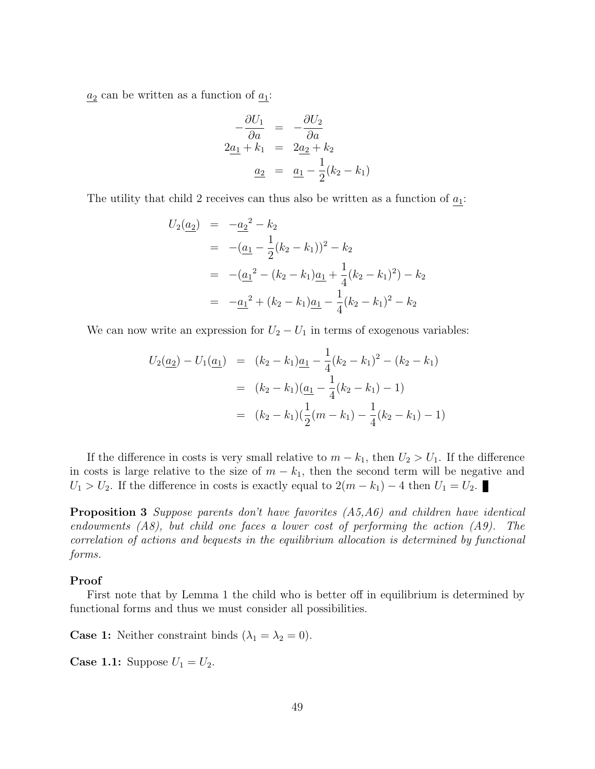$\underline{a_2}$ can be written as a function of $\underline{a_1}$:

$$
\begin{aligned}
-\frac{\partial U_1}{\partial a} &= -\frac{\partial U_2}{\partial a} \\
2\underline{a_1} + k_1 &= 2\underline{a_2} + k_2 \\
\underline{a_2} &= \underline{a_1} - \frac{1}{2}(k_2 - k_1)
\end{aligned}
$$

The utility that child 2 receives can thus also be written as a function of $\underline{a_1}$:

$$
\begin{aligned}
U_2(\underline{a_2}) &= -\underline{a_2}^2 - k_2 \\
&= -(\underline{a_1} - \frac{1}{2}(k_2 - k_1))^2 - k_2 \\
&= -(\underline{a_1}^2 - (k_2 - k_1)\underline{a_1} + \frac{1}{4}(k_2 - k_1)^2) - k_2 \\
&= -\underline{a_1}^2 + (k_2 - k_1)\underline{a_1} - \frac{1}{4}(k_2 - k_1)^2 - k_2
\end{aligned}
$$

We can now write an expression for $U_2 - U_1$ in terms of exogenous variables:

$$
\begin{aligned}
U_2(\underline{a_2}) - U_1(\underline{a_1}) &= (k_2 - k_1)\underline{a_1} - \frac{1}{4}(k_2 - k_1)^2 - (k_2 - k_1) \\
&= (k_2 - k_1)(\underline{a_1} - \frac{1}{4}(k_2 - k_1) - 1) \\
&= (k_2 - k_1)(\frac{1}{2}(m - k_1) - \frac{1}{4}(k_2 - k_1) - 1)
\end{aligned}
$$

If the difference in costs is very small relative to $m - k_1$, then $U_2 > U_1$. If the difference in costs is large relative to the size of $m - k_1$, then the second term will be negative and $U_1 > U_2$. If the difference in costs is exactly equal to $2(m - k_1) - 4$ then $U_1 = U_2$. ∎

**Proposition 3** *Suppose parents don't have favorites (A5,A6) and children have identical endowments (A8), but child one faces a lower cost of performing the action (A9). The correlation of actions and bequests in the equilibrium allocation is determined by functional forms.*

**Proof**

First note that by Lemma 1 the child who is better off in equilibrium is determined by functional forms and thus we must consider all possibilities.

**Case 1:** Neither constraint binds ($\lambda_1 = \lambda_2 = 0$).

**Case 1.1:** Suppose $U_1 = U_2$.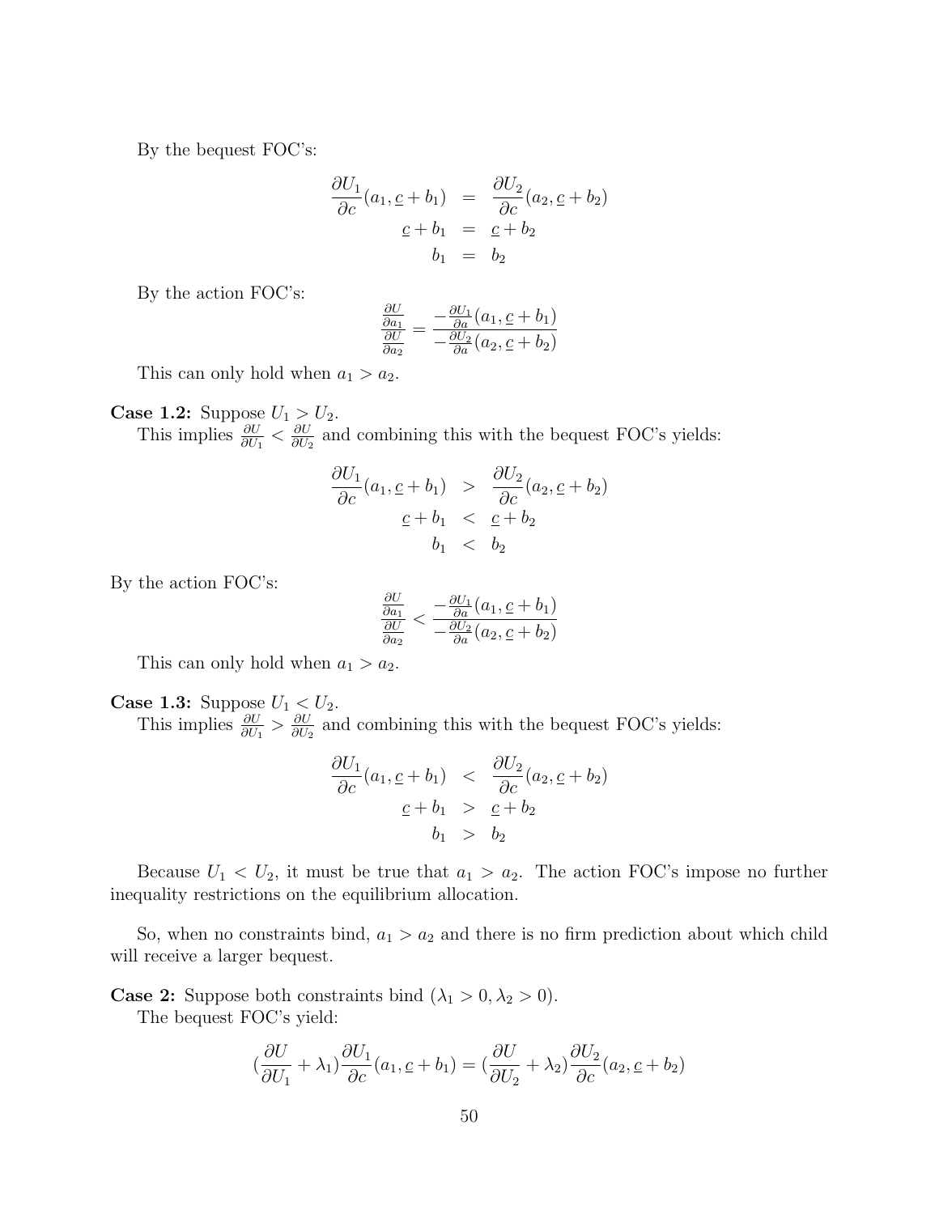By the bequest FOC's:

$$\begin{aligned}
\frac{\partial U_1}{\partial c}(a_1, \underline{c} + b_1) &= \frac{\partial U_2}{\partial c}(a_2, \underline{c} + b_2) \\
\underline{c} + b_1 &= \underline{c} + b_2 \\
b_1 &= b_2
\end{aligned}$$

By the action FOC's:

$$\frac{\frac{\partial U}{\partial a_1}}{\frac{\partial U}{\partial a_2}} = \frac{-\frac{\partial U_1}{\partial a}(a_1, \underline{c} + b_1)}{-\frac{\partial U_2}{\partial a}(a_2, \underline{c} + b_2)}$$

This can only hold when $a_1 > a_2$.

**Case 1.2:** Suppose $U_1 > U_2$.

This implies $\frac{\partial U}{\partial U_1} < \frac{\partial U}{\partial U_2}$ and combining this with the bequest FOC's yields:

$$\begin{aligned}
\frac{\partial U_1}{\partial c}(a_1, \underline{c} + b_1) &> \frac{\partial U_2}{\partial c}(a_2, \underline{c} + b_2) \\
\underline{c} + b_1 &< \underline{c} + b_2 \\
b_1 &< b_2
\end{aligned}$$

By the action FOC's:

$$\frac{\frac{\partial U}{\partial a_1}}{\frac{\partial U}{\partial a_2}} < \frac{-\frac{\partial U_1}{\partial a}(a_1, \underline{c} + b_1)}{-\frac{\partial U_2}{\partial a}(a_2, \underline{c} + b_2)}$$

This can only hold when $a_1 > a_2$.

**Case 1.3:** Suppose $U_1 < U_2$.

This implies $\frac{\partial U}{\partial U_1} > \frac{\partial U}{\partial U_2}$ and combining this with the bequest FOC's yields:

$$\begin{aligned}
\frac{\partial U_1}{\partial c}(a_1, \underline{c} + b_1) &< \frac{\partial U_2}{\partial c}(a_2, \underline{c} + b_2) \\
\underline{c} + b_1 &> \underline{c} + b_2 \\
b_1 &> b_2
\end{aligned}$$

Because $U_1 < U_2$, it must be true that $a_1 > a_2$. The action FOC's impose no further inequality restrictions on the equilibrium allocation.

So, when no constraints bind, $a_1 > a_2$ and there is no firm prediction about which child will receive a larger bequest.

**Case 2:** Suppose both constraints bind ($\lambda_1 > 0, \lambda_2 > 0$).

The bequest FOC's yield:

$$\left(\frac{\partial U}{\partial U_1} + \lambda_1\right)\frac{\partial U_1}{\partial c}(a_1, \underline{c} + b_1) = \left(\frac{\partial U}{\partial U_2} + \lambda_2\right)\frac{\partial U_2}{\partial c}(a_2, \underline{c} + b_2)$$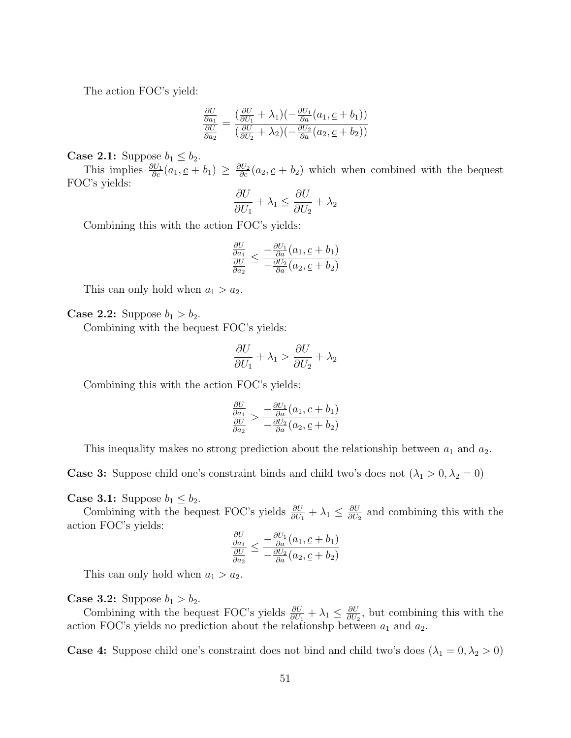The action FOC's yield:

$$\frac{\frac{\partial U}{\partial a_1}}{\frac{\partial U}{\partial a_2}} = \frac{(\frac{\partial U}{\partial U_1} + \lambda_1)(-\frac{\partial U_1}{\partial a}(a_1, \underline{c} + b_1))}{(\frac{\partial U}{\partial U_2} + \lambda_2)(-\frac{\partial U_2}{\partial a}(a_2, \underline{c} + b_2))}$$

**Case 2.1:** Suppose $b_1 \leq b_2$.

This implies $\frac{\partial U_1}{\partial c}(a_1, \underline{c} + b_1) \geq \frac{\partial U_2}{\partial c}(a_2, \underline{c} + b_2)$ which when combined with the bequest FOC's yields:

$$\frac{\partial U}{\partial U_1} + \lambda_1 \leq \frac{\partial U}{\partial U_2} + \lambda_2$$

Combining this with the action FOC's yields:

$$\frac{\frac{\partial U}{\partial a_1}}{\frac{\partial U}{\partial a_2}} \leq \frac{-\frac{\partial U_1}{\partial a}(a_1, \underline{c} + b_1)}{-\frac{\partial U_2}{\partial a}(a_2, \underline{c} + b_2)}$$

This can only hold when $a_1 > a_2$.

**Case 2.2:** Suppose $b_1 > b_2$.

Combining with the bequest FOC's yields:

$$\frac{\partial U}{\partial U_1} + \lambda_1 > \frac{\partial U}{\partial U_2} + \lambda_2$$

Combining this with the action FOC's yields:

$$\frac{\frac{\partial U}{\partial a_1}}{\frac{\partial U}{\partial a_2}} > \frac{-\frac{\partial U_1}{\partial a}(a_1, \underline{c} + b_1)}{-\frac{\partial U_2}{\partial a}(a_2, \underline{c} + b_2)}$$

This inequality makes no strong prediction about the relationship between $a_1$ and $a_2$.

**Case 3:** Suppose child one's constraint binds and child two's does not ($\lambda_1 > 0, \lambda_2 = 0$)

**Case 3.1:** Suppose $b_1 \leq b_2$.

Combining with the bequest FOC's yields $\frac{\partial U}{\partial U_1} + \lambda_1 \leq \frac{\partial U}{\partial U_2}$ and combining this with the action FOC's yields:

$$\frac{\frac{\partial U}{\partial a_1}}{\frac{\partial U}{\partial a_2}} \leq \frac{-\frac{\partial U_1}{\partial a}(a_1, \underline{c} + b_1)}{-\frac{\partial U_2}{\partial a}(a_2, \underline{c} + b_2)}$$

This can only hold when $a_1 > a_2$.

**Case 3.2:** Suppose $b_1 > b_2$.

Combining with the bequest FOC's yields $\frac{\partial U}{\partial U_1} + \lambda_1 \leq \frac{\partial U}{\partial U_2}$, but combining this with the action FOC's yields no prediction about the relationshp between $a_1$ and $a_2$.

**Case 4:** Suppose child one's constraint does not bind and child two's does ($\lambda_1 = 0, \lambda_2 > 0$)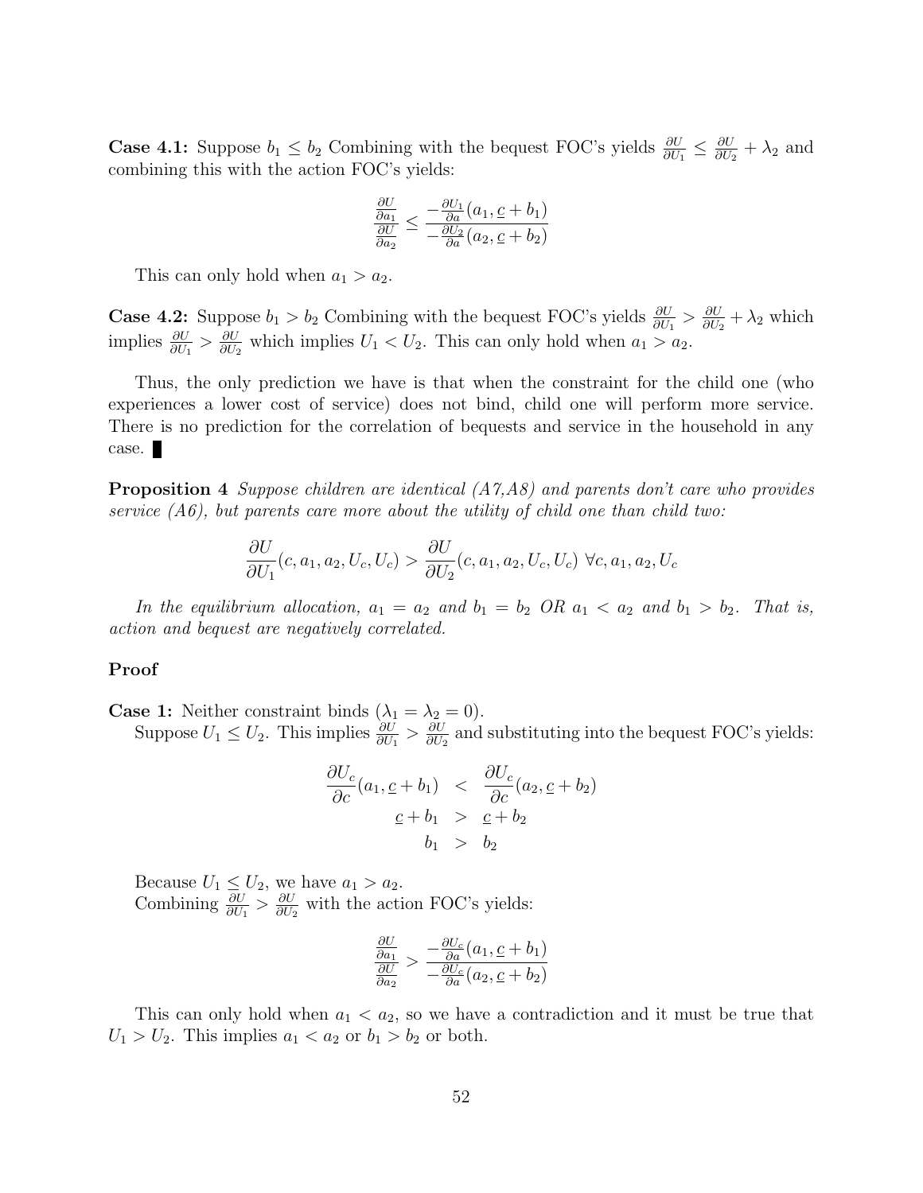**Case 4.1:** Suppose $b_1 \leq b_2$ Combining with the bequest FOC's yields $\frac{\partial U}{\partial U_1} \leq \frac{\partial U}{\partial U_2} + \lambda_2$ and combining this with the action FOC's yields:

$$\frac{\frac{\partial U}{\partial a_1}}{\frac{\partial U}{\partial a_2}} \leq \frac{-\frac{\partial U_1}{\partial a}(a_1, \underline{c} + b_1)}{-\frac{\partial U_2}{\partial a}(a_2, \underline{c} + b_2)}$$

This can only hold when $a_1 > a_2$.

**Case 4.2:** Suppose $b_1 > b_2$ Combining with the bequest FOC's yields $\frac{\partial U}{\partial U_1} > \frac{\partial U}{\partial U_2} + \lambda_2$ which implies $\frac{\partial U}{\partial U_1} > \frac{\partial U}{\partial U_2}$ which implies $U_1 < U_2$. This can only hold when $a_1 > a_2$.

Thus, the only prediction we have is that when the constraint for the child one (who experiences a lower cost of service) does not bind, child one will perform more service. There is no prediction for the correlation of bequests and service in the household in any case. ∎

**Proposition 4** *Suppose children are identical (A7,A8) and parents don't care who provides service (A6), but parents care more about the utility of child one than child two:*

$$\frac{\partial U}{\partial U_1}(c, a_1, a_2, U_c, U_c) > \frac{\partial U}{\partial U_2}(c, a_1, a_2, U_c, U_c) \; \forall c, a_1, a_2, U_c$$

*In the equilibrium allocation, $a_1 = a_2$ and $b_1 = b_2$ OR $a_1 < a_2$ and $b_1 > b_2$. That is, action and bequest are negatively correlated.*

**Proof**

**Case 1:** Neither constraint binds ($\lambda_1 = \lambda_2 = 0$).

Suppose $U_1 \leq U_2$. This implies $\frac{\partial U}{\partial U_1} > \frac{\partial U}{\partial U_2}$ and substituting into the bequest FOC's yields:

$$\begin{aligned}
\frac{\partial U_c}{\partial c}(a_1, \underline{c} + b_1) &< \frac{\partial U_c}{\partial c}(a_2, \underline{c} + b_2) \\
\underline{c} + b_1 &> \underline{c} + b_2 \\
b_1 &> b_2
\end{aligned}$$

Because $U_1 \leq U_2$, we have $a_1 > a_2$.

Combining $\frac{\partial U}{\partial U_1} > \frac{\partial U}{\partial U_2}$ with the action FOC's yields:

$$\frac{\frac{\partial U}{\partial a_1}}{\frac{\partial U}{\partial a_2}} > \frac{-\frac{\partial U_c}{\partial a}(a_1, \underline{c} + b_1)}{-\frac{\partial U_c}{\partial a}(a_2, \underline{c} + b_2)}$$

This can only hold when $a_1 < a_2$, so we have a contradiction and it must be true that $U_1 > U_2$. This implies $a_1 < a_2$ or $b_1 > b_2$ or both.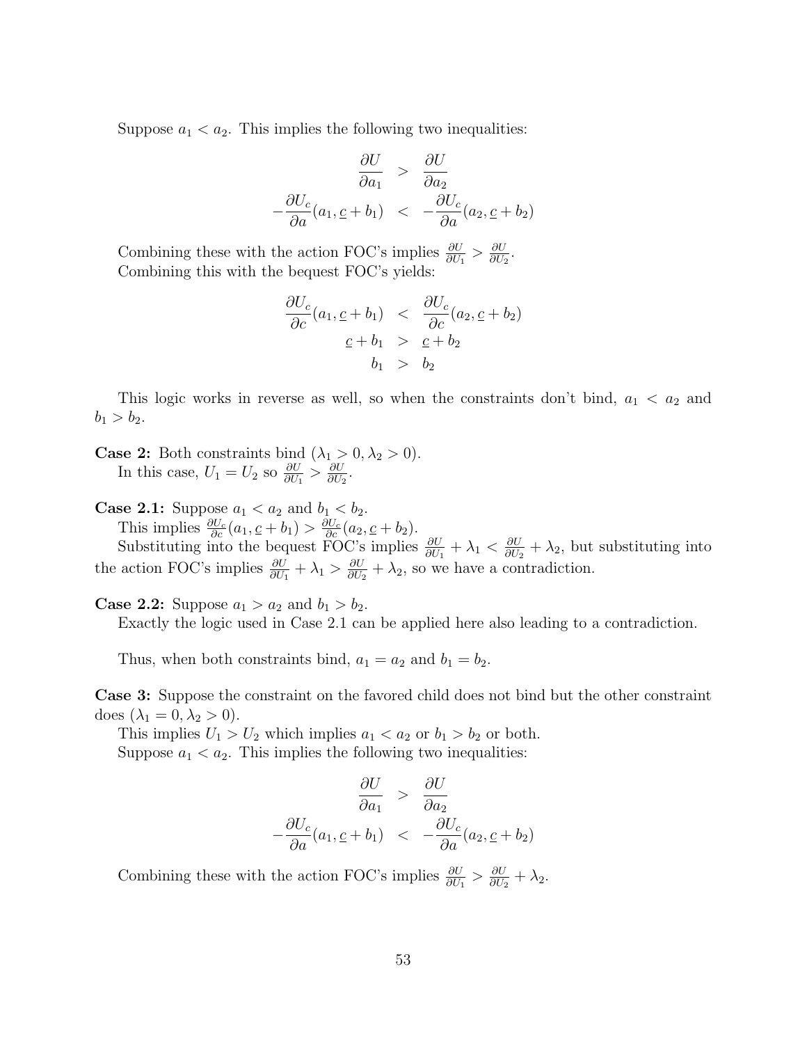Suppose $a_1 < a_2$. This implies the following two inequalities:

$$
\begin{aligned}
\frac{\partial U}{\partial a_1} &> \frac{\partial U}{\partial a_2} \\
-\frac{\partial U_c}{\partial a}(a_1, \underline{c} + b_1) &< -\frac{\partial U_c}{\partial a}(a_2, \underline{c} + b_2)
\end{aligned}
$$

Combining these with the action FOC's implies $\frac{\partial U}{\partial U_1} > \frac{\partial U}{\partial U_2}$.

Combining this with the bequest FOC's yields:

$$
\begin{aligned}
\frac{\partial U_c}{\partial c}(a_1, \underline{c} + b_1) &< \frac{\partial U_c}{\partial c}(a_2, \underline{c} + b_2) \\
\underline{c} + b_1 &> \underline{c} + b_2 \\
b_1 &> b_2
\end{aligned}
$$

This logic works in reverse as well, so when the constraints don't bind, $a_1 < a_2$ and $b_1 > b_2$.

**Case 2:** Both constraints bind ($\lambda_1 > 0, \lambda_2 > 0$).

In this case, $U_1 = U_2$ so $\frac{\partial U}{\partial U_1} > \frac{\partial U}{\partial U_2}$.

**Case 2.1:** Suppose $a_1 < a_2$ and $b_1 < b_2$.

This implies $\frac{\partial U_c}{\partial c}(a_1, \underline{c} + b_1) > \frac{\partial U_c}{\partial c}(a_2, \underline{c} + b_2)$.

Substituting into the bequest FOC's implies $\frac{\partial U}{\partial U_1} + \lambda_1 < \frac{\partial U}{\partial U_2} + \lambda_2$, but substituting into the action FOC's implies $\frac{\partial U}{\partial U_1} + \lambda_1 > \frac{\partial U}{\partial U_2} + \lambda_2$, so we have a contradiction.

**Case 2.2:** Suppose $a_1 > a_2$ and $b_1 > b_2$.

Exactly the logic used in Case 2.1 can be applied here also leading to a contradiction.

Thus, when both constraints bind, $a_1 = a_2$ and $b_1 = b_2$.

**Case 3:** Suppose the constraint on the favored child does not bind but the other constraint does ($\lambda_1 = 0, \lambda_2 > 0$).

This implies $U_1 > U_2$ which implies $a_1 < a_2$ or $b_1 > b_2$ or both.

Suppose $a_1 < a_2$. This implies the following two inequalities:

$$
\begin{aligned}
\frac{\partial U}{\partial a_1} &> \frac{\partial U}{\partial a_2} \\
-\frac{\partial U_c}{\partial a}(a_1, \underline{c} + b_1) &< -\frac{\partial U_c}{\partial a}(a_2, \underline{c} + b_2)
\end{aligned}
$$

Combining these with the action FOC's implies $\frac{\partial U}{\partial U_1} > \frac{\partial U}{\partial U_2} + \lambda_2$.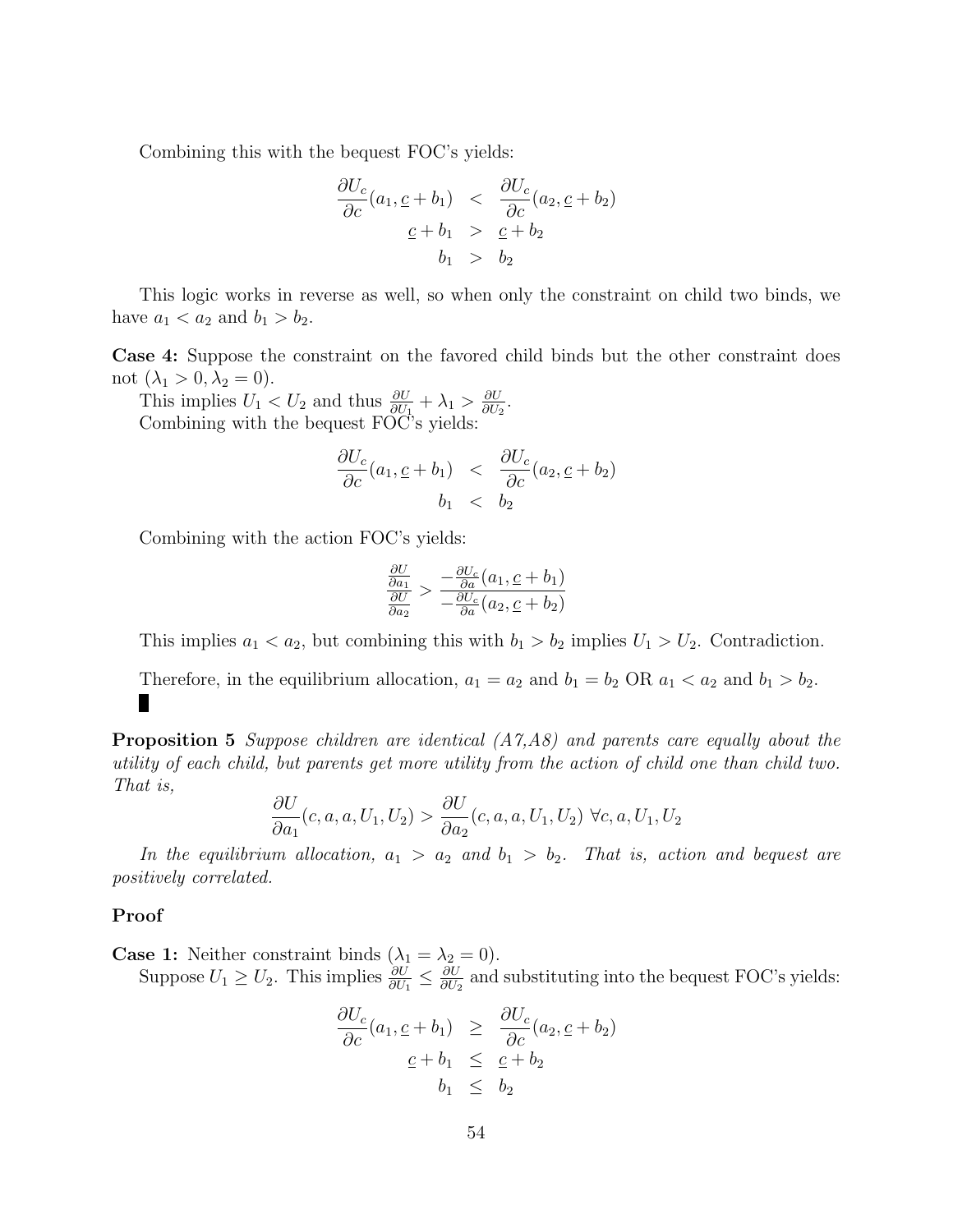Combining this with the bequest FOC's yields:

$$
\begin{aligned}
\frac{\partial U_c}{\partial c}(a_1, \underline{c} + b_1) &< \frac{\partial U_c}{\partial c}(a_2, \underline{c} + b_2) \\
\underline{c} + b_1 &> \underline{c} + b_2 \\
b_1 &> b_2
\end{aligned}
$$

This logic works in reverse as well, so when only the constraint on child two binds, we have $a_1 < a_2$ and $b_1 > b_2$.

**Case 4:** Suppose the constraint on the favored child binds but the other constraint does not ($\lambda_1 > 0, \lambda_2 = 0$).

This implies $U_1 < U_2$ and thus $\frac{\partial U}{\partial U_1} + \lambda_1 > \frac{\partial U}{\partial U_2}$.

Combining with the bequest FOC's yields:

$$
\begin{aligned}
\frac{\partial U_c}{\partial c}(a_1, \underline{c} + b_1) &< \frac{\partial U_c}{\partial c}(a_2, \underline{c} + b_2) \\
b_1 &< b_2
\end{aligned}
$$

Combining with the action FOC's yields:

$$
\frac{\frac{\partial U}{\partial a_1}}{\frac{\partial U}{\partial a_2}} > \frac{-\frac{\partial U_c}{\partial a}(a_1, \underline{c} + b_1)}{-\frac{\partial U_c}{\partial a}(a_2, \underline{c} + b_2)}
$$

This implies $a_1 < a_2$, but combining this with $b_1 > b_2$ implies $U_1 > U_2$. Contradiction.

Therefore, in the equilibrium allocation, $a_1 = a_2$ and $b_1 = b_2$ OR $a_1 < a_2$ and $b_1 > b_2$.

∎

**Proposition 5** *Suppose children are identical (A7,A8) and parents care equally about the utility of each child, but parents get more utility from the action of child one than child two. That is,*

$$
\frac{\partial U}{\partial a_1}(c, a, a, U_1, U_2) > \frac{\partial U}{\partial a_2}(c, a, a, U_1, U_2) \; \forall c, a, U_1, U_2
$$

*In the equilibrium allocation, $a_1 > a_2$ and $b_1 > b_2$. That is, action and bequest are positively correlated.*

**Proof**

**Case 1:** Neither constraint binds ($\lambda_1 = \lambda_2 = 0$).

Suppose $U_1 \geq U_2$. This implies $\frac{\partial U}{\partial U_1} \leq \frac{\partial U}{\partial U_2}$ and substituting into the bequest FOC's yields:

$$
\begin{aligned}
\frac{\partial U_c}{\partial c}(a_1, \underline{c} + b_1) &\geq \frac{\partial U_c}{\partial c}(a_2, \underline{c} + b_2) \\
\underline{c} + b_1 &\leq \underline{c} + b_2 \\
b_1 &\leq b_2
\end{aligned}
$$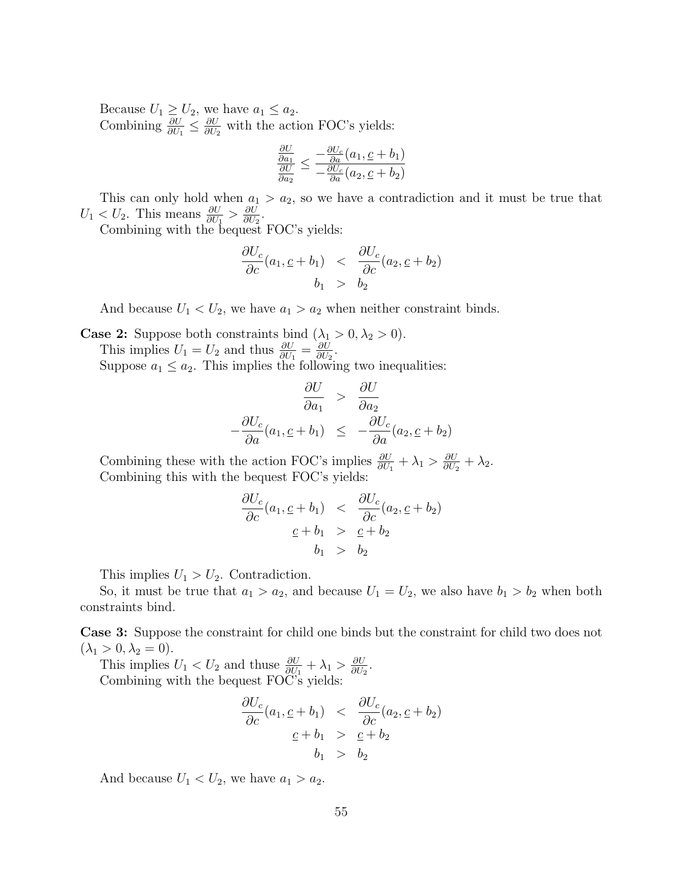Because $U_1 \geq U_2$, we have $a_1 \leq a_2$.

Combining $\frac{\partial U}{\partial U_1} \leq \frac{\partial U}{\partial U_2}$ with the action FOC's yields:

$$\frac{\frac{\partial U}{\partial a_1}}{\frac{\partial U}{\partial a_2}} \leq \frac{-\frac{\partial U_c}{\partial a}(a_1, \underline{c} + b_1)}{-\frac{\partial U_c}{\partial a}(a_2, \underline{c} + b_2)}$$

This can only hold when $a_1 > a_2$, so we have a contradiction and it must be true that $U_1 < U_2$. This means $\frac{\partial U}{\partial U_1} > \frac{\partial U}{\partial U_2}$.

Combining with the bequest FOC's yields:

$$\begin{aligned}
\frac{\partial U_c}{\partial c}(a_1, \underline{c} + b_1) &< \frac{\partial U_c}{\partial c}(a_2, \underline{c} + b_2) \\
b_1 &> b_2
\end{aligned}$$

And because $U_1 < U_2$, we have $a_1 > a_2$ when neither constraint binds.

**Case 2:** Suppose both constraints bind ($\lambda_1 > 0, \lambda_2 > 0$).

This implies $U_1 = U_2$ and thus $\frac{\partial U}{\partial U_1} = \frac{\partial U}{\partial U_2}$.

Suppose $a_1 \leq a_2$. This implies the following two inequalities:

$$\begin{aligned}
\frac{\partial U}{\partial a_1} &> \frac{\partial U}{\partial a_2} \\
-\frac{\partial U_c}{\partial a}(a_1, \underline{c} + b_1) &\leq -\frac{\partial U_c}{\partial a}(a_2, \underline{c} + b_2)
\end{aligned}$$

Combining these with the action FOC's implies $\frac{\partial U}{\partial U_1} + \lambda_1 > \frac{\partial U}{\partial U_2} + \lambda_2$.

Combining this with the bequest FOC's yields:

$$\begin{aligned}
\frac{\partial U_c}{\partial c}(a_1, \underline{c} + b_1) &< \frac{\partial U_c}{\partial c}(a_2, \underline{c} + b_2) \\
\underline{c} + b_1 &> \underline{c} + b_2 \\
b_1 &> b_2
\end{aligned}$$

This implies $U_1 > U_2$. Contradiction.

So, it must be true that $a_1 > a_2$, and because $U_1 = U_2$, we also have $b_1 > b_2$ when both constraints bind.

**Case 3:** Suppose the constraint for child one binds but the constraint for child two does not ($\lambda_1 > 0, \lambda_2 = 0$).

This implies $U_1 < U_2$ and thuse $\frac{\partial U}{\partial U_1} + \lambda_1 > \frac{\partial U}{\partial U_2}$.

Combining with the bequest FOC's yields:

$$\begin{aligned}
\frac{\partial U_c}{\partial c}(a_1, \underline{c} + b_1) &< \frac{\partial U_c}{\partial c}(a_2, \underline{c} + b_2) \\
\underline{c} + b_1 &> \underline{c} + b_2 \\
b_1 &> b_2
\end{aligned}$$

And because $U_1 < U_2$, we have $a_1 > a_2$.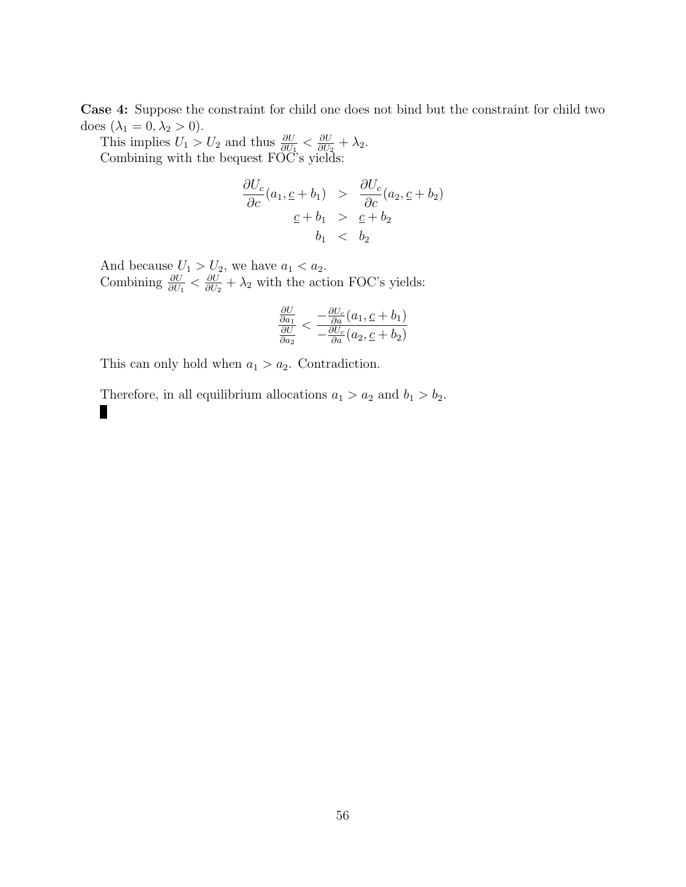**Case 4:** Suppose the constraint for child one does not bind but the constraint for child two does ($\lambda_1 = 0, \lambda_2 > 0$).

This implies $U_1 > U_2$ and thus $\frac{\partial U}{\partial U_1} < \frac{\partial U}{\partial U_2} + \lambda_2$.

Combining with the bequest FOC's yields:

$$
\begin{aligned}
\frac{\partial U_c}{\partial c}(a_1, \underline{c} + b_1) &> \frac{\partial U_c}{\partial c}(a_2, \underline{c} + b_2) \\
\underline{c} + b_1 &> \underline{c} + b_2 \\
b_1 &< b_2
\end{aligned}
$$

And because $U_1 > U_2$, we have $a_1 < a_2$.

Combining $\frac{\partial U}{\partial U_1} < \frac{\partial U}{\partial U_2} + \lambda_2$ with the action FOC's yields:

$$
\frac{\frac{\partial U}{\partial a_1}}{\frac{\partial U}{\partial a_2}} < \frac{-\frac{\partial U_c}{\partial a}(a_1, \underline{c} + b_1)}{-\frac{\partial U_c}{\partial a}(a_2, \underline{c} + b_2)}
$$

This can only hold when $a_1 > a_2$. Contradiction.

Therefore, in all equilibrium allocations $a_1 > a_2$ and $b_1 > b_2$.

∎